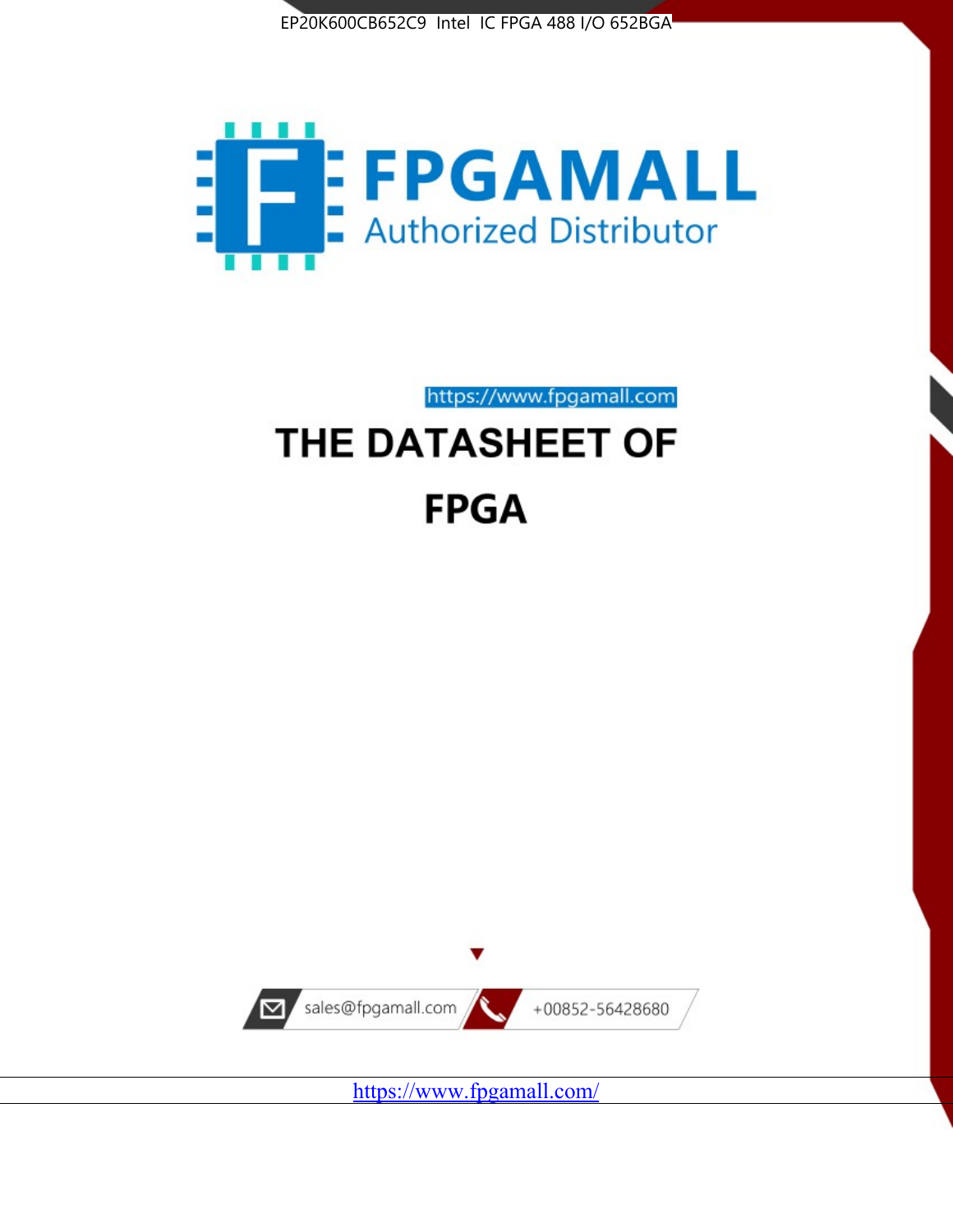EP20K600CB652C9 Intel IC FPGA 488 I/O 652BGA

FPGAMALL

Authorized Distributor

https://www.fpgamall.com

# THE DATASHEET OF

# FPGA

sales@fpgamall.com

+00852-56428680

https://www.fpgamall.com/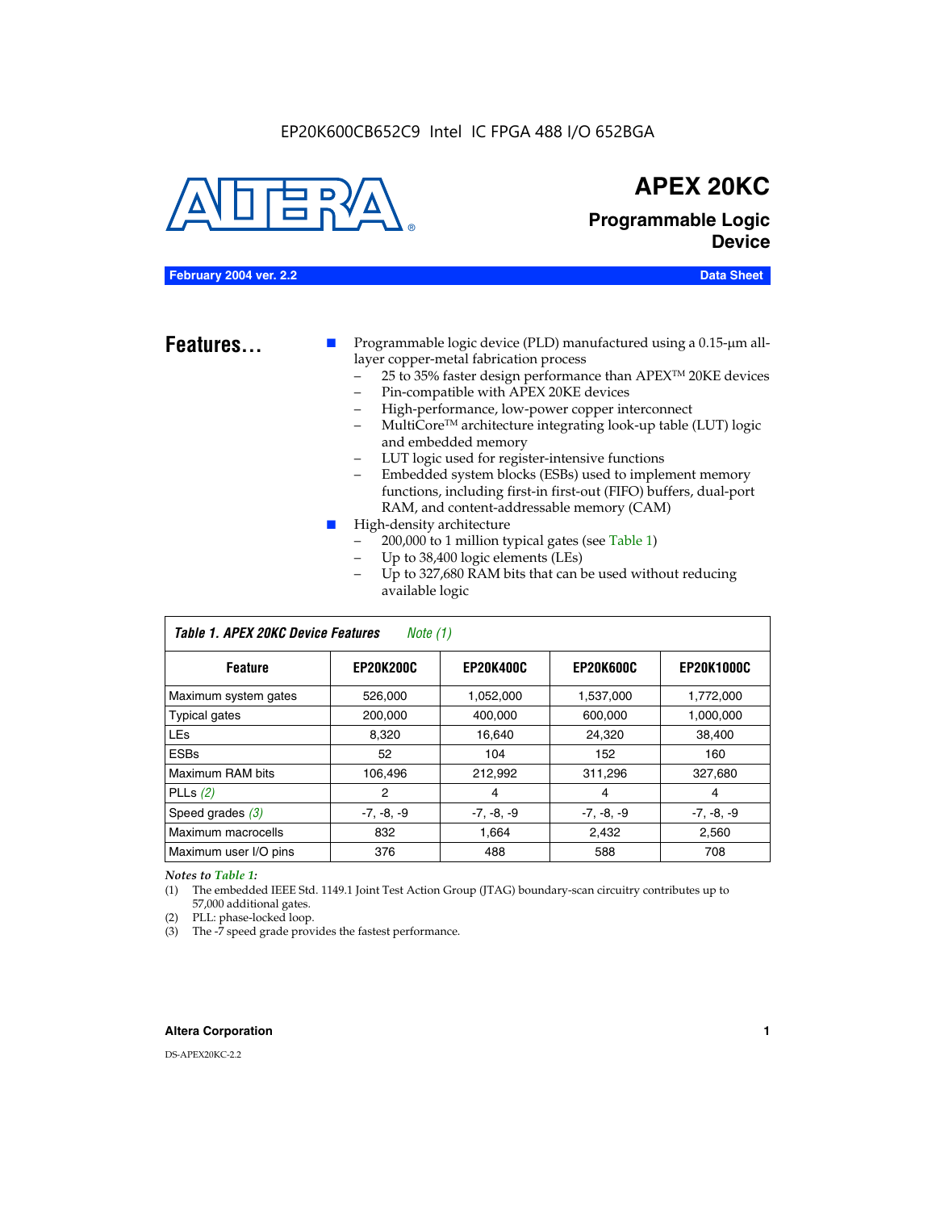EP20K600CB652C9 Intel IC FPGA 488 I/O 652BGA

# APEX 20KC

## Programmable Logic Device

**February 2004 ver. 2.2** **Data Sheet**

## Features...

- Programmable logic device (PLD) manufactured using a 0.15-µm all-layer copper-metal fabrication process
  - 25 to 35% faster design performance than APEX™ 20KE devices
  - Pin-compatible with APEX 20KE devices
  - High-performance, low-power copper interconnect
  - MultiCore™ architecture integrating look-up table (LUT) logic and embedded memory
  - LUT logic used for register-intensive functions
  - Embedded system blocks (ESBs) used to implement memory functions, including first-in first-out (FIFO) buffers, dual-port RAM, and content-addressable memory (CAM)
- High-density architecture
  - 200,000 to 1 million typical gates (see Table 1)
  - Up to 38,400 logic elements (LEs)
  - Up to 327,680 RAM bits that can be used without reducing available logic

*Table 1. APEX 20KC Device Features* *Note (1)*

| Feature | EP20K200C | EP20K400C | EP20K600C | EP20K1000C |
|---|---|---|---|---|
| Maximum system gates | 526,000 | 1,052,000 | 1,537,000 | 1,772,000 |
| Typical gates | 200,000 | 400,000 | 600,000 | 1,000,000 |
| LEs | 8,320 | 16,640 | 24,320 | 38,400 |
| ESBs | 52 | 104 | 152 | 160 |
| Maximum RAM bits | 106,496 | 212,992 | 311,296 | 327,680 |
| PLLs (2) | 2 | 4 | 4 | 4 |
| Speed grades (3) | -7, -8, -9 | -7, -8, -9 | -7, -8, -9 | -7, -8, -9 |
| Maximum macrocells | 832 | 1,664 | 2,432 | 2,560 |
| Maximum user I/O pins | 376 | 488 | 588 | 708 |

*Notes to Table 1:*

(1) The embedded IEEE Std. 1149.1 Joint Test Action Group (JTAG) boundary-scan circuitry contributes up to 57,000 additional gates.

(2) PLL: phase-locked loop.

(3) The -7 speed grade provides the fastest performance.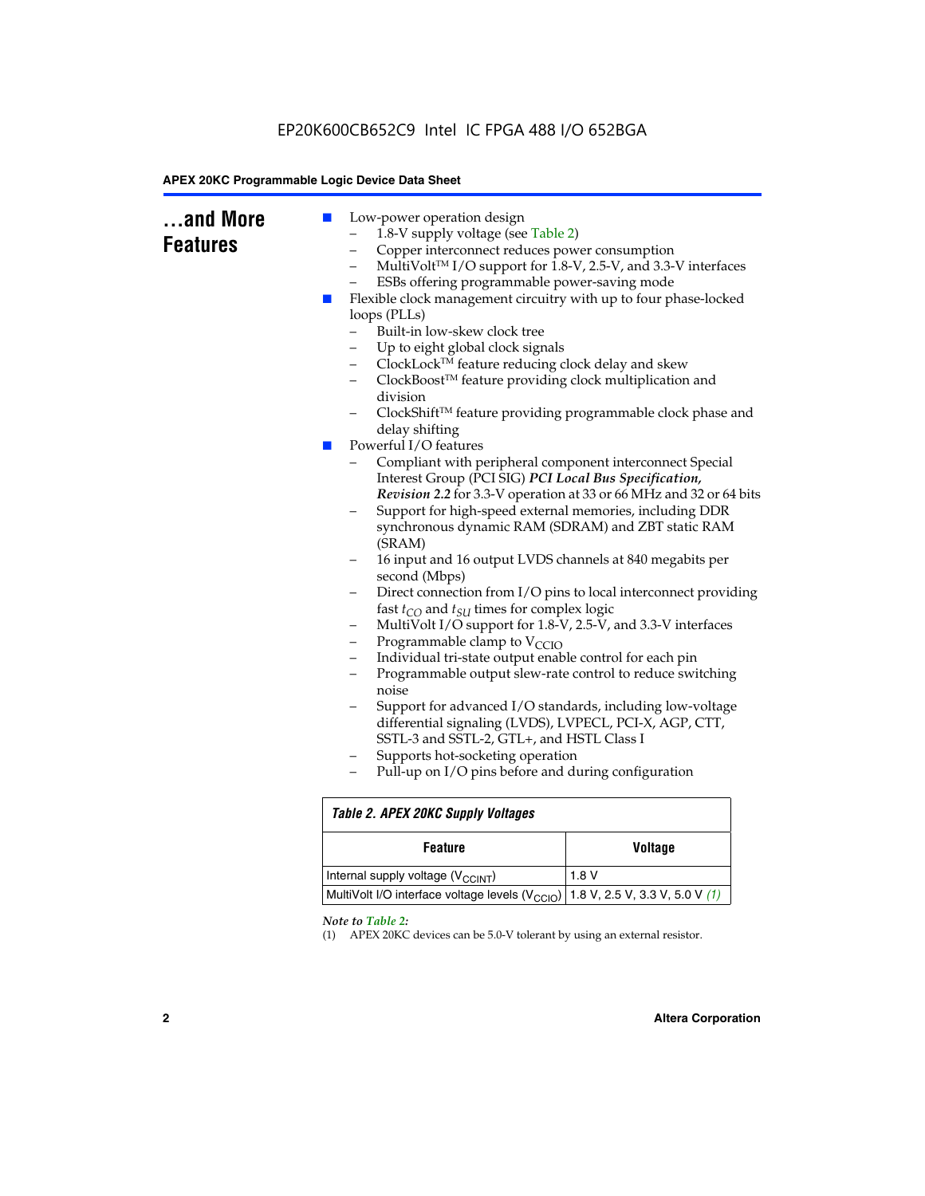## ...and More Features

- Low-power operation design
  - 1.8-V supply voltage (see Table 2)
  - Copper interconnect reduces power consumption
  - MultiVolt™ I/O support for 1.8-V, 2.5-V, and 3.3-V interfaces
  - ESBs offering programmable power-saving mode
- Flexible clock management circuitry with up to four phase-locked loops (PLLs)
  - Built-in low-skew clock tree
  - Up to eight global clock signals
  - ClockLock™ feature reducing clock delay and skew
  - ClockBoost™ feature providing clock multiplication and division
  - ClockShift™ feature providing programmable clock phase and delay shifting
- Powerful I/O features
  - Compliant with peripheral component interconnect Special Interest Group (PCI SIG) ***PCI Local Bus Specification, Revision 2.2*** for 3.3-V operation at 33 or 66 MHz and 32 or 64 bits
  - Support for high-speed external memories, including DDR synchronous dynamic RAM (SDRAM) and ZBT static RAM (SRAM)
  - 16 input and 16 output LVDS channels at 840 megabits per second (Mbps)
  - Direct connection from I/O pins to local interconnect providing fast $t_{CO}$ and $t_{SU}$ times for complex logic
  - MultiVolt I/O support for 1.8-V, 2.5-V, and 3.3-V interfaces
  - Programmable clamp to $V_{CCIO}$
  - Individual tri-state output enable control for each pin
  - Programmable output slew-rate control to reduce switching noise
  - Support for advanced I/O standards, including low-voltage differential signaling (LVDS), LVPECL, PCI-X, AGP, CTT, SSTL-3 and SSTL-2, GTL+, and HSTL Class I
  - Supports hot-socketing operation
  - Pull-up on I/O pins before and during configuration

*Table 2. APEX 20KC Supply Voltages*

| Feature | Voltage |
|---|---|
| Internal supply voltage ($V_{CCINT}$) | 1.8 V |
| MultiVolt I/O interface voltage levels ($V_{CCIO}$) | 1.8 V, 2.5 V, 3.3 V, 5.0 V *(1)* |

*Note to Table 2:*

(1) APEX 20KC devices can be 5.0-V tolerant by using an external resistor.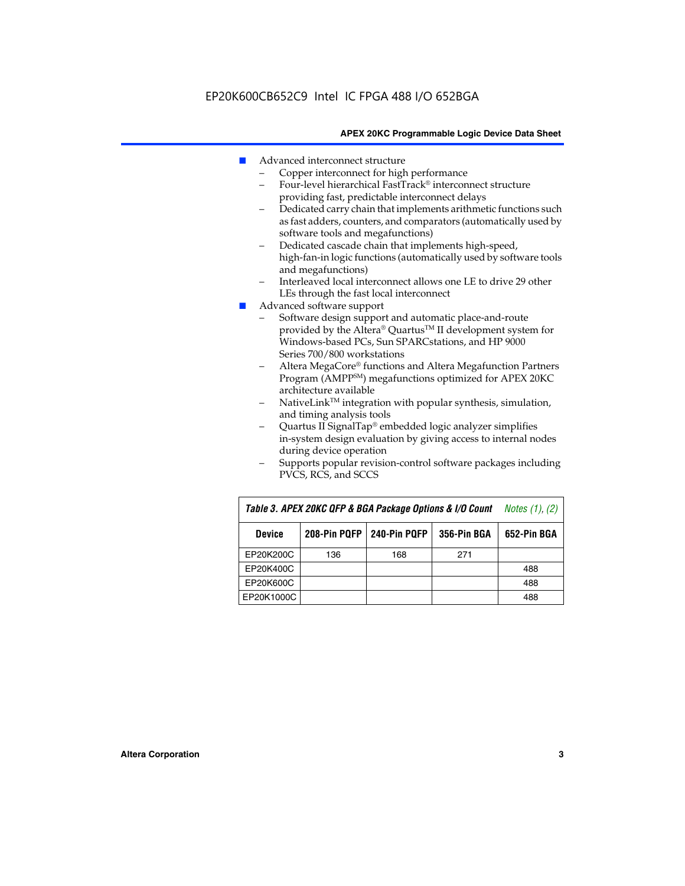- Advanced interconnect structure
  - Copper interconnect for high performance
  - Four-level hierarchical FastTrack® interconnect structure providing fast, predictable interconnect delays
  - Dedicated carry chain that implements arithmetic functions such as fast adders, counters, and comparators (automatically used by software tools and megafunctions)
  - Dedicated cascade chain that implements high-speed, high-fan-in logic functions (automatically used by software tools and megafunctions)
  - Interleaved local interconnect allows one LE to drive 29 other LEs through the fast local interconnect
- Advanced software support
  - Software design support and automatic place-and-route provided by the Altera® Quartus™ II development system for Windows-based PCs, Sun SPARCstations, and HP 9000 Series 700/800 workstations
  - Altera MegaCore® functions and Altera Megafunction Partners Program (AMPP℠) megafunctions optimized for APEX 20KC architecture available
  - NativeLink™ integration with popular synthesis, simulation, and timing analysis tools
  - Quartus II SignalTap® embedded logic analyzer simplifies in-system design evaluation by giving access to internal nodes during device operation
  - Supports popular revision-control software packages including PVCS, RCS, and SCCS

**Table 3. APEX 20KC QFP & BGA Package Options & I/O Count** *Notes (1), (2)*

| Device | 208-Pin PQFP | 240-Pin PQFP | 356-Pin BGA | 652-Pin BGA |
|---|---|---|---|---|
| EP20K200C | 136 | 168 | 271 | |
| EP20K400C | | | | 488 |
| EP20K600C | | | | 488 |
| EP20K1000C | | | | 488 |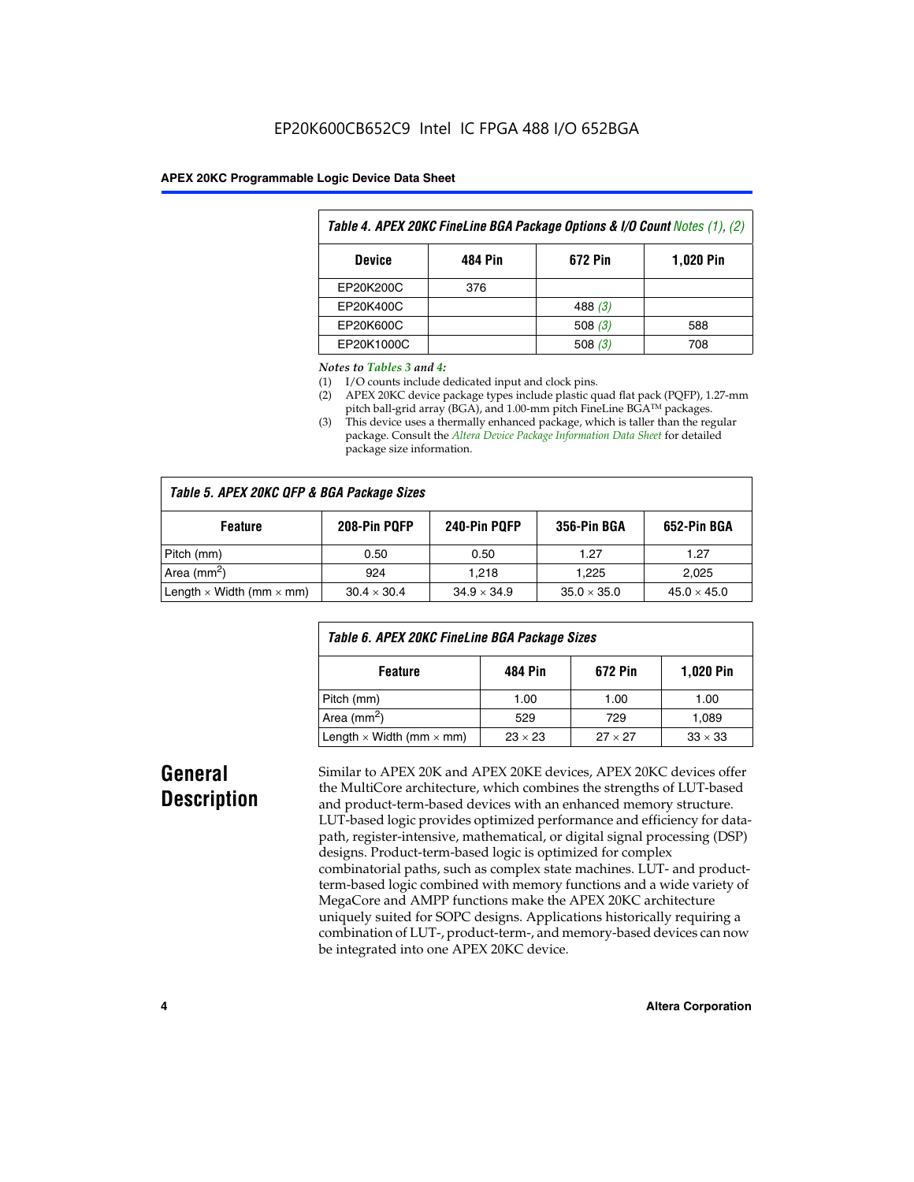EP20K600CB652C9 Intel IC FPGA 488 I/O 652BGA

| Table 4. APEX 20KC FineLine BGA Package Options & I/O Count *Notes (1), (2)* | | | |
|---|---|---|---|
| **Device** | **484 Pin** | **672 Pin** | **1,020 Pin** |
| EP20K200C | 376 | | |
| EP20K400C | | 488 *(3)* | |
| EP20K600C | | 508 *(3)* | 588 |
| EP20K1000C | | 508 *(3)* | 708 |

*Notes to Tables 3 and 4:*

(1) I/O counts include dedicated input and clock pins.
(2) APEX 20KC device package types include plastic quad flat pack (PQFP), 1.27-mm pitch ball-grid array (BGA), and 1.00-mm pitch FineLine BGA™ packages.
(3) This device uses a thermally enhanced package, which is taller than the regular package. Consult the *Altera Device Package Information Data Sheet* for detailed package size information.

| Table 5. APEX 20KC QFP & BGA Package Sizes | | | | |
|---|---|---|---|---|
| **Feature** | **208-Pin PQFP** | **240-Pin PQFP** | **356-Pin BGA** | **652-Pin BGA** |
| Pitch (mm) | 0.50 | 0.50 | 1.27 | 1.27 |
| Area ($mm^2$) | 924 | 1,218 | 1,225 | 2,025 |
| Length × Width (mm × mm) | 30.4 × 30.4 | 34.9 × 34.9 | 35.0 × 35.0 | 45.0 × 45.0 |

| Table 6. APEX 20KC FineLine BGA Package Sizes | | | |
|---|---|---|---|
| **Feature** | **484 Pin** | **672 Pin** | **1,020 Pin** |
| Pitch (mm) | 1.00 | 1.00 | 1.00 |
| Area ($mm^2$) | 529 | 729 | 1,089 |
| Length × Width (mm × mm) | 23 × 23 | 27 × 27 | 33 × 33 |

## General Description

Similar to APEX 20K and APEX 20KE devices, APEX 20KC devices offer the MultiCore architecture, which combines the strengths of LUT-based and product-term-based devices with an enhanced memory structure. LUT-based logic provides optimized performance and efficiency for data-path, register-intensive, mathematical, or digital signal processing (DSP) designs. Product-term-based logic is optimized for complex combinatorial paths, such as complex state machines. LUT- and product-term-based logic combined with memory functions and a wide variety of MegaCore and AMPP functions make the APEX 20KC architecture uniquely suited for SOPC designs. Applications historically requiring a combination of LUT-, product-term-, and memory-based devices can now be integrated into one APEX 20KC device.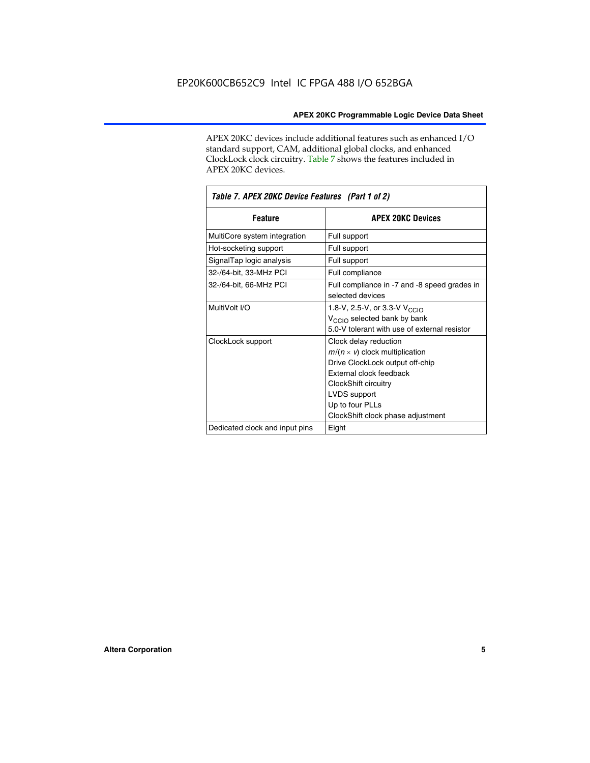APEX 20KC devices include additional features such as enhanced I/O standard support, CAM, additional global clocks, and enhanced ClockLock clock circuitry. Table 7 shows the features included in APEX 20KC devices.

*Table 7. APEX 20KC Device Features (Part 1 of 2)*

| Feature | APEX 20KC Devices |
|---|---|
| MultiCore system integration | Full support |
| Hot-socketing support | Full support |
| SignalTap logic analysis | Full support |
| 32-/64-bit, 33-MHz PCI | Full compliance |
| 32-/64-bit, 66-MHz PCI | Full compliance in -7 and -8 speed grades in selected devices |
| MultiVolt I/O | 1.8-V, 2.5-V, or 3.3-V $V_{CCIO}$<br>$V_{CCIO}$ selected bank by bank<br>5.0-V tolerant with use of external resistor |
| ClockLock support | Clock delay reduction<br>$m/(n \times v)$ clock multiplication<br>Drive ClockLock output off-chip<br>External clock feedback<br>ClockShift circuitry<br>LVDS support<br>Up to four PLLs<br>ClockShift clock phase adjustment |
| Dedicated clock and input pins | Eight |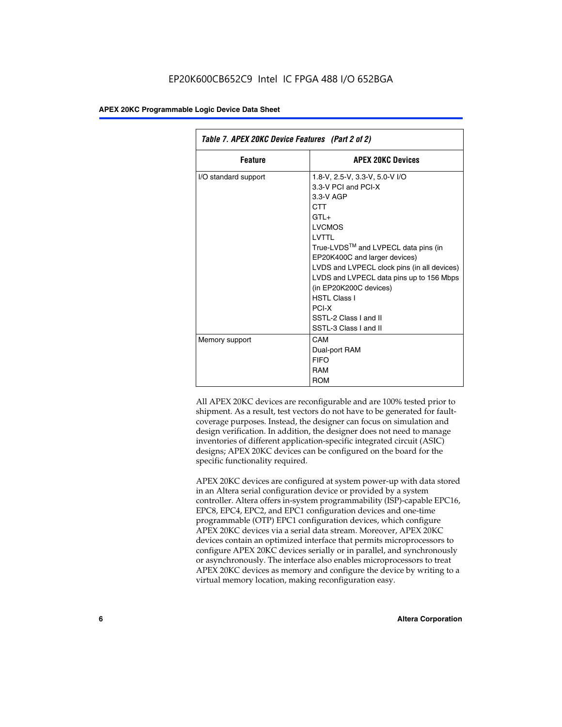| *Table 7. APEX 20KC Device Features (Part 2 of 2)* | |
|---|---|
| **Feature** | **APEX 20KC Devices** |
| I/O standard support | 1.8-V, 2.5-V, 3.3-V, 5.0-V I/O<br>3.3-V PCI and PCI-X<br>3.3-V AGP<br>CTT<br>GTL+<br>LVCMOS<br>LVTTL<br>True-LVDS™ and LVPECL data pins (in EP20K400C and larger devices)<br>LVDS and LVPECL clock pins (in all devices)<br>LVDS and LVPECL data pins up to 156 Mbps (in EP20K200C devices)<br>HSTL Class I<br>PCI-X<br>SSTL-2 Class I and II<br>SSTL-3 Class I and II |
| Memory support | CAM<br>Dual-port RAM<br>FIFO<br>RAM<br>ROM |

All APEX 20KC devices are reconfigurable and are 100% tested prior to shipment. As a result, test vectors do not have to be generated for fault-coverage purposes. Instead, the designer can focus on simulation and design verification. In addition, the designer does not need to manage inventories of different application-specific integrated circuit (ASIC) designs; APEX 20KC devices can be configured on the board for the specific functionality required.

APEX 20KC devices are configured at system power-up with data stored in an Altera serial configuration device or provided by a system controller. Altera offers in-system programmability (ISP)-capable EPC16, EPC8, EPC4, EPC2, and EPC1 configuration devices and one-time programmable (OTP) EPC1 configuration devices, which configure APEX 20KC devices via a serial data stream. Moreover, APEX 20KC devices contain an optimized interface that permits microprocessors to configure APEX 20KC devices serially or in parallel, and synchronously or asynchronously. The interface also enables microprocessors to treat APEX 20KC devices as memory and configure the device by writing to a virtual memory location, making reconfiguration easy.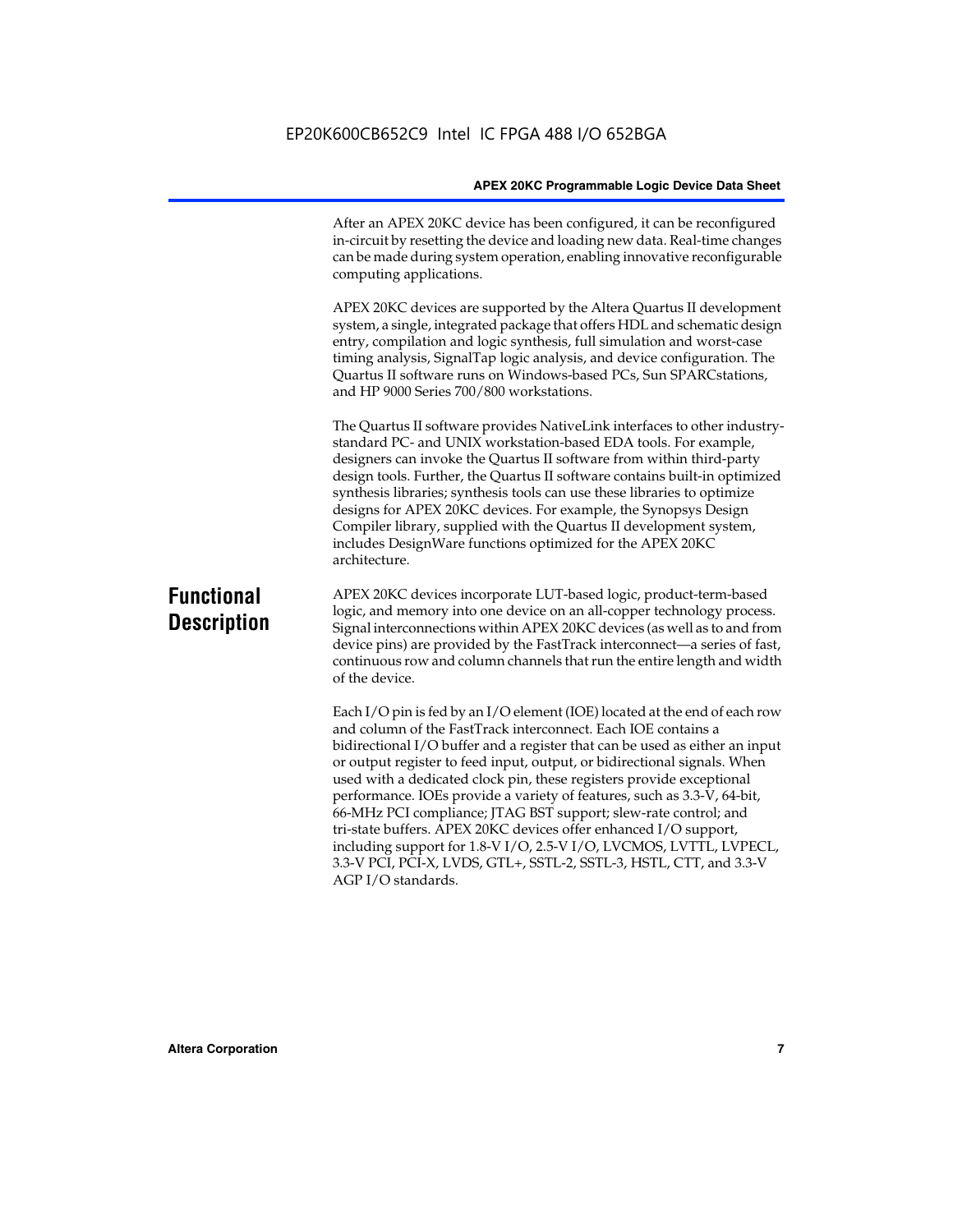After an APEX 20KC device has been configured, it can be reconfigured in-circuit by resetting the device and loading new data. Real-time changes can be made during system operation, enabling innovative reconfigurable computing applications.

APEX 20KC devices are supported by the Altera Quartus II development system, a single, integrated package that offers HDL and schematic design entry, compilation and logic synthesis, full simulation and worst-case timing analysis, SignalTap logic analysis, and device configuration. The Quartus II software runs on Windows-based PCs, Sun SPARCstations, and HP 9000 Series 700/800 workstations.

The Quartus II software provides NativeLink interfaces to other industry-standard PC- and UNIX workstation-based EDA tools. For example, designers can invoke the Quartus II software from within third-party design tools. Further, the Quartus II software contains built-in optimized synthesis libraries; synthesis tools can use these libraries to optimize designs for APEX 20KC devices. For example, the Synopsys Design Compiler library, supplied with the Quartus II development system, includes DesignWare functions optimized for the APEX 20KC architecture.

## Functional Description

APEX 20KC devices incorporate LUT-based logic, product-term-based logic, and memory into one device on an all-copper technology process. Signal interconnections within APEX 20KC devices (as well as to and from device pins) are provided by the FastTrack interconnect—a series of fast, continuous row and column channels that run the entire length and width of the device.

Each I/O pin is fed by an I/O element (IOE) located at the end of each row and column of the FastTrack interconnect. Each IOE contains a bidirectional I/O buffer and a register that can be used as either an input or output register to feed input, output, or bidirectional signals. When used with a dedicated clock pin, these registers provide exceptional performance. IOEs provide a variety of features, such as 3.3-V, 64-bit, 66-MHz PCI compliance; JTAG BST support; slew-rate control; and tri-state buffers. APEX 20KC devices offer enhanced I/O support, including support for 1.8-V I/O, 2.5-V I/O, LVCMOS, LVTTL, LVPECL, 3.3-V PCI, PCI-X, LVDS, GTL+, SSTL-2, SSTL-3, HSTL, CTT, and 3.3-V AGP I/O standards.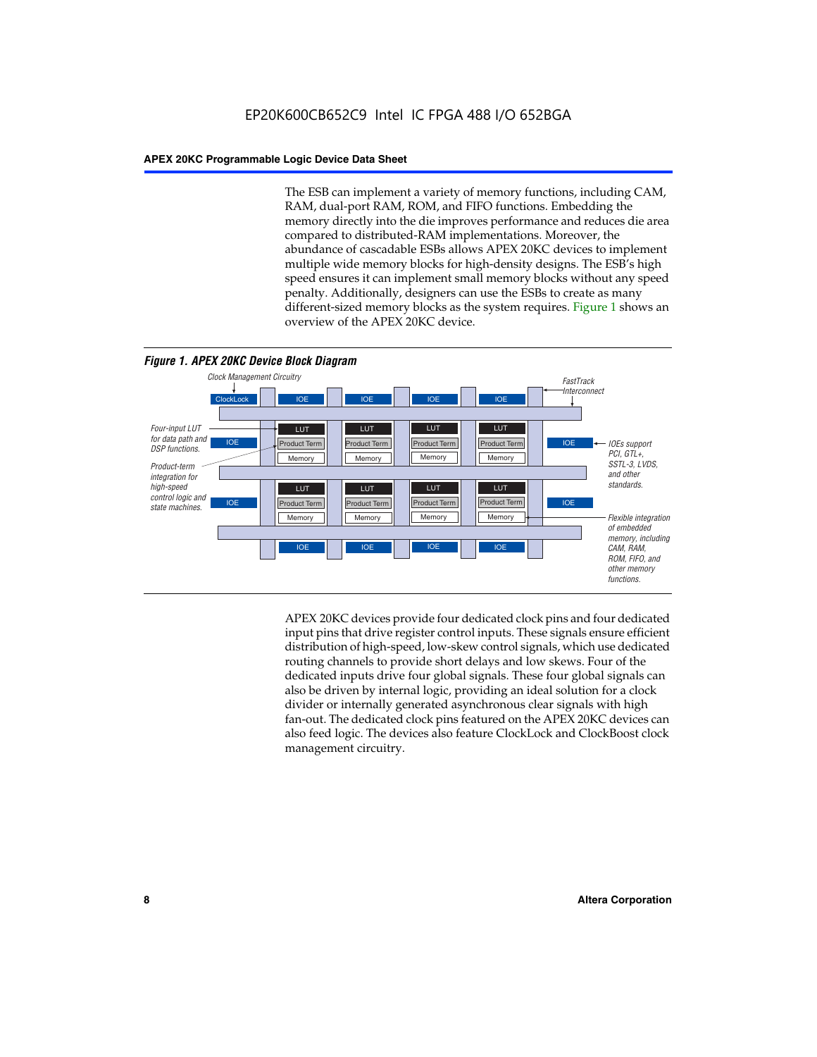The ESB can implement a variety of memory functions, including CAM, RAM, dual-port RAM, ROM, and FIFO functions. Embedding the memory directly into the die improves performance and reduces die area compared to distributed-RAM implementations. Moreover, the abundance of cascadable ESBs allows APEX 20KC devices to implement multiple wide memory blocks for high-density designs. The ESB's high speed ensures it can implement small memory blocks without any speed penalty. Additionally, designers can use the ESBs to create as many different-sized memory blocks as the system requires. Figure 1 shows an overview of the APEX 20KC device.

***Figure 1. APEX 20KC Device Block Diagram***

Clock Management Circuitry

FastTrack Interconnect

ClockLock | IOE | IOE | IOE | IOE

Four-input LUT for data path and DSP functions.

Product-term integration for high-speed control logic and state machines.

LUT | Product Term | Memory

IOEs support PCI, GTL+, SSTL-3, LVDS, and other standards.

Flexible integration of embedded memory, including CAM, RAM, ROM, FIFO, and other memory functions.

APEX 20KC devices provide four dedicated clock pins and four dedicated input pins that drive register control inputs. These signals ensure efficient distribution of high-speed, low-skew control signals, which use dedicated routing channels to provide short delays and low skews. Four of the dedicated inputs drive four global signals. These four global signals can also be driven by internal logic, providing an ideal solution for a clock divider or internally generated asynchronous clear signals with high fan-out. The dedicated clock pins featured on the APEX 20KC devices can also feed logic. The devices also feature ClockLock and ClockBoost clock management circuitry.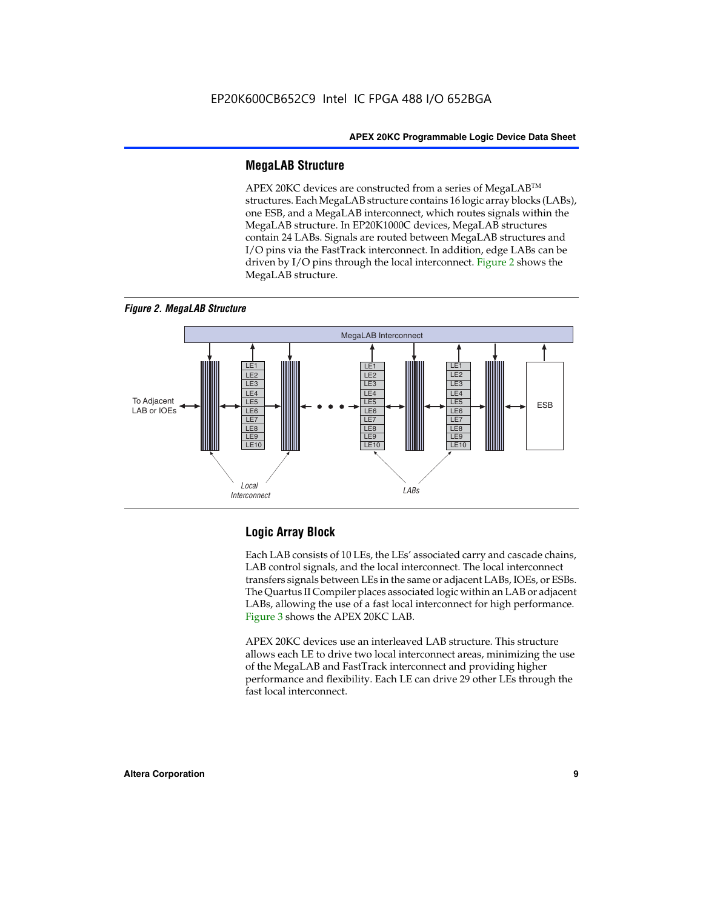## MegaLAB Structure

APEX 20KC devices are constructed from a series of MegaLAB™ structures. Each MegaLAB structure contains 16 logic array blocks (LABs), one ESB, and a MegaLAB interconnect, which routes signals within the MegaLAB structure. In EP20K1000C devices, MegaLAB structures contain 24 LABs. Signals are routed between MegaLAB structures and I/O pins via the FastTrack interconnect. In addition, edge LABs can be driven by I/O pins through the local interconnect. Figure 2 shows the MegaLAB structure.

*Figure 2. MegaLAB Structure*

## Logic Array Block

Each LAB consists of 10 LEs, the LEs' associated carry and cascade chains, LAB control signals, and the local interconnect. The local interconnect transfers signals between LEs in the same or adjacent LABs, IOEs, or ESBs. The Quartus II Compiler places associated logic within an LAB or adjacent LABs, allowing the use of a fast local interconnect for high performance. Figure 3 shows the APEX 20KC LAB.

APEX 20KC devices use an interleaved LAB structure. This structure allows each LE to drive two local interconnect areas, minimizing the use of the MegaLAB and FastTrack interconnect and providing higher performance and flexibility. Each LE can drive 29 other LEs through the fast local interconnect.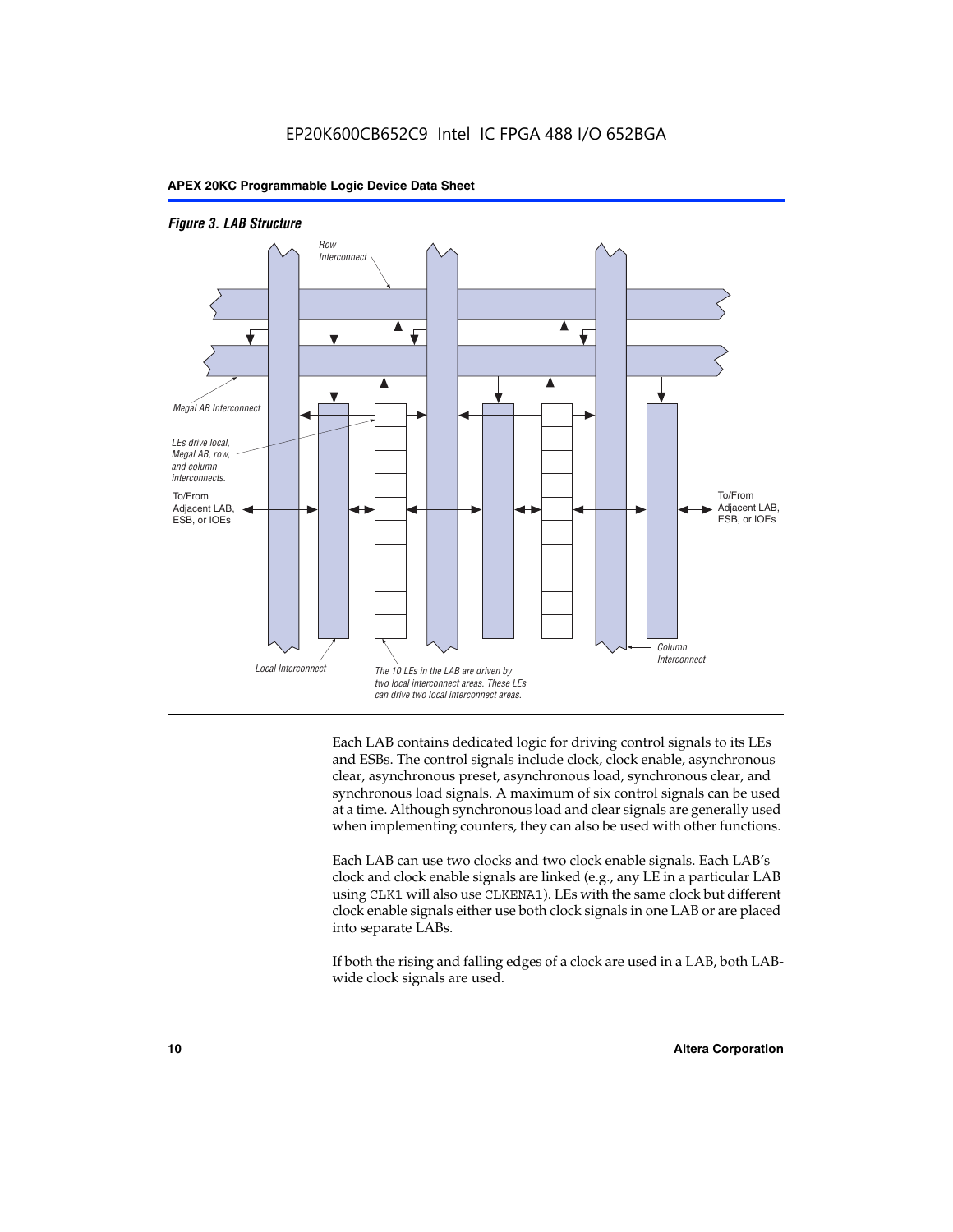*Figure 3. LAB Structure*

Each LAB contains dedicated logic for driving control signals to its LEs and ESBs. The control signals include clock, clock enable, asynchronous clear, asynchronous preset, asynchronous load, synchronous clear, and synchronous load signals. A maximum of six control signals can be used at a time. Although synchronous load and clear signals are generally used when implementing counters, they can also be used with other functions.

Each LAB can use two clocks and two clock enable signals. Each LAB's clock and clock enable signals are linked (e.g., any LE in a particular LAB using `CLK1` will also use `CLKENA1`). LEs with the same clock but different clock enable signals either use both clock signals in one LAB or are placed into separate LABs.

If both the rising and falling edges of a clock are used in a LAB, both LAB-wide clock signals are used.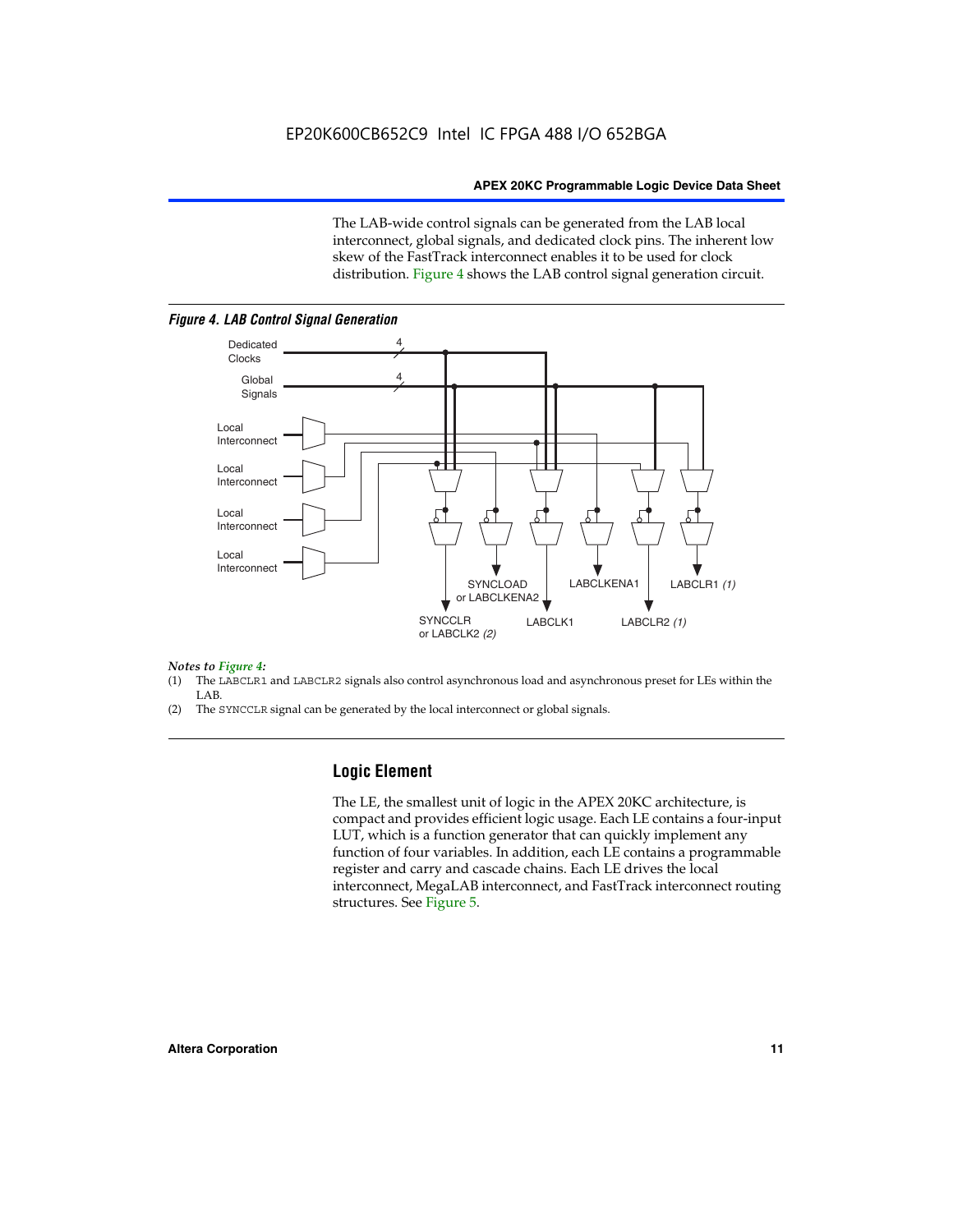The LAB-wide control signals can be generated from the LAB local interconnect, global signals, and dedicated clock pins. The inherent low skew of the FastTrack interconnect enables it to be used for clock distribution. Figure 4 shows the LAB control signal generation circuit.

*Figure 4. LAB Control Signal Generation*

*Notes to Figure 4:*

(1) The LABCLR1 and LABCLR2 signals also control asynchronous load and asynchronous preset for LEs within the LAB.

(2) The SYNCCLR signal can be generated by the local interconnect or global signals.

## Logic Element

The LE, the smallest unit of logic in the APEX 20KC architecture, is compact and provides efficient logic usage. Each LE contains a four-input LUT, which is a function generator that can quickly implement any function of four variables. In addition, each LE contains a programmable register and carry and cascade chains. Each LE drives the local interconnect, MegaLAB interconnect, and FastTrack interconnect routing structures. See Figure 5.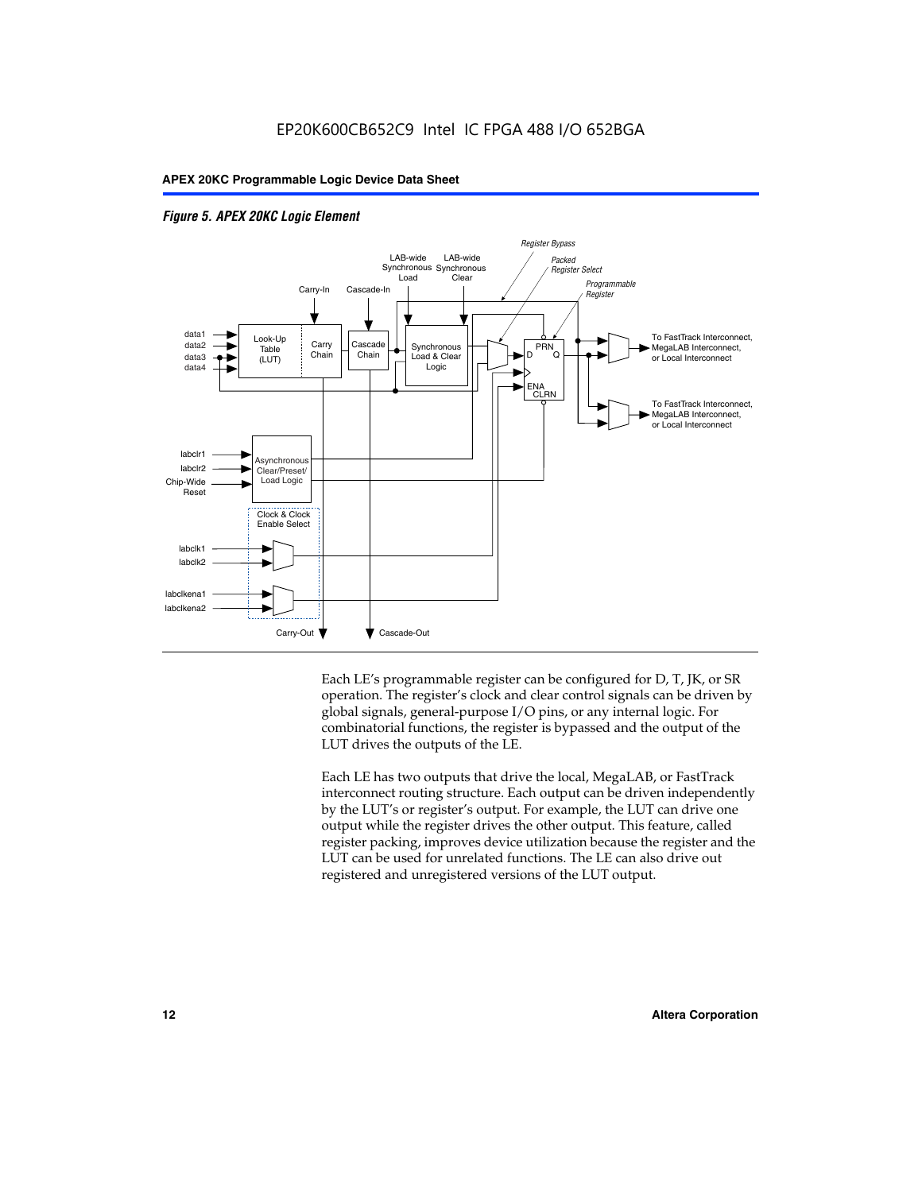*Figure 5. APEX 20KC Logic Element*

Each LE's programmable register can be configured for D, T, JK, or SR operation. The register's clock and clear control signals can be driven by global signals, general-purpose I/O pins, or any internal logic. For combinatorial functions, the register is bypassed and the output of the LUT drives the outputs of the LE.

Each LE has two outputs that drive the local, MegaLAB, or FastTrack interconnect routing structure. Each output can be driven independently by the LUT's or register's output. For example, the LUT can drive one output while the register drives the other output. This feature, called register packing, improves device utilization because the register and the LUT can be used for unrelated functions. The LE can also drive out registered and unregistered versions of the LUT output.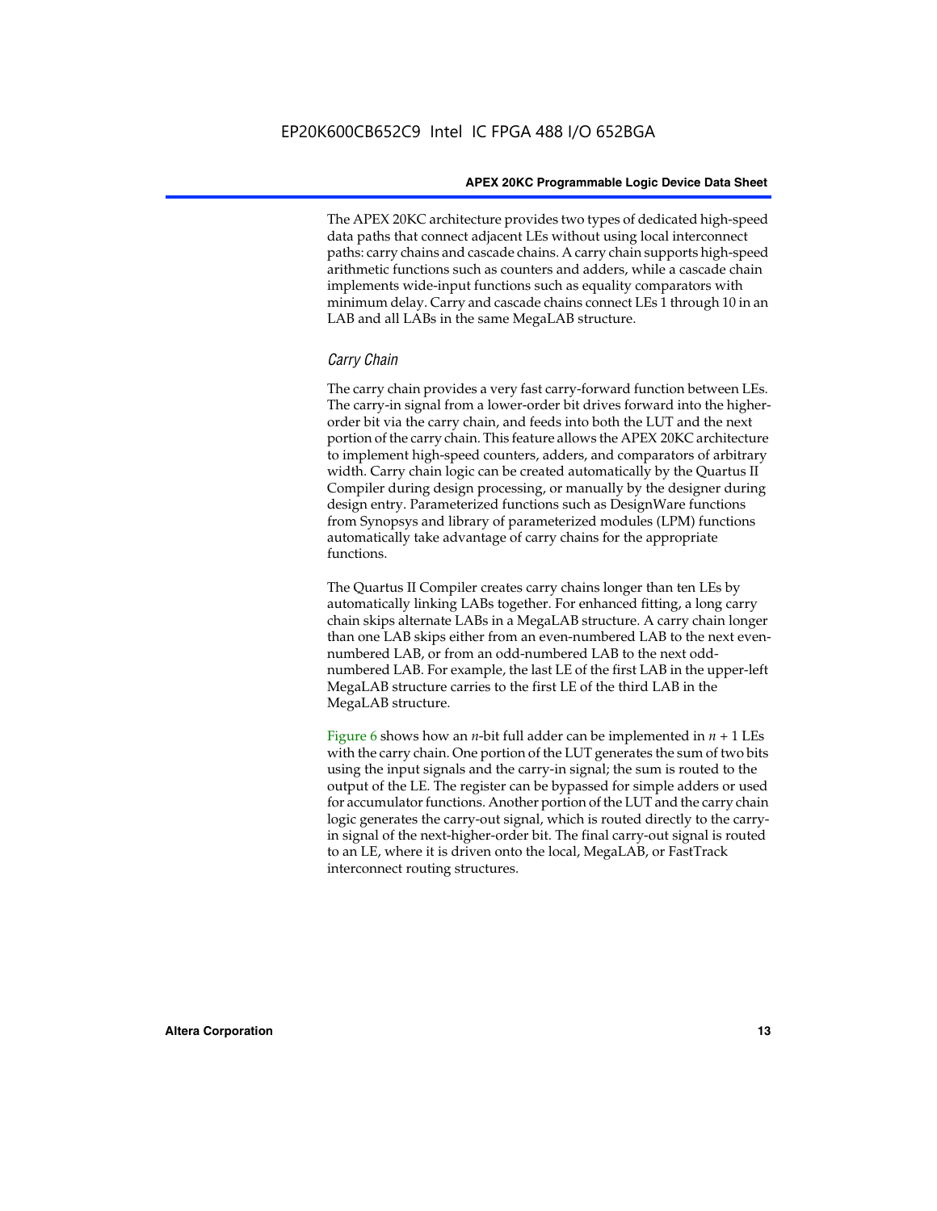The APEX 20KC architecture provides two types of dedicated high-speed data paths that connect adjacent LEs without using local interconnect paths: carry chains and cascade chains. A carry chain supports high-speed arithmetic functions such as counters and adders, while a cascade chain implements wide-input functions such as equality comparators with minimum delay. Carry and cascade chains connect LEs 1 through 10 in an LAB and all LABs in the same MegaLAB structure.

### *Carry Chain*

The carry chain provides a very fast carry-forward function between LEs. The carry-in signal from a lower-order bit drives forward into the higher-order bit via the carry chain, and feeds into both the LUT and the next portion of the carry chain. This feature allows the APEX 20KC architecture to implement high-speed counters, adders, and comparators of arbitrary width. Carry chain logic can be created automatically by the Quartus II Compiler during design processing, or manually by the designer during design entry. Parameterized functions such as DesignWare functions from Synopsys and library of parameterized modules (LPM) functions automatically take advantage of carry chains for the appropriate functions.

The Quartus II Compiler creates carry chains longer than ten LEs by automatically linking LABs together. For enhanced fitting, a long carry chain skips alternate LABs in a MegaLAB structure. A carry chain longer than one LAB skips either from an even-numbered LAB to the next even-numbered LAB, or from an odd-numbered LAB to the next odd-numbered LAB. For example, the last LE of the first LAB in the upper-left MegaLAB structure carries to the first LE of the third LAB in the MegaLAB structure.

Figure 6 shows how an $n$-bit full adder can be implemented in $n + 1$ LEs with the carry chain. One portion of the LUT generates the sum of two bits using the input signals and the carry-in signal; the sum is routed to the output of the LE. The register can be bypassed for simple adders or used for accumulator functions. Another portion of the LUT and the carry chain logic generates the carry-out signal, which is routed directly to the carry-in signal of the next-higher-order bit. The final carry-out signal is routed to an LE, where it is driven onto the local, MegaLAB, or FastTrack interconnect routing structures.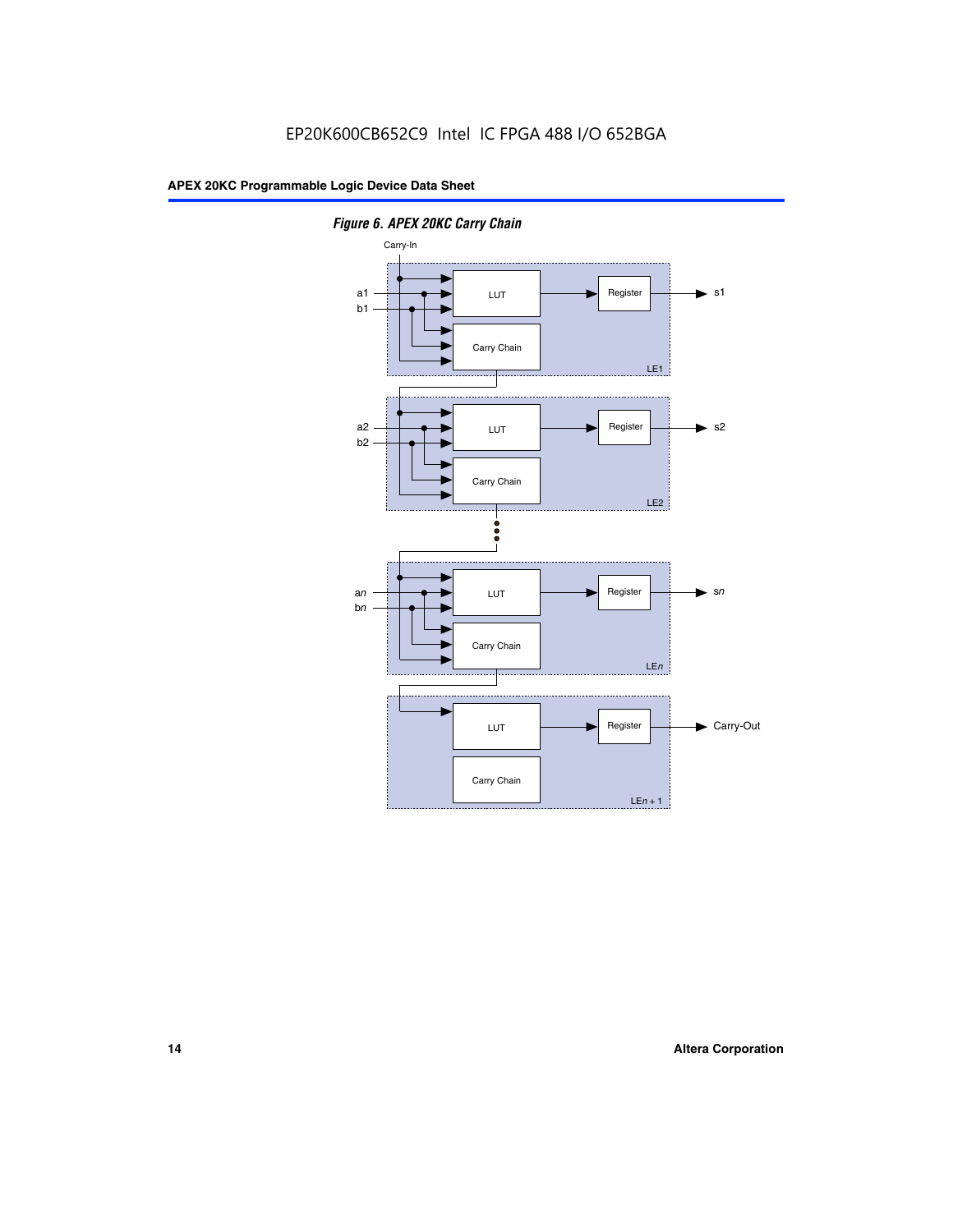*Figure 6. APEX 20KC Carry Chain*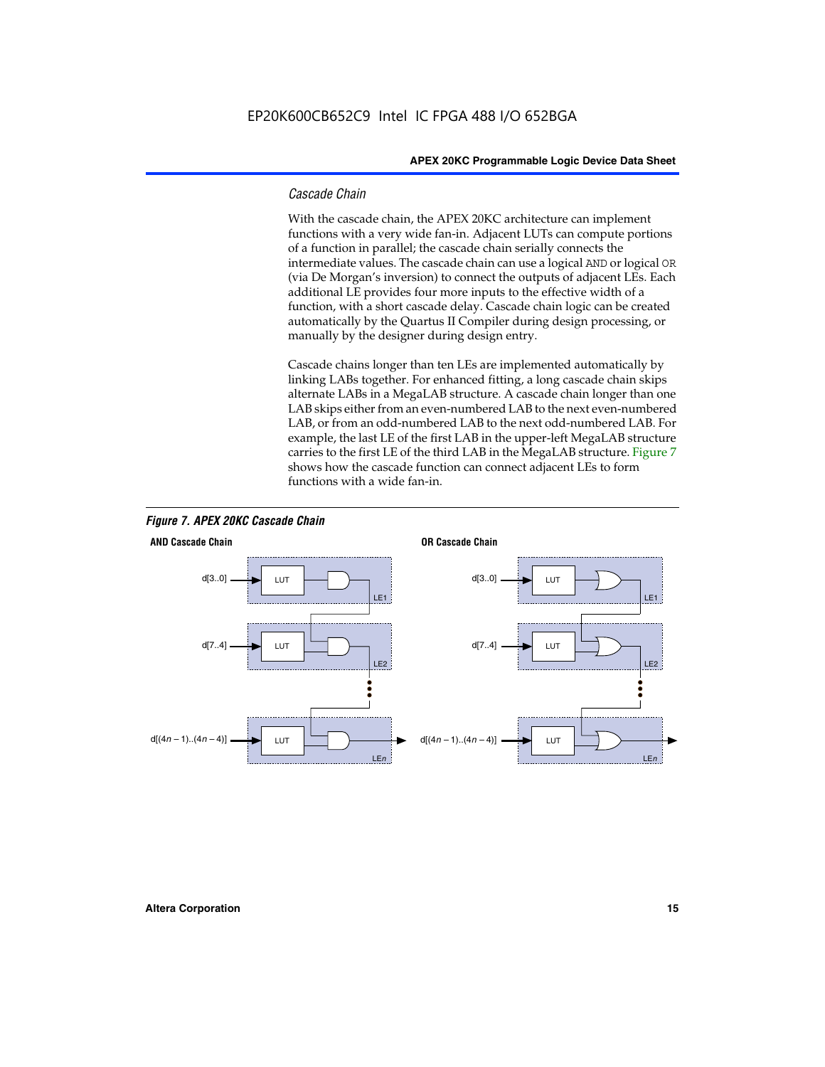### Cascade Chain

With the cascade chain, the APEX 20KC architecture can implement functions with a very wide fan-in. Adjacent LUTs can compute portions of a function in parallel; the cascade chain serially connects the intermediate values. The cascade chain can use a logical `AND` or logical `OR` (via De Morgan's inversion) to connect the outputs of adjacent LEs. Each additional LE provides four more inputs to the effective width of a function, with a short cascade delay. Cascade chain logic can be created automatically by the Quartus II Compiler during design processing, or manually by the designer during design entry.

Cascade chains longer than ten LEs are implemented automatically by linking LABs together. For enhanced fitting, a long cascade chain skips alternate LABs in a MegaLAB structure. A cascade chain longer than one LAB skips either from an even-numbered LAB to the next even-numbered LAB, or from an odd-numbered LAB to the next odd-numbered LAB. For example, the last LE of the first LAB in the upper-left MegaLAB structure carries to the first LE of the third LAB in the MegaLAB structure. Figure 7 shows how the cascade function can connect adjacent LEs to form functions with a wide fan-in.

*Figure 7. APEX 20KC Cascade Chain*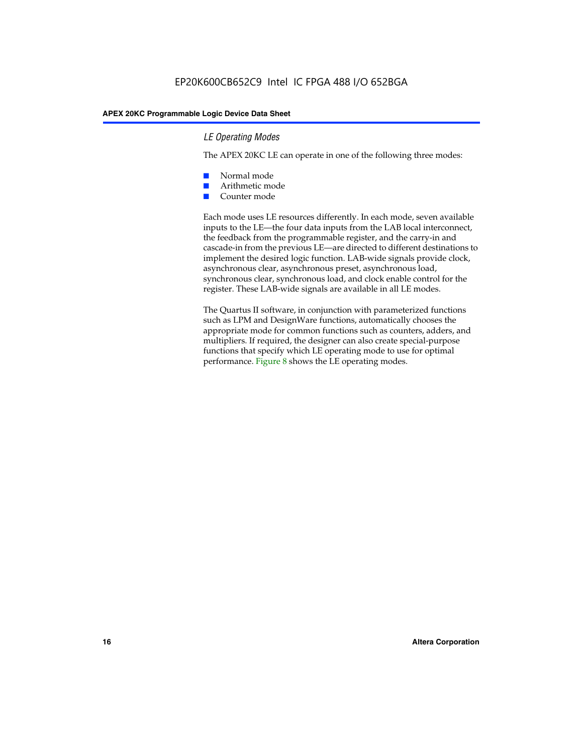### *LE Operating Modes*

The APEX 20KC LE can operate in one of the following three modes:

- Normal mode
- Arithmetic mode
- Counter mode

Each mode uses LE resources differently. In each mode, seven available inputs to the LE—the four data inputs from the LAB local interconnect, the feedback from the programmable register, and the carry-in and cascade-in from the previous LE—are directed to different destinations to implement the desired logic function. LAB-wide signals provide clock, asynchronous clear, asynchronous preset, asynchronous load, synchronous clear, synchronous load, and clock enable control for the register. These LAB-wide signals are available in all LE modes.

The Quartus II software, in conjunction with parameterized functions such as LPM and DesignWare functions, automatically chooses the appropriate mode for common functions such as counters, adders, and multipliers. If required, the designer can also create special-purpose functions that specify which LE operating mode to use for optimal performance. Figure 8 shows the LE operating modes.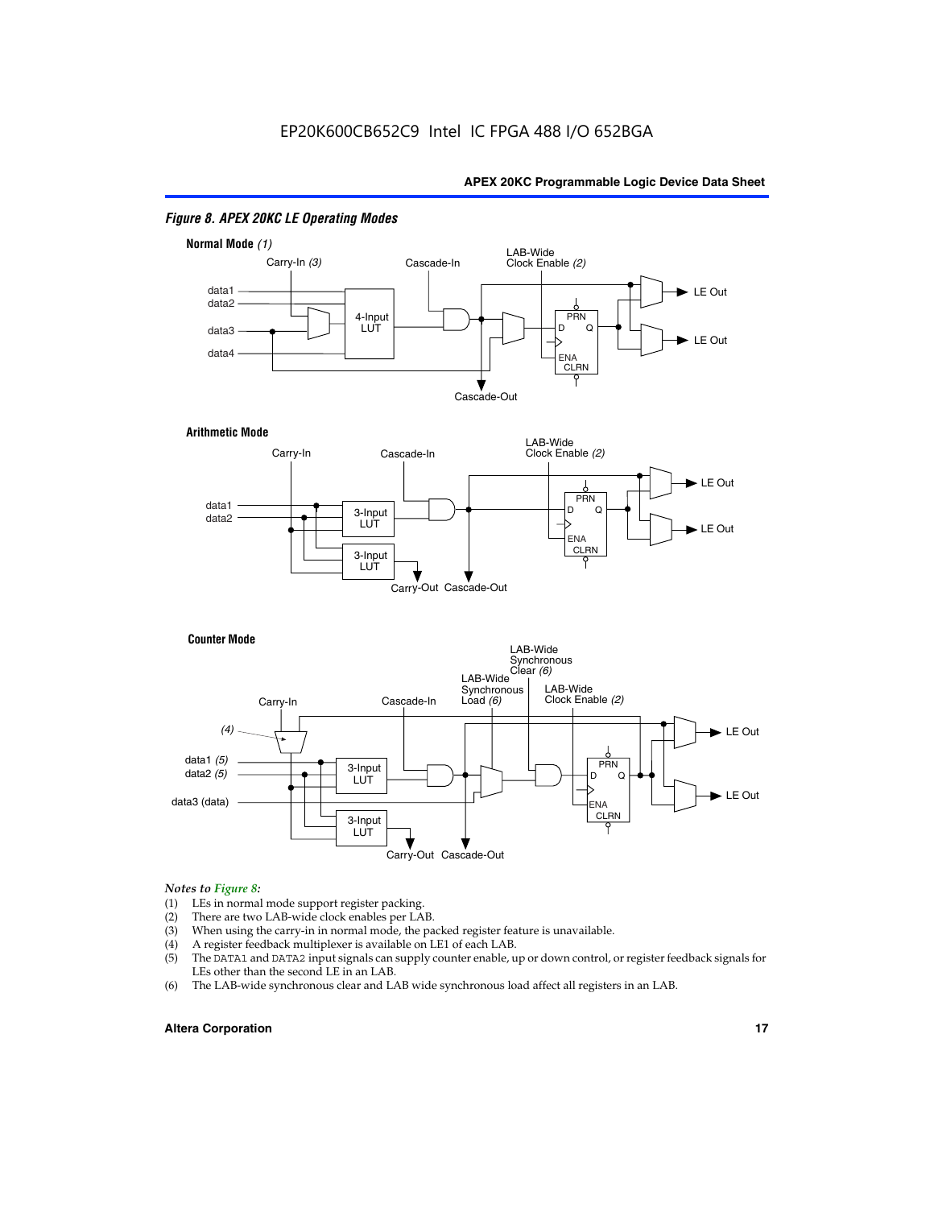*Figure 8. APEX 20KC LE Operating Modes*

**Normal Mode** *(1)*

Carry-In *(3)* Cascade-In LAB-Wide Clock Enable *(2)*

data1 data2 data3 data4 4-Input LUT PRN D Q ENA CLRN LE Out LE Out Cascade-Out

**Arithmetic Mode**

Carry-In Cascade-In LAB-Wide Clock Enable *(2)*

data1 data2 3-Input LUT 3-Input LUT PRN D Q ENA CLRN LE Out LE Out Carry-Out Cascade-Out

**Counter Mode**

Carry-In *(4)* Cascade-In LAB-Wide Synchronous Load *(6)* LAB-Wide Synchronous Clear *(6)* LAB-Wide Clock Enable *(2)*

data1 *(5)* data2 *(5)* data3 (data) 3-Input LUT 3-Input LUT PRN D Q ENA CLRN LE Out LE Out Carry-Out Cascade-Out

*Notes to Figure 8:*

(1) LEs in normal mode support register packing.
(2) There are two LAB-wide clock enables per LAB.
(3) When using the carry-in in normal mode, the packed register feature is unavailable.
(4) A register feedback multiplexer is available on LE1 of each LAB.
(5) The DATA1 and DATA2 input signals can supply counter enable, up or down control, or register feedback signals for LEs other than the second LE in an LAB.
(6) The LAB-wide synchronous clear and LAB wide synchronous load affect all registers in an LAB.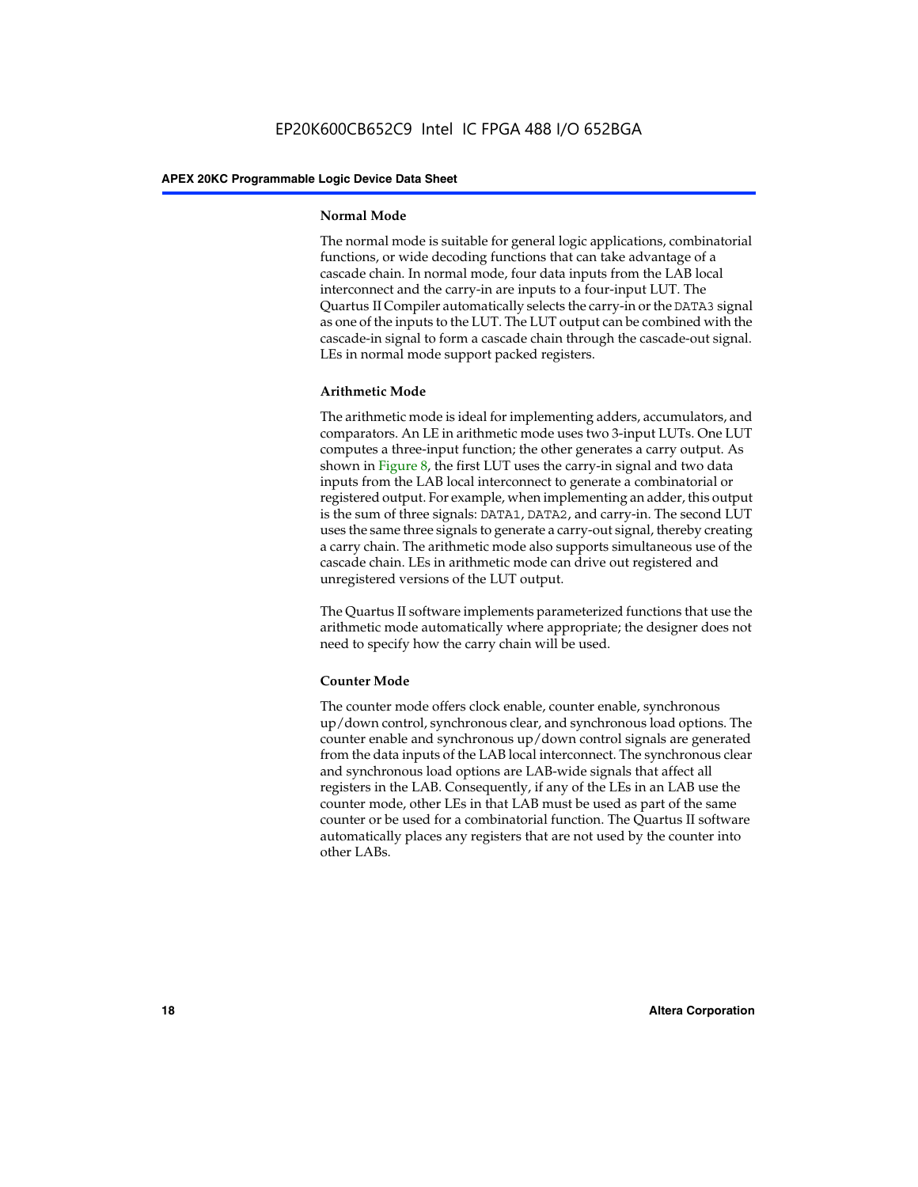### Normal Mode

The normal mode is suitable for general logic applications, combinatorial functions, or wide decoding functions that can take advantage of a cascade chain. In normal mode, four data inputs from the LAB local interconnect and the carry-in are inputs to a four-input LUT. The Quartus II Compiler automatically selects the carry-in or the DATA3 signal as one of the inputs to the LUT. The LUT output can be combined with the cascade-in signal to form a cascade chain through the cascade-out signal. LEs in normal mode support packed registers.

### Arithmetic Mode

The arithmetic mode is ideal for implementing adders, accumulators, and comparators. An LE in arithmetic mode uses two 3-input LUTs. One LUT computes a three-input function; the other generates a carry output. As shown in Figure 8, the first LUT uses the carry-in signal and two data inputs from the LAB local interconnect to generate a combinatorial or registered output. For example, when implementing an adder, this output is the sum of three signals: DATA1, DATA2, and carry-in. The second LUT uses the same three signals to generate a carry-out signal, thereby creating a carry chain. The arithmetic mode also supports simultaneous use of the cascade chain. LEs in arithmetic mode can drive out registered and unregistered versions of the LUT output.

The Quartus II software implements parameterized functions that use the arithmetic mode automatically where appropriate; the designer does not need to specify how the carry chain will be used.

### Counter Mode

The counter mode offers clock enable, counter enable, synchronous up/down control, synchronous clear, and synchronous load options. The counter enable and synchronous up/down control signals are generated from the data inputs of the LAB local interconnect. The synchronous clear and synchronous load options are LAB-wide signals that affect all registers in the LAB. Consequently, if any of the LEs in an LAB use the counter mode, other LEs in that LAB must be used as part of the same counter or be used for a combinatorial function. The Quartus II software automatically places any registers that are not used by the counter into other LABs.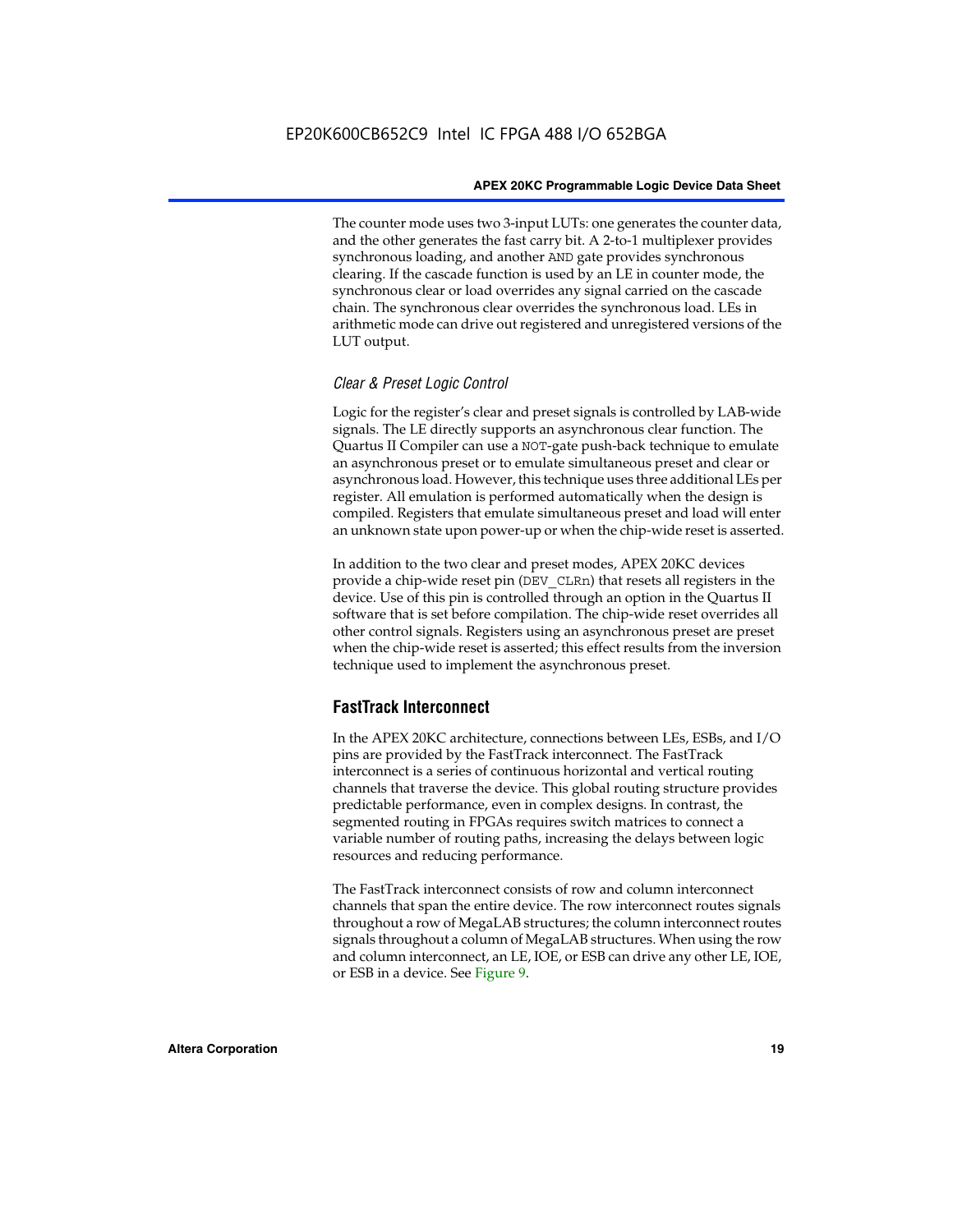The counter mode uses two 3-input LUTs: one generates the counter data, and the other generates the fast carry bit. A 2-to-1 multiplexer provides synchronous loading, and another AND gate provides synchronous clearing. If the cascade function is used by an LE in counter mode, the synchronous clear or load overrides any signal carried on the cascade chain. The synchronous clear overrides the synchronous load. LEs in arithmetic mode can drive out registered and unregistered versions of the LUT output.

### *Clear & Preset Logic Control*

Logic for the register's clear and preset signals is controlled by LAB-wide signals. The LE directly supports an asynchronous clear function. The Quartus II Compiler can use a NOT-gate push-back technique to emulate an asynchronous preset or to emulate simultaneous preset and clear or asynchronous load. However, this technique uses three additional LEs per register. All emulation is performed automatically when the design is compiled. Registers that emulate simultaneous preset and load will enter an unknown state upon power-up or when the chip-wide reset is asserted.

In addition to the two clear and preset modes, APEX 20KC devices provide a chip-wide reset pin (DEV_CLRn) that resets all registers in the device. Use of this pin is controlled through an option in the Quartus II software that is set before compilation. The chip-wide reset overrides all other control signals. Registers using an asynchronous preset are preset when the chip-wide reset is asserted; this effect results from the inversion technique used to implement the asynchronous preset.

## FastTrack Interconnect

In the APEX 20KC architecture, connections between LEs, ESBs, and I/O pins are provided by the FastTrack interconnect. The FastTrack interconnect is a series of continuous horizontal and vertical routing channels that traverse the device. This global routing structure provides predictable performance, even in complex designs. In contrast, the segmented routing in FPGAs requires switch matrices to connect a variable number of routing paths, increasing the delays between logic resources and reducing performance.

The FastTrack interconnect consists of row and column interconnect channels that span the entire device. The row interconnect routes signals throughout a row of MegaLAB structures; the column interconnect routes signals throughout a column of MegaLAB structures. When using the row and column interconnect, an LE, IOE, or ESB can drive any other LE, IOE, or ESB in a device. See Figure 9.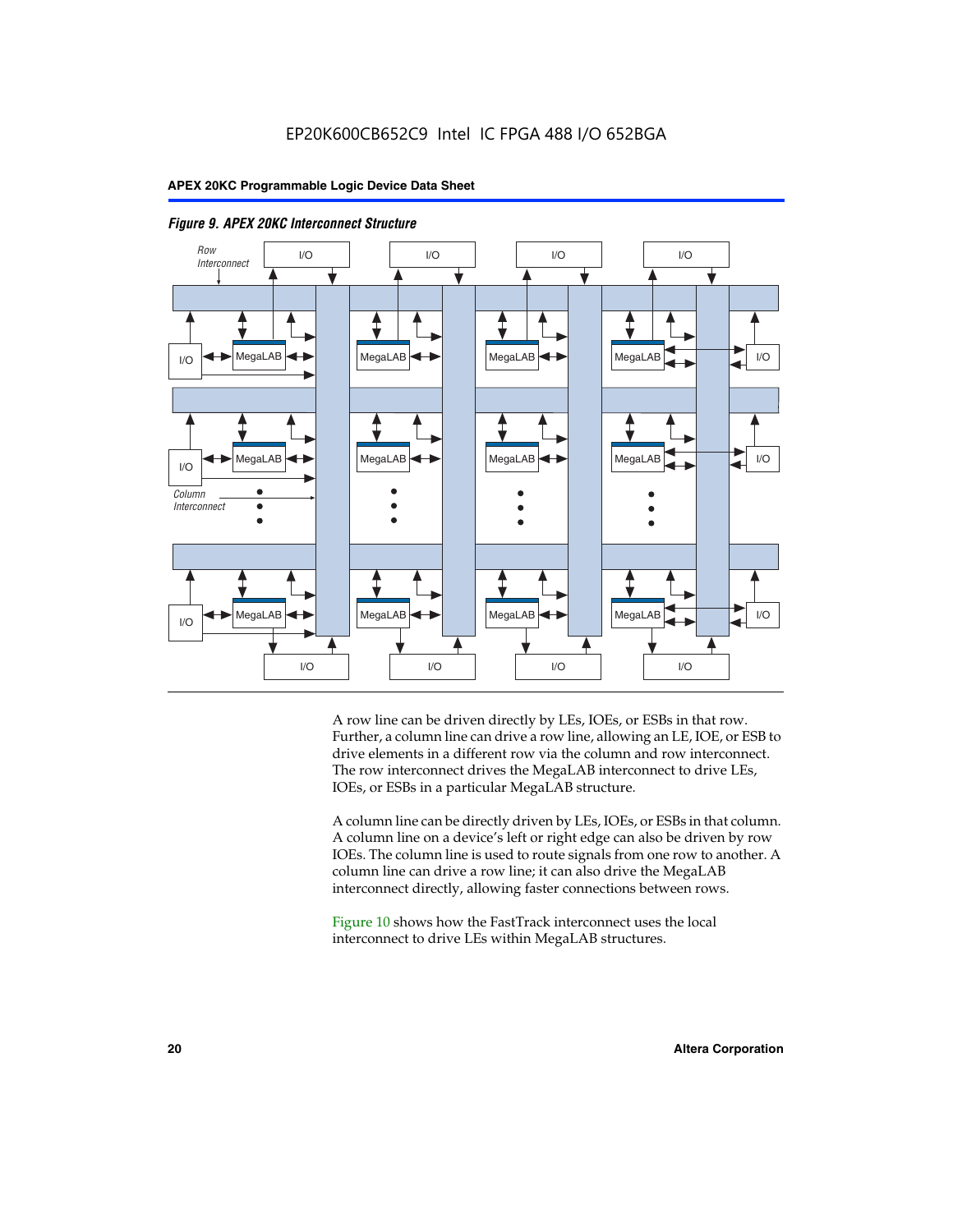*Figure 9. APEX 20KC Interconnect Structure*

A row line can be driven directly by LEs, IOEs, or ESBs in that row. Further, a column line can drive a row line, allowing an LE, IOE, or ESB to drive elements in a different row via the column and row interconnect. The row interconnect drives the MegaLAB interconnect to drive LEs, IOEs, or ESBs in a particular MegaLAB structure.

A column line can be directly driven by LEs, IOEs, or ESBs in that column. A column line on a device's left or right edge can also be driven by row IOEs. The column line is used to route signals from one row to another. A column line can drive a row line; it can also drive the MegaLAB interconnect directly, allowing faster connections between rows.

Figure 10 shows how the FastTrack interconnect uses the local interconnect to drive LEs within MegaLAB structures.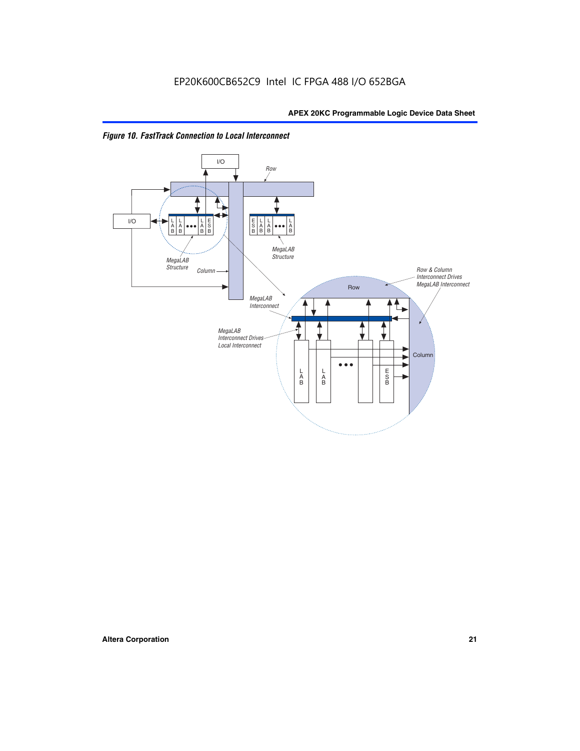*Figure 10. FastTrack Connection to Local Interconnect*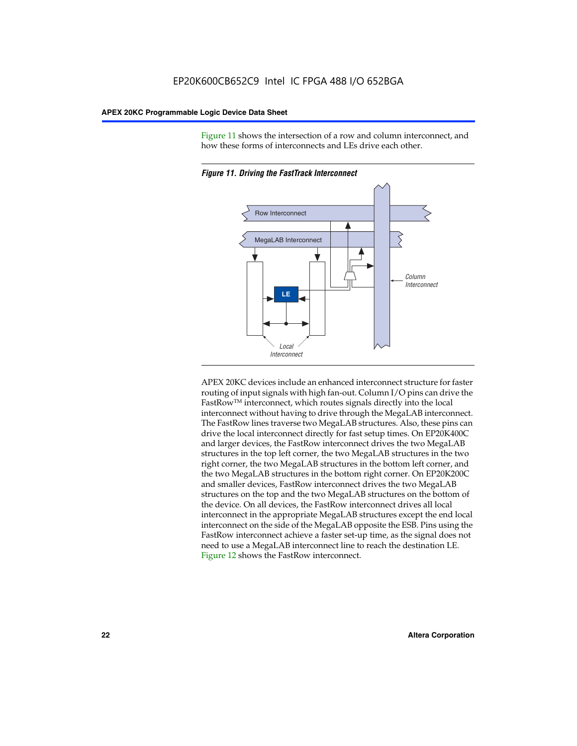Figure 11 shows the intersection of a row and column interconnect, and how these forms of interconnects and LEs drive each other.

*Figure 11. Driving the FastTrack Interconnect*

Row Interconnect

MegaLAB Interconnect

LE

Column Interconnect

Local Interconnect

APEX 20KC devices include an enhanced interconnect structure for faster routing of input signals with high fan-out. Column I/O pins can drive the FastRow™ interconnect, which routes signals directly into the local interconnect without having to drive through the MegaLAB interconnect. The FastRow lines traverse two MegaLAB structures. Also, these pins can drive the local interconnect directly for fast setup times. On EP20K400C and larger devices, the FastRow interconnect drives the two MegaLAB structures in the top left corner, the two MegaLAB structures in the two right corner, the two MegaLAB structures in the bottom left corner, and the two MegaLAB structures in the bottom right corner. On EP20K200C and smaller devices, FastRow interconnect drives the two MegaLAB structures on the top and the two MegaLAB structures on the bottom of the device. On all devices, the FastRow interconnect drives all local interconnect in the appropriate MegaLAB structures except the end local interconnect on the side of the MegaLAB opposite the ESB. Pins using the FastRow interconnect achieve a faster set-up time, as the signal does not need to use a MegaLAB interconnect line to reach the destination LE. Figure 12 shows the FastRow interconnect.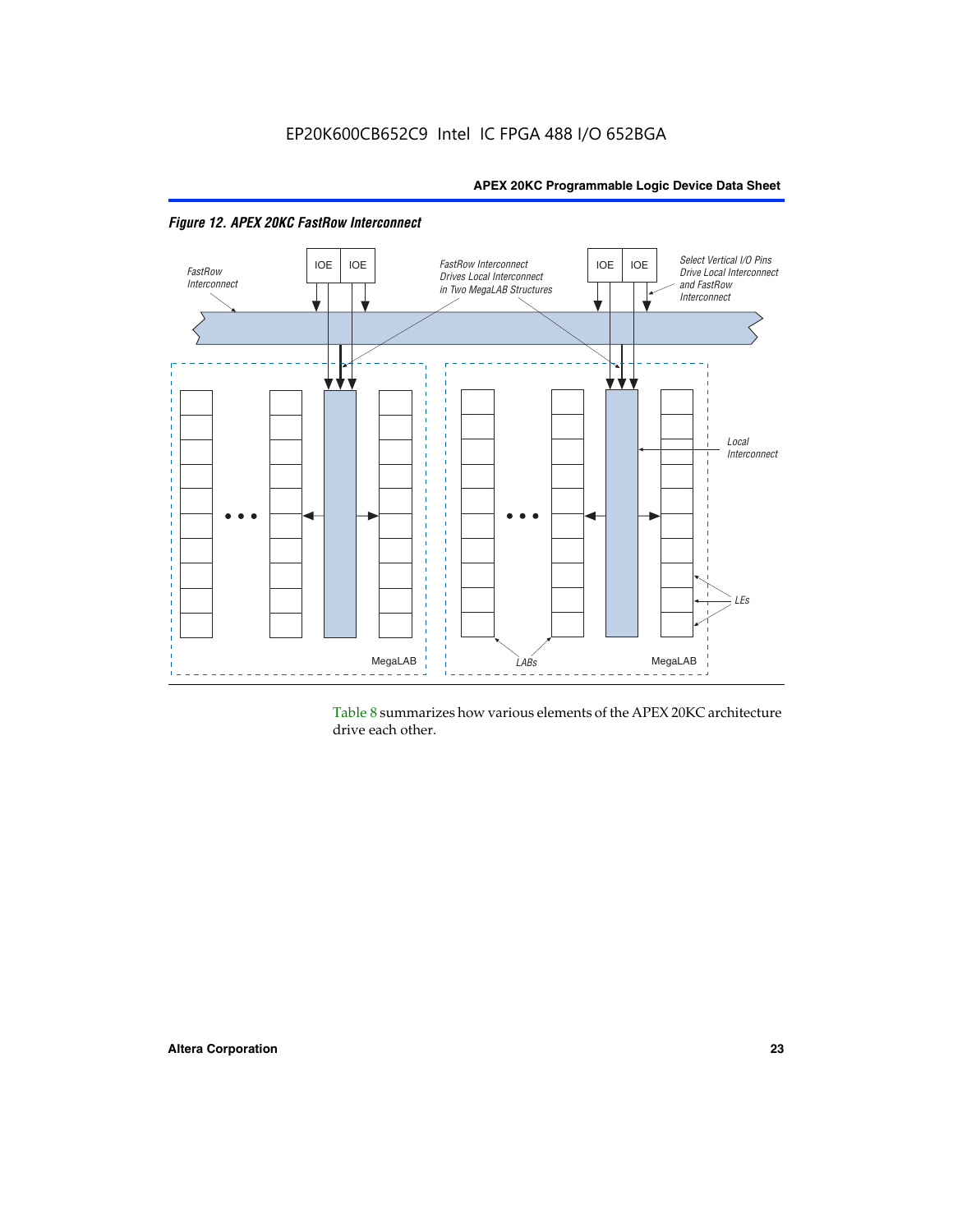*Figure 12. APEX 20KC FastRow Interconnect*

Table 8 summarizes how various elements of the APEX 20KC architecture drive each other.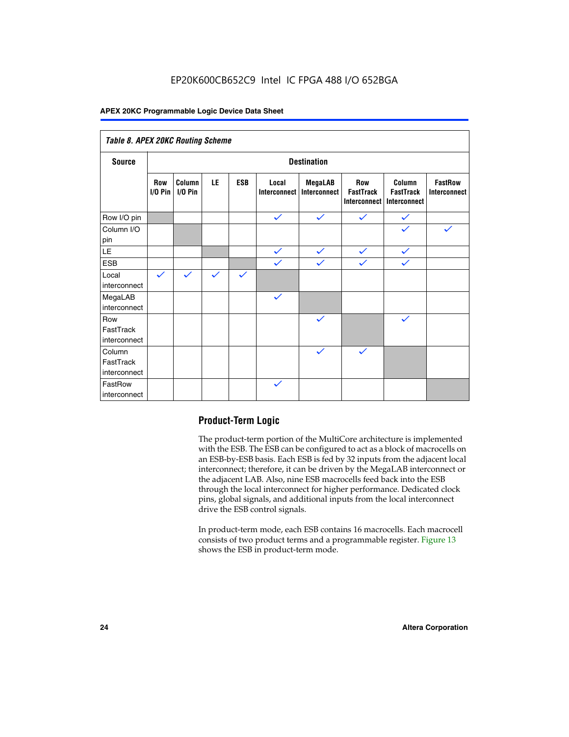**Table 8. APEX 20KC Routing Scheme**

| Source | Destination | | | | | | | | |
|---|---|---|---|---|---|---|---|---|---|
| | Row I/O Pin | Column I/O Pin | LE | ESB | Local Interconnect | MegaLAB Interconnect | Row FastTrack Interconnect | Column FastTrack Interconnect | FastRow Interconnect |
| Row I/O pin | | | | | ✓ | ✓ | ✓ | ✓ | |
| Column I/O pin | | | | | | | | ✓ | ✓ |
| LE | | | | | ✓ | ✓ | ✓ | ✓ | |
| ESB | | | | | ✓ | ✓ | ✓ | ✓ | |
| Local interconnect | ✓ | ✓ | ✓ | ✓ | | | | | |
| MegaLAB interconnect | | | | | ✓ | | | | |
| Row FastTrack interconnect | | | | | | ✓ | | ✓ | |
| Column FastTrack interconnect | | | | | | ✓ | ✓ | | |
| FastRow interconnect | | | | | ✓ | | | | |

## Product-Term Logic

The product-term portion of the MultiCore architecture is implemented with the ESB. The ESB can be configured to act as a block of macrocells on an ESB-by-ESB basis. Each ESB is fed by 32 inputs from the adjacent local interconnect; therefore, it can be driven by the MegaLAB interconnect or the adjacent LAB. Also, nine ESB macrocells feed back into the ESB through the local interconnect for higher performance. Dedicated clock pins, global signals, and additional inputs from the local interconnect drive the ESB control signals.

In product-term mode, each ESB contains 16 macrocells. Each macrocell consists of two product terms and a programmable register. Figure 13 shows the ESB in product-term mode.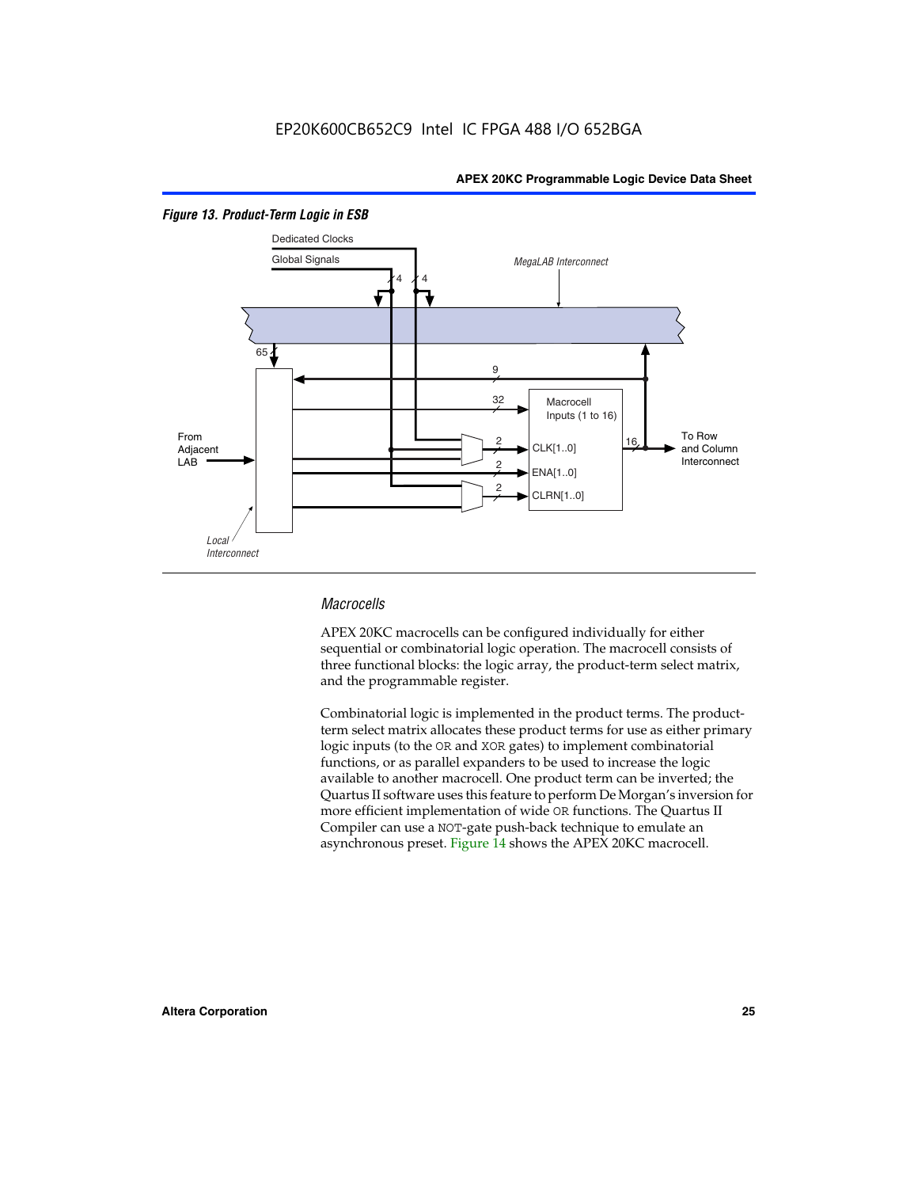EP20K600CB652C9 Intel IC FPGA 488 I/O 652BGA

*Figure 13. Product-Term Logic in ESB*

Dedicated Clocks

Global Signals

*MegaLAB Interconnect*

4 4

65

9

32

Macrocell Inputs (1 to 16)

From Adjacent LAB

2 CLK[1..0]

2 ENA[1..0]

2 CLRN[1..0]

16

To Row and Column Interconnect

*Local Interconnect*

### *Macrocells*

APEX 20KC macrocells can be configured individually for either sequential or combinatorial logic operation. The macrocell consists of three functional blocks: the logic array, the product-term select matrix, and the programmable register.

Combinatorial logic is implemented in the product terms. The product-term select matrix allocates these product terms for use as either primary logic inputs (to the OR and XOR gates) to implement combinatorial functions, or as parallel expanders to be used to increase the logic available to another macrocell. One product term can be inverted; the Quartus II software uses this feature to perform De Morgan's inversion for more efficient implementation of wide OR functions. The Quartus II Compiler can use a NOT-gate push-back technique to emulate an asynchronous preset. Figure 14 shows the APEX 20KC macrocell.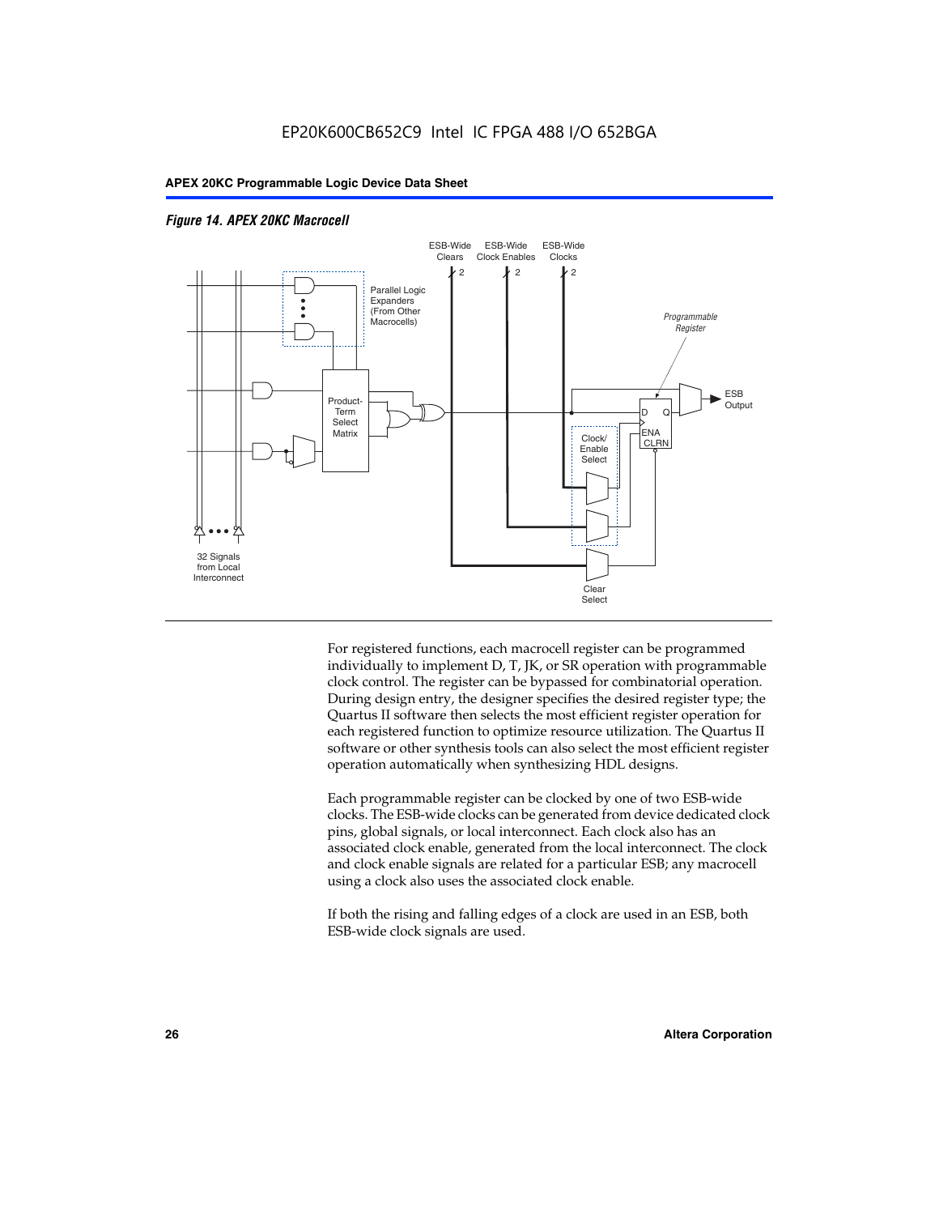*Figure 14. APEX 20KC Macrocell*

For registered functions, each macrocell register can be programmed individually to implement D, T, JK, or SR operation with programmable clock control. The register can be bypassed for combinatorial operation. During design entry, the designer specifies the desired register type; the Quartus II software then selects the most efficient register operation for each registered function to optimize resource utilization. The Quartus II software or other synthesis tools can also select the most efficient register operation automatically when synthesizing HDL designs.

Each programmable register can be clocked by one of two ESB-wide clocks. The ESB-wide clocks can be generated from device dedicated clock pins, global signals, or local interconnect. Each clock also has an associated clock enable, generated from the local interconnect. The clock and clock enable signals are related for a particular ESB; any macrocell using a clock also uses the associated clock enable.

If both the rising and falling edges of a clock are used in an ESB, both ESB-wide clock signals are used.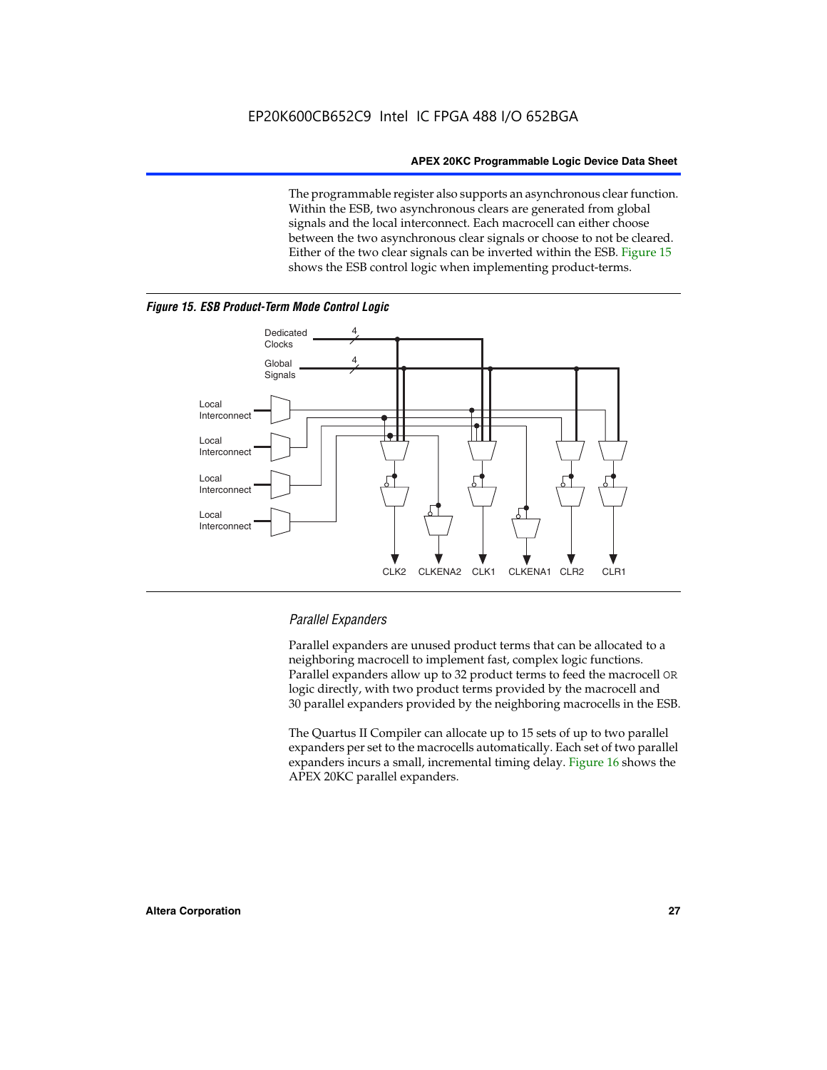The programmable register also supports an asynchronous clear function. Within the ESB, two asynchronous clears are generated from global signals and the local interconnect. Each macrocell can either choose between the two asynchronous clear signals or choose to not be cleared. Either of the two clear signals can be inverted within the ESB. Figure 15 shows the ESB control logic when implementing product-terms.

*Figure 15. ESB Product-Term Mode Control Logic*

Dedicated Clocks 4

Global Signals 4

Local Interconnect

Local Interconnect

Local Interconnect

Local Interconnect

CLK2 CLKENA2 CLK1 CLKENA1 CLR2 CLR1

### *Parallel Expanders*

Parallel expanders are unused product terms that can be allocated to a neighboring macrocell to implement fast, complex logic functions. Parallel expanders allow up to 32 product terms to feed the macrocell OR logic directly, with two product terms provided by the macrocell and 30 parallel expanders provided by the neighboring macrocells in the ESB.

The Quartus II Compiler can allocate up to 15 sets of up to two parallel expanders per set to the macrocells automatically. Each set of two parallel expanders incurs a small, incremental timing delay. Figure 16 shows the APEX 20KC parallel expanders.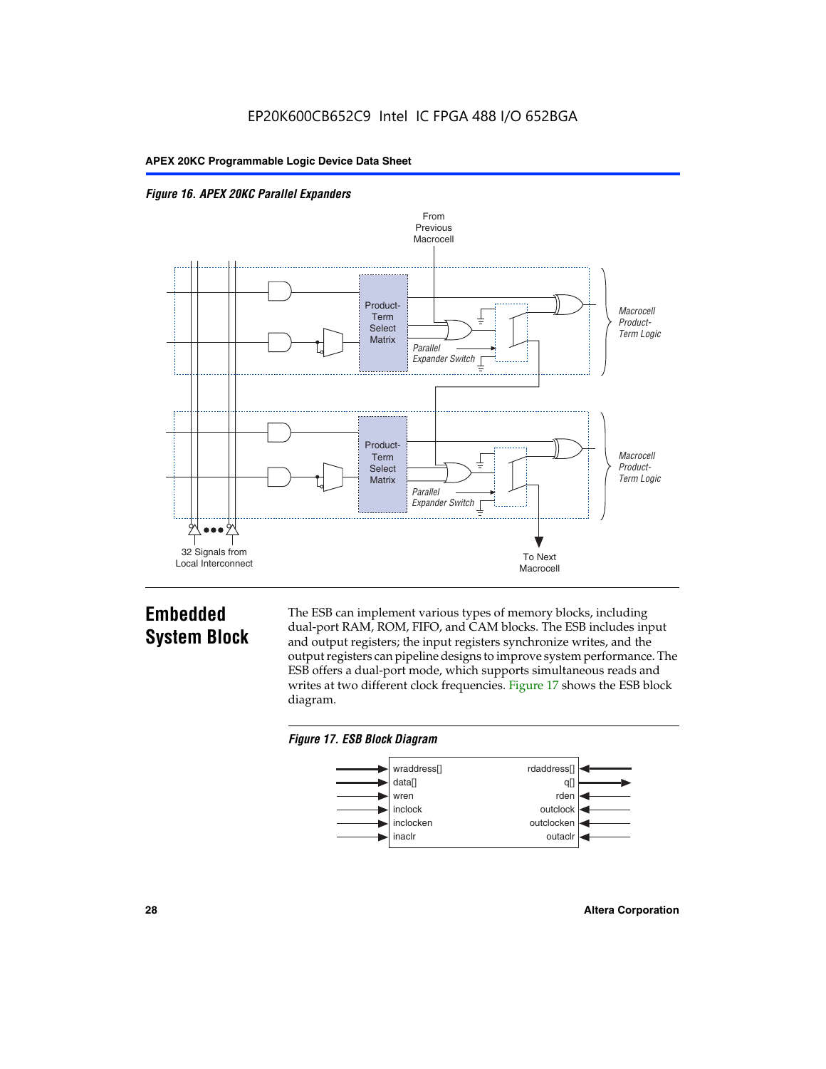*Figure 16. APEX 20KC Parallel Expanders*

## Embedded System Block

The ESB can implement various types of memory blocks, including dual-port RAM, ROM, FIFO, and CAM blocks. The ESB includes input and output registers; the input registers synchronize writes, and the output registers can pipeline designs to improve system performance. The ESB offers a dual-port mode, which supports simultaneous reads and writes at two different clock frequencies. Figure 17 shows the ESB block diagram.

*Figure 17. ESB Block Diagram*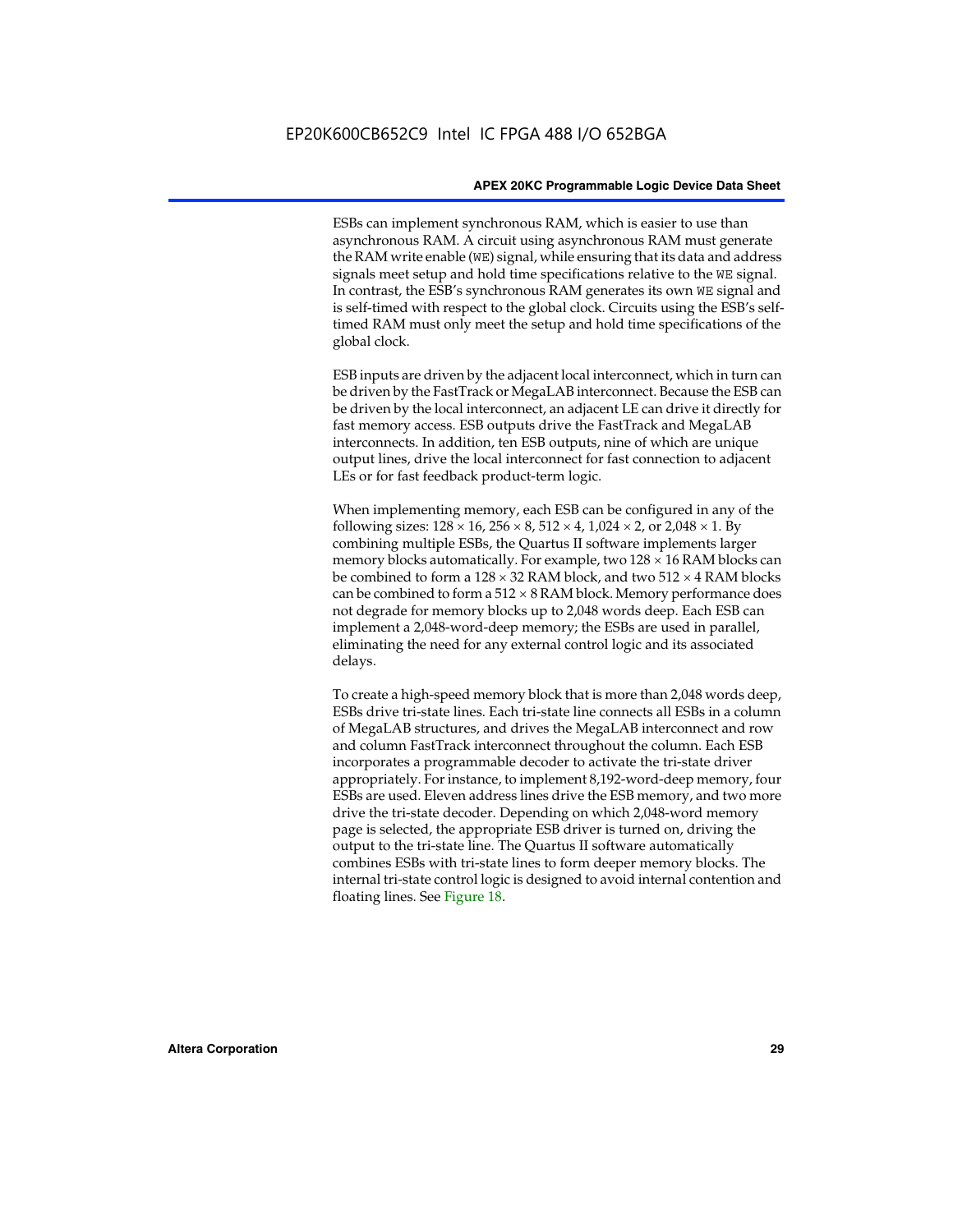ESBs can implement synchronous RAM, which is easier to use than asynchronous RAM. A circuit using asynchronous RAM must generate the RAM write enable (`WE`) signal, while ensuring that its data and address signals meet setup and hold time specifications relative to the `WE` signal. In contrast, the ESB's synchronous RAM generates its own `WE` signal and is self-timed with respect to the global clock. Circuits using the ESB's self-timed RAM must only meet the setup and hold time specifications of the global clock.

ESB inputs are driven by the adjacent local interconnect, which in turn can be driven by the FastTrack or MegaLAB interconnect. Because the ESB can be driven by the local interconnect, an adjacent LE can drive it directly for fast memory access. ESB outputs drive the FastTrack and MegaLAB interconnects. In addition, ten ESB outputs, nine of which are unique output lines, drive the local interconnect for fast connection to adjacent LEs or for fast feedback product-term logic.

When implementing memory, each ESB can be configured in any of the following sizes: $128 \times 16$, $256 \times 8$, $512 \times 4$, $1,024 \times 2$, or $2,048 \times 1$. By combining multiple ESBs, the Quartus II software implements larger memory blocks automatically. For example, two $128 \times 16$ RAM blocks can be combined to form a $128 \times 32$ RAM block, and two $512 \times 4$ RAM blocks can be combined to form a $512 \times 8$ RAM block. Memory performance does not degrade for memory blocks up to 2,048 words deep. Each ESB can implement a 2,048-word-deep memory; the ESBs are used in parallel, eliminating the need for any external control logic and its associated delays.

To create a high-speed memory block that is more than 2,048 words deep, ESBs drive tri-state lines. Each tri-state line connects all ESBs in a column of MegaLAB structures, and drives the MegaLAB interconnect and row and column FastTrack interconnect throughout the column. Each ESB incorporates a programmable decoder to activate the tri-state driver appropriately. For instance, to implement 8,192-word-deep memory, four ESBs are used. Eleven address lines drive the ESB memory, and two more drive the tri-state decoder. Depending on which 2,048-word memory page is selected, the appropriate ESB driver is turned on, driving the output to the tri-state line. The Quartus II software automatically combines ESBs with tri-state lines to form deeper memory blocks. The internal tri-state control logic is designed to avoid internal contention and floating lines. See Figure 18.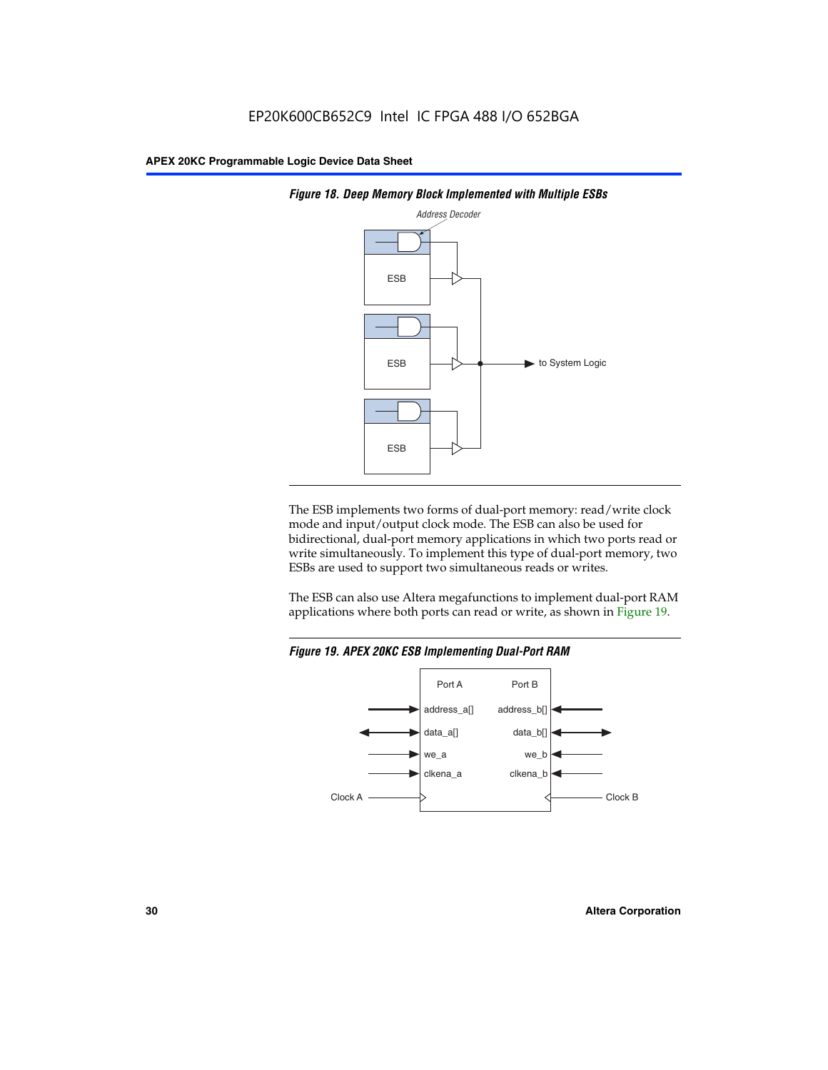**Figure 18. Deep Memory Block Implemented with Multiple ESBs**

The ESB implements two forms of dual-port memory: read/write clock mode and input/output clock mode. The ESB can also be used for bidirectional, dual-port memory applications in which two ports read or write simultaneously. To implement this type of dual-port memory, two ESBs are used to support two simultaneous reads or writes.

The ESB can also use Altera megafunctions to implement dual-port RAM applications where both ports can read or write, as shown in Figure 19.

**Figure 19. APEX 20KC ESB Implementing Dual-Port RAM**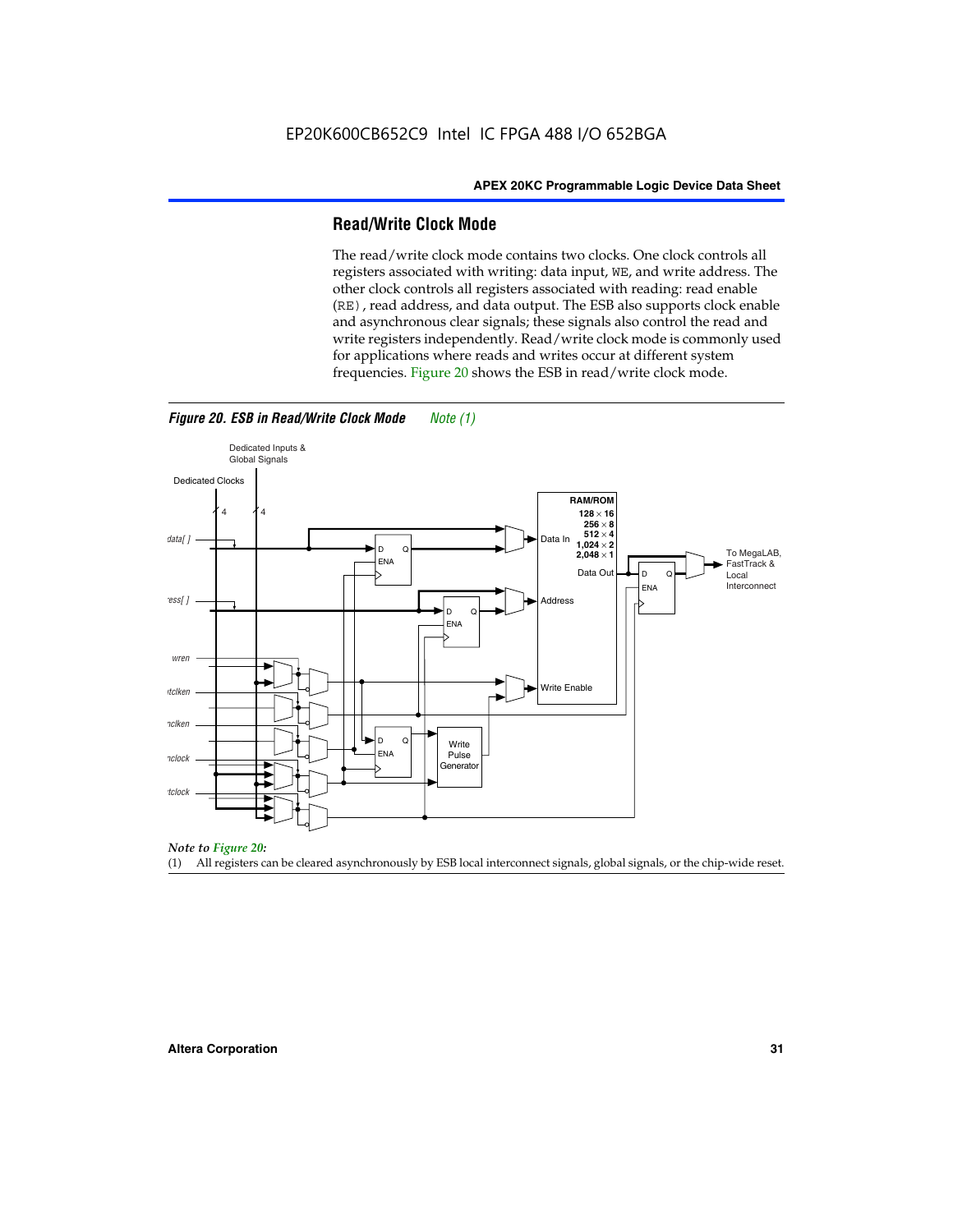## Read/Write Clock Mode

The read/write clock mode contains two clocks. One clock controls all registers associated with writing: data input, WE, and write address. The other clock controls all registers associated with reading: read enable (RE), read address, and data output. The ESB also supports clock enable and asynchronous clear signals; these signals also control the read and write registers independently. Read/write clock mode is commonly used for applications where reads and writes occur at different system frequencies. Figure 20 shows the ESB in read/write clock mode.

*Figure 20. ESB in Read/Write Clock Mode* *Note (1)*

*Note to Figure 20:*

(1) All registers can be cleared asynchronously by ESB local interconnect signals, global signals, or the chip-wide reset.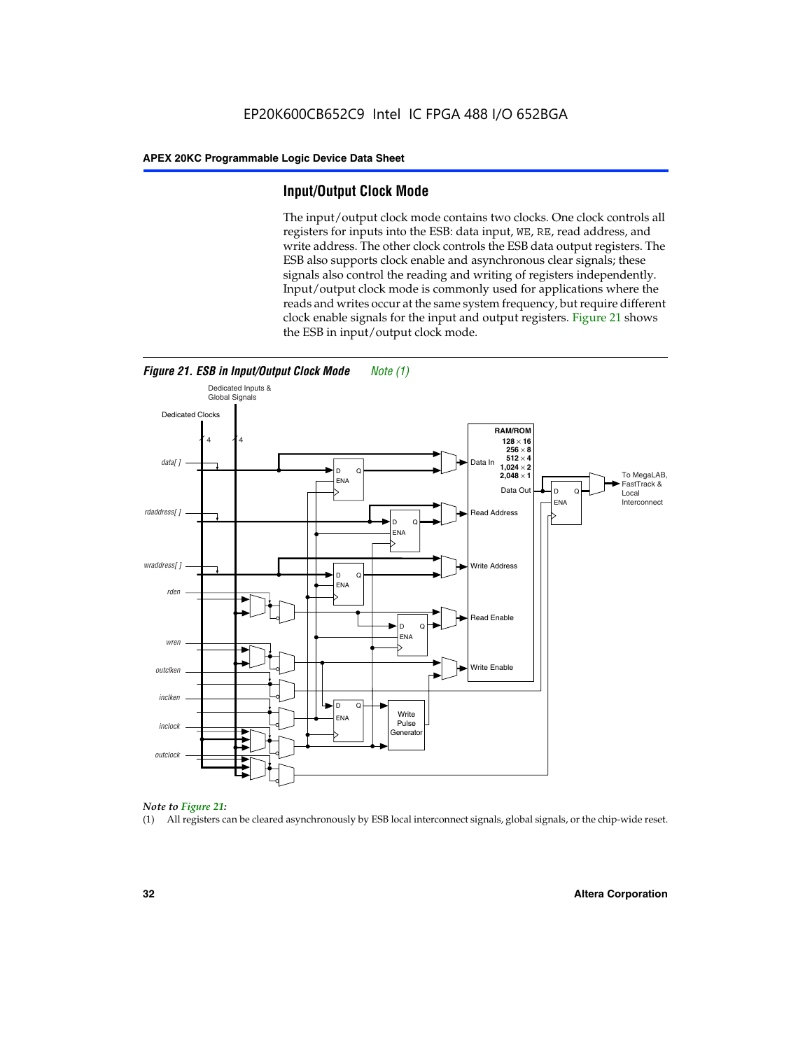## Input/Output Clock Mode

The input/output clock mode contains two clocks. One clock controls all registers for inputs into the ESB: data input, WE, RE, read address, and write address. The other clock controls the ESB data output registers. The ESB also supports clock enable and asynchronous clear signals; these signals also control the reading and writing of registers independently. Input/output clock mode is commonly used for applications where the reads and writes occur at the same system frequency, but require different clock enable signals for the input and output registers. Figure 21 shows the ESB in input/output clock mode.

*Figure 21. ESB in Input/Output Clock Mode* *Note (1)*

*Note to Figure 21:*

(1) All registers can be cleared asynchronously by ESB local interconnect signals, global signals, or the chip-wide reset.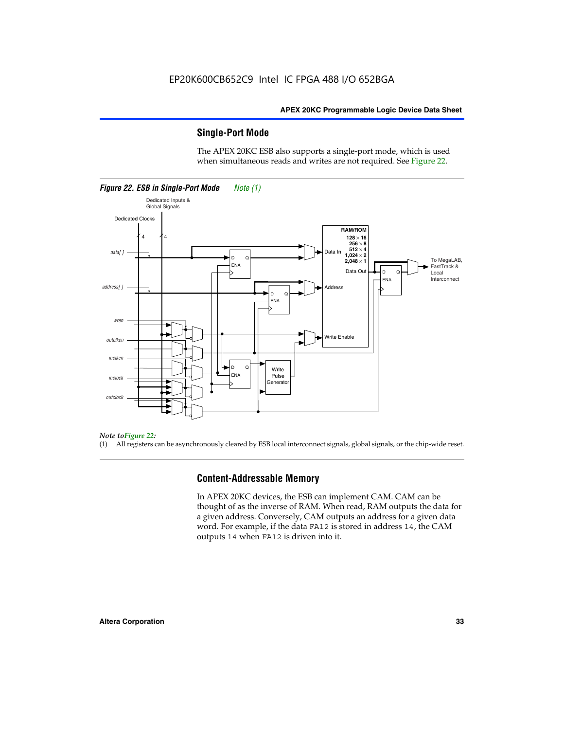## Single-Port Mode

The APEX 20KC ESB also supports a single-port mode, which is used when simultaneous reads and writes are not required. See Figure 22.

*Figure 22. ESB in Single-Port Mode* *Note (1)*

*Note to Figure 22:*

(1) All registers can be asynchronously cleared by ESB local interconnect signals, global signals, or the chip-wide reset.

## Content-Addressable Memory

In APEX 20KC devices, the ESB can implement CAM. CAM can be thought of as the inverse of RAM. When read, RAM outputs the data for a given address. Conversely, CAM outputs an address for a given data word. For example, if the data `FA12` is stored in address `14`, the CAM outputs `14` when `FA12` is driven into it.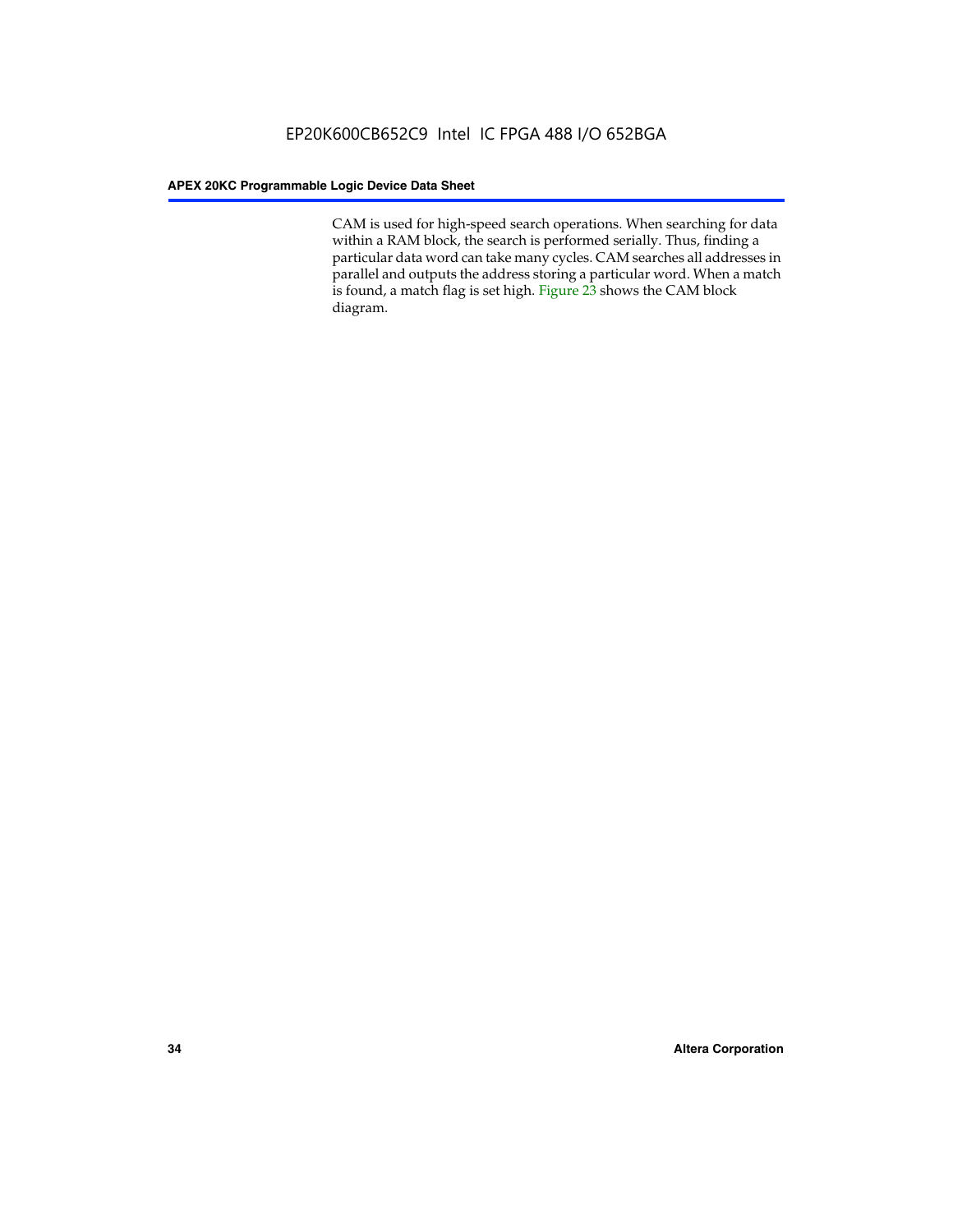CAM is used for high-speed search operations. When searching for data within a RAM block, the search is performed serially. Thus, finding a particular data word can take many cycles. CAM searches all addresses in parallel and outputs the address storing a particular word. When a match is found, a match flag is set high. Figure 23 shows the CAM block diagram.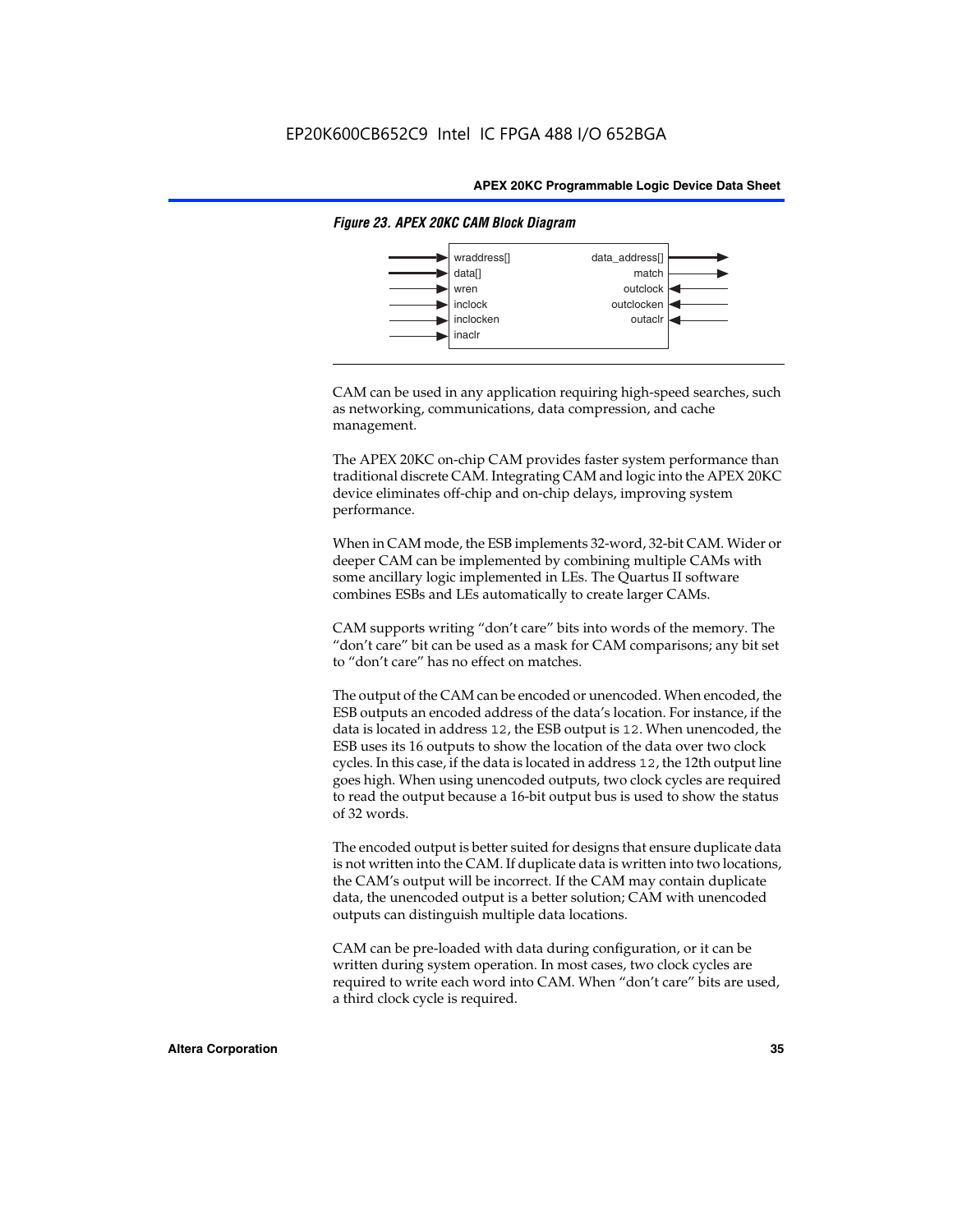*Figure 23. APEX 20KC CAM Block Diagram*

| Inputs | Outputs |
|---|---|
| wraddress[] | data_address[] |
| data[] | match |
| wren | outclock |
| inclock | outclocken |
| inclocken | outaclr |
| inaclr | |

CAM can be used in any application requiring high-speed searches, such as networking, communications, data compression, and cache management.

The APEX 20KC on-chip CAM provides faster system performance than traditional discrete CAM. Integrating CAM and logic into the APEX 20KC device eliminates off-chip and on-chip delays, improving system performance.

When in CAM mode, the ESB implements 32-word, 32-bit CAM. Wider or deeper CAM can be implemented by combining multiple CAMs with some ancillary logic implemented in LEs. The Quartus II software combines ESBs and LEs automatically to create larger CAMs.

CAM supports writing "don't care" bits into words of the memory. The "don't care" bit can be used as a mask for CAM comparisons; any bit set to "don't care" has no effect on matches.

The output of the CAM can be encoded or unencoded. When encoded, the ESB outputs an encoded address of the data's location. For instance, if the data is located in address `12`, the ESB output is `12`. When unencoded, the ESB uses its 16 outputs to show the location of the data over two clock cycles. In this case, if the data is located in address `12`, the 12th output line goes high. When using unencoded outputs, two clock cycles are required to read the output because a 16-bit output bus is used to show the status of 32 words.

The encoded output is better suited for designs that ensure duplicate data is not written into the CAM. If duplicate data is written into two locations, the CAM's output will be incorrect. If the CAM may contain duplicate data, the unencoded output is a better solution; CAM with unencoded outputs can distinguish multiple data locations.

CAM can be pre-loaded with data during configuration, or it can be written during system operation. In most cases, two clock cycles are required to write each word into CAM. When "don't care" bits are used, a third clock cycle is required.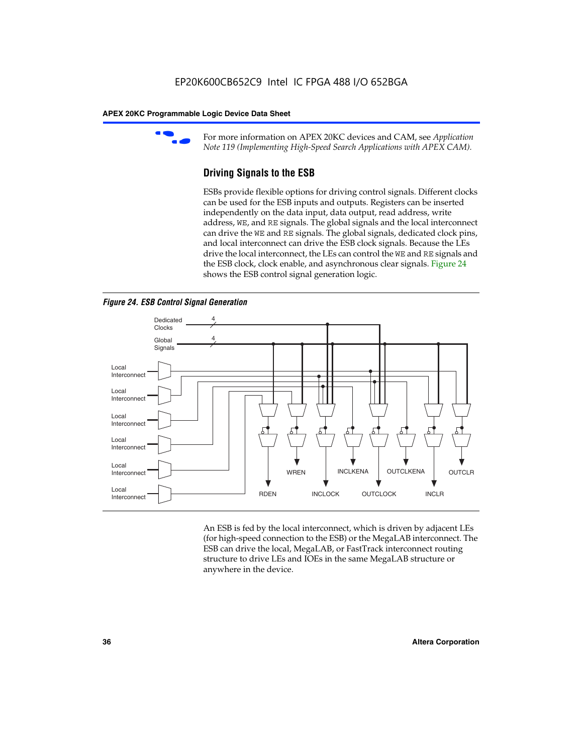For more information on APEX 20KC devices and CAM, see *Application Note 119 (Implementing High-Speed Search Applications with APEX CAM).*

## Driving Signals to the ESB

ESBs provide flexible options for driving control signals. Different clocks can be used for the ESB inputs and outputs. Registers can be inserted independently on the data input, data output, read address, write address, WE, and RE signals. The global signals and the local interconnect can drive the WE and RE signals. The global signals, dedicated clock pins, and local interconnect can drive the ESB clock signals. Because the LEs drive the local interconnect, the LEs can control the WE and RE signals and the ESB clock, clock enable, and asynchronous clear signals. Figure 24 shows the ESB control signal generation logic.

*Figure 24. ESB Control Signal Generation*

An ESB is fed by the local interconnect, which is driven by adjacent LEs (for high-speed connection to the ESB) or the MegaLAB interconnect. The ESB can drive the local, MegaLAB, or FastTrack interconnect routing structure to drive LEs and IOEs in the same MegaLAB structure or anywhere in the device.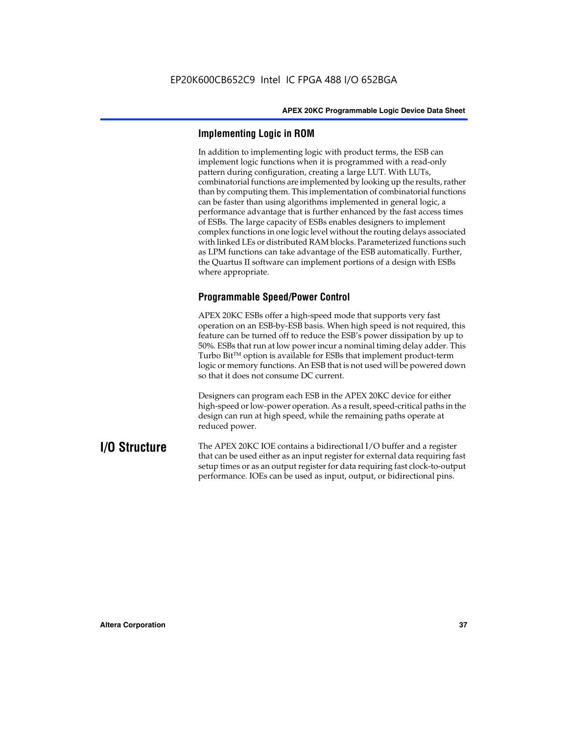### Implementing Logic in ROM

In addition to implementing logic with product terms, the ESB can implement logic functions when it is programmed with a read-only pattern during configuration, creating a large LUT. With LUTs, combinatorial functions are implemented by looking up the results, rather than by computing them. This implementation of combinatorial functions can be faster than using algorithms implemented in general logic, a performance advantage that is further enhanced by the fast access times of ESBs. The large capacity of ESBs enables designers to implement complex functions in one logic level without the routing delays associated with linked LEs or distributed RAM blocks. Parameterized functions such as LPM functions can take advantage of the ESB automatically. Further, the Quartus II software can implement portions of a design with ESBs where appropriate.

### Programmable Speed/Power Control

APEX 20KC ESBs offer a high-speed mode that supports very fast operation on an ESB-by-ESB basis. When high speed is not required, this feature can be turned off to reduce the ESB's power dissipation by up to 50%. ESBs that run at low power incur a nominal timing delay adder. This Turbo Bit™ option is available for ESBs that implement product-term logic or memory functions. An ESB that is not used will be powered down so that it does not consume DC current.

Designers can program each ESB in the APEX 20KC device for either high-speed or low-power operation. As a result, speed-critical paths in the design can run at high speed, while the remaining paths operate at reduced power.

## I/O Structure

The APEX 20KC IOE contains a bidirectional I/O buffer and a register that can be used either as an input register for external data requiring fast setup times or as an output register for data requiring fast clock-to-output performance. IOEs can be used as input, output, or bidirectional pins.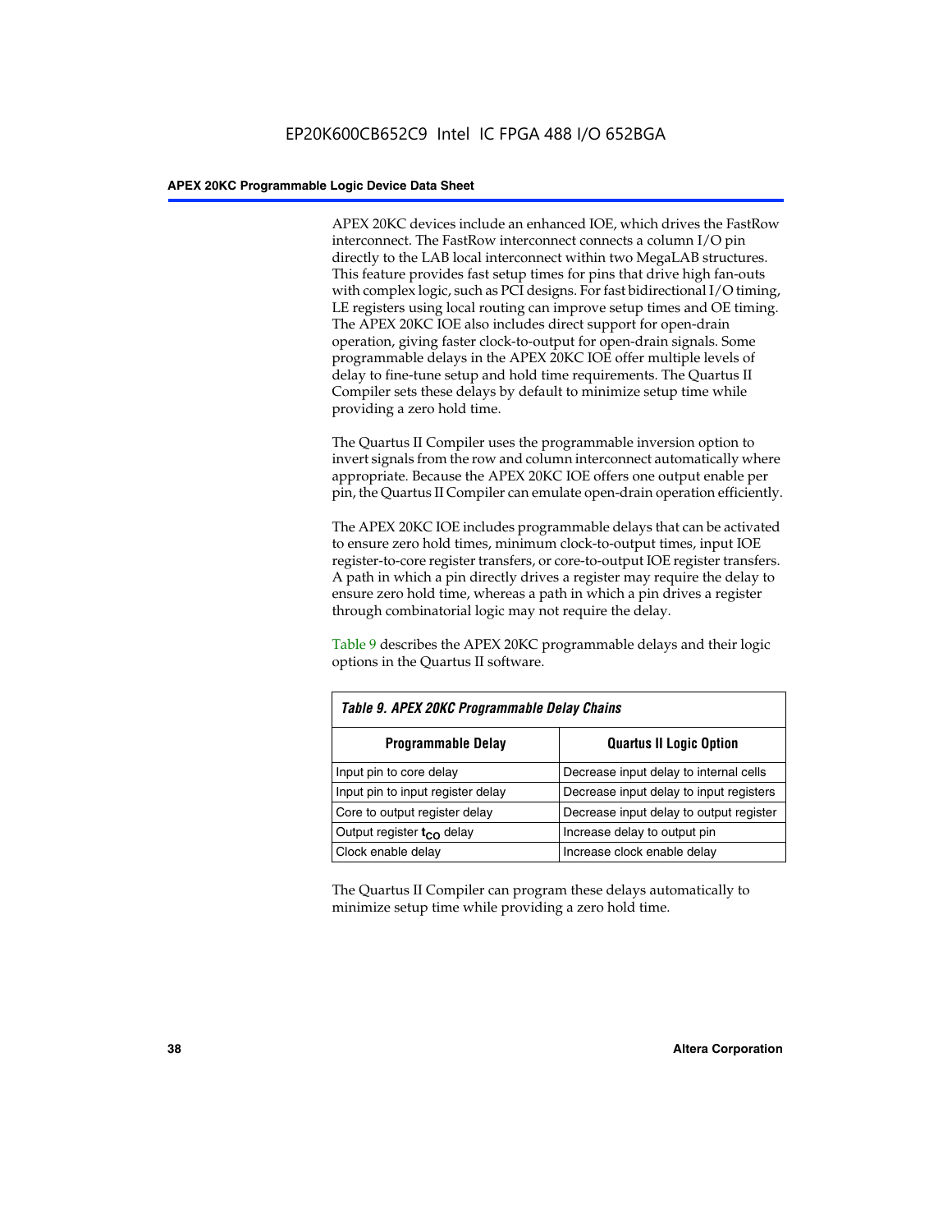APEX 20KC devices include an enhanced IOE, which drives the FastRow interconnect. The FastRow interconnect connects a column I/O pin directly to the LAB local interconnect within two MegaLAB structures. This feature provides fast setup times for pins that drive high fan-outs with complex logic, such as PCI designs. For fast bidirectional I/O timing, LE registers using local routing can improve setup times and OE timing. The APEX 20KC IOE also includes direct support for open-drain operation, giving faster clock-to-output for open-drain signals. Some programmable delays in the APEX 20KC IOE offer multiple levels of delay to fine-tune setup and hold time requirements. The Quartus II Compiler sets these delays by default to minimize setup time while providing a zero hold time.

The Quartus II Compiler uses the programmable inversion option to invert signals from the row and column interconnect automatically where appropriate. Because the APEX 20KC IOE offers one output enable per pin, the Quartus II Compiler can emulate open-drain operation efficiently.

The APEX 20KC IOE includes programmable delays that can be activated to ensure zero hold times, minimum clock-to-output times, input IOE register-to-core register transfers, or core-to-output IOE register transfers. A path in which a pin directly drives a register may require the delay to ensure zero hold time, whereas a path in which a pin drives a register through combinatorial logic may not require the delay.

Table 9 describes the APEX 20KC programmable delays and their logic options in the Quartus II software.

*Table 9. APEX 20KC Programmable Delay Chains*

| Programmable Delay | Quartus II Logic Option |
|---|---|
| Input pin to core delay | Decrease input delay to internal cells |
| Input pin to input register delay | Decrease input delay to input registers |
| Core to output register delay | Decrease input delay to output register |
| Output register $t_{CO}$ delay | Increase delay to output pin |
| Clock enable delay | Increase clock enable delay |

The Quartus II Compiler can program these delays automatically to minimize setup time while providing a zero hold time.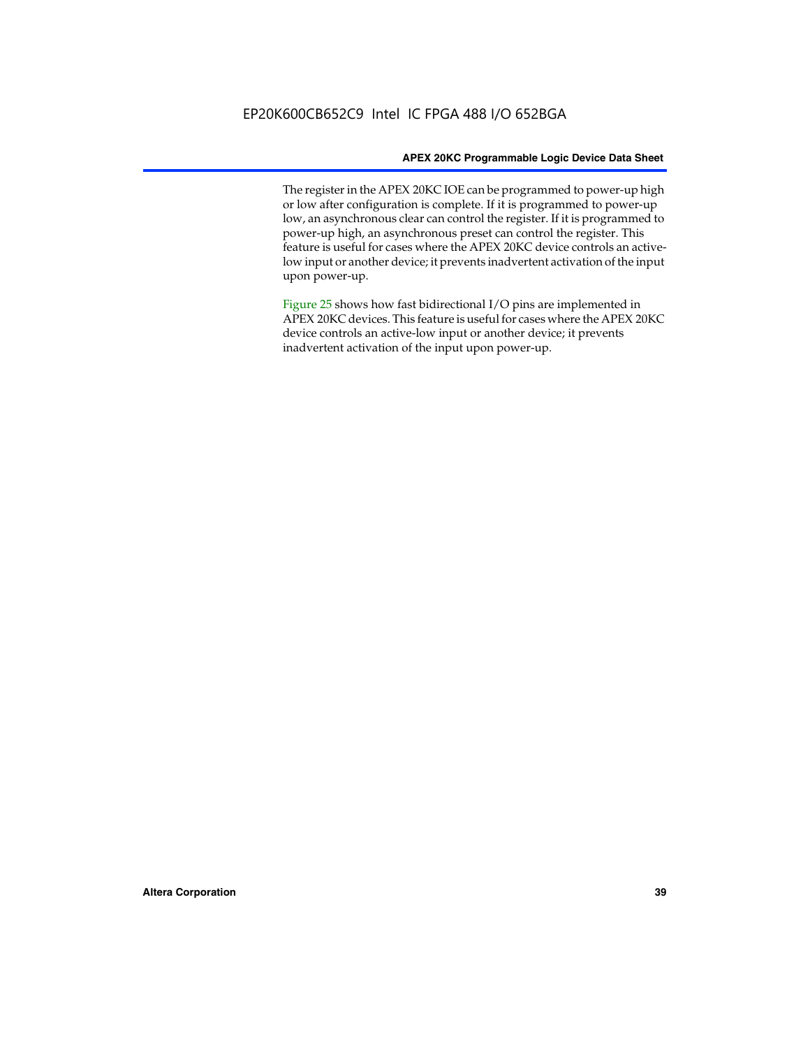The register in the APEX 20KC IOE can be programmed to power-up high or low after configuration is complete. If it is programmed to power-up low, an asynchronous clear can control the register. If it is programmed to power-up high, an asynchronous preset can control the register. This feature is useful for cases where the APEX 20KC device controls an active-low input or another device; it prevents inadvertent activation of the input upon power-up.

Figure 25 shows how fast bidirectional I/O pins are implemented in APEX 20KC devices. This feature is useful for cases where the APEX 20KC device controls an active-low input or another device; it prevents inadvertent activation of the input upon power-up.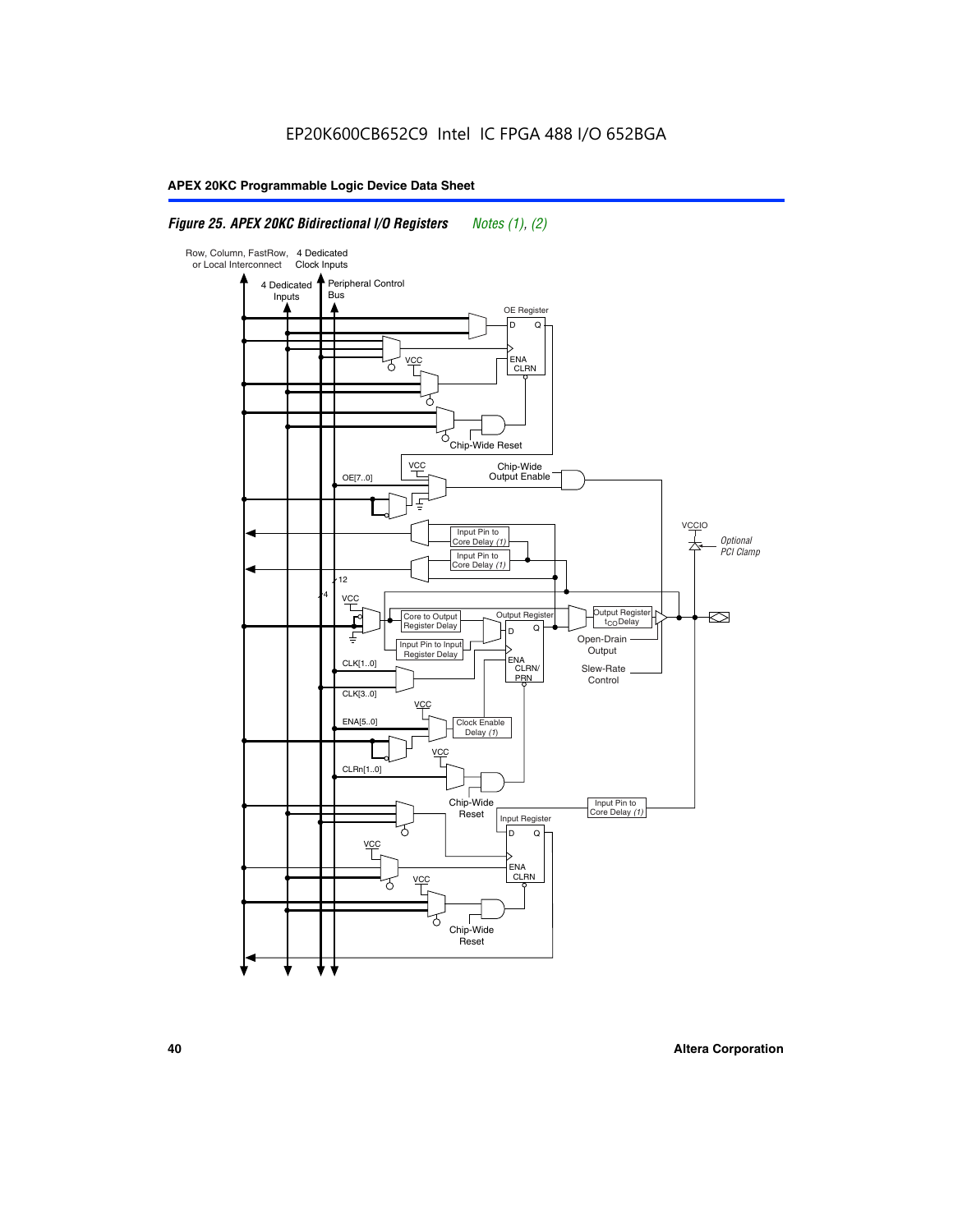EP20K600CB652C9 Intel IC FPGA 488 I/O 652BGA

***Figure 25. APEX 20KC Bidirectional I/O Registers*** *Notes (1), (2)*

Row, Column, FastRow, or Local Interconnect

4 Dedicated Clock Inputs

4 Dedicated Inputs

Peripheral Control Bus

OE Register

D Q

ENA CLRN

VCC

Chip-Wide Reset

VCC

OE[7..0]

Chip-Wide Output Enable

VCCIO

*Optional PCI Clamp*

Input Pin to Core Delay *(1)*

Input Pin to Core Delay *(1)*

12

4

VCC

Core to Output Register Delay

Output Register

Output Register $t_{CO}$ Delay

D Q

Input Pin to Input Register Delay

Open-Drain Output

CLK[1..0]

ENA CLRN/ PRN

Slew-Rate Control

CLK[3..0]

VCC

ENA[5..0]

Clock Enable Delay *(1)*

VCC

CLRn[1..0]

Chip-Wide Reset

Input Pin to Core Delay *(1)*

Input Register

D Q

VCC

ENA CLRN

VCC

Chip-Wide Reset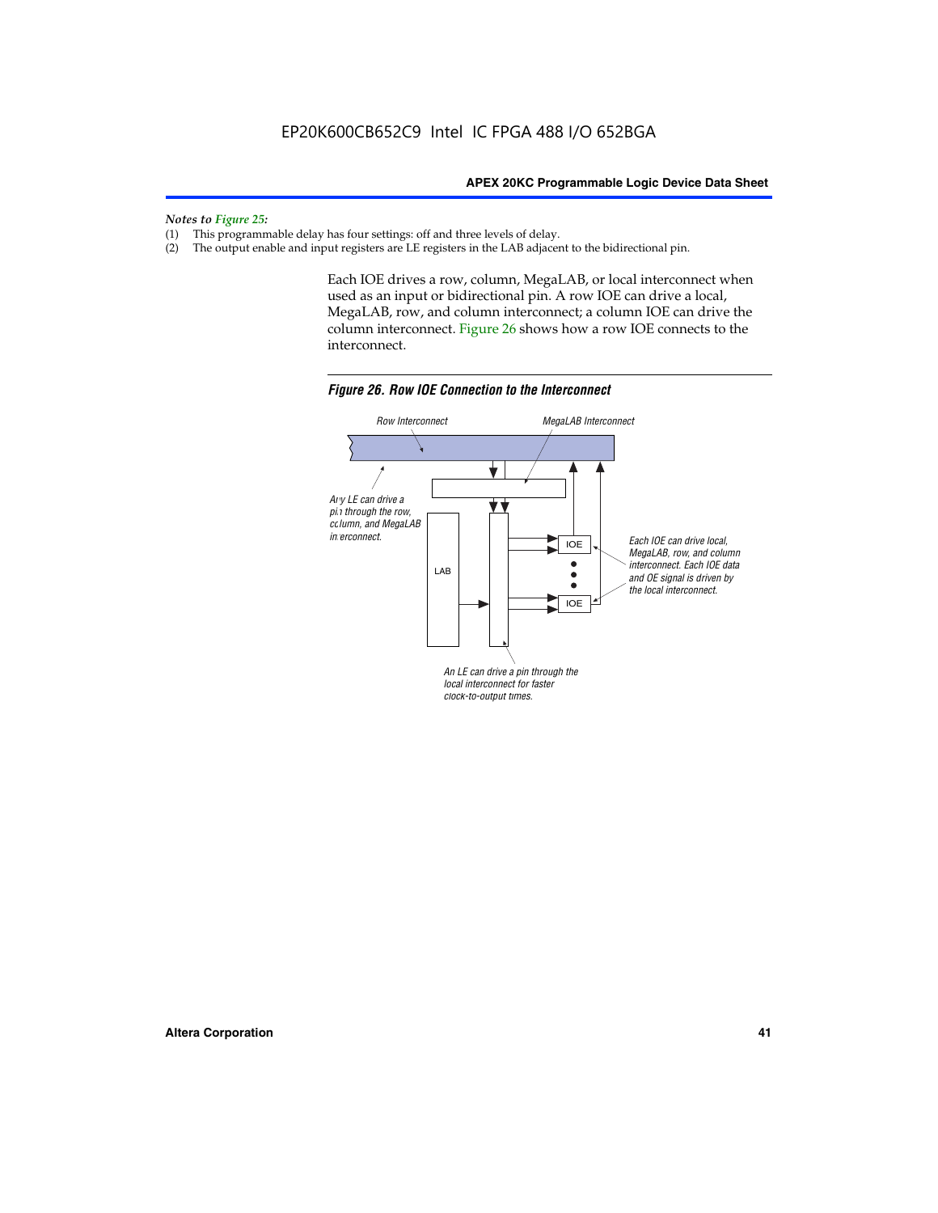*Notes to Figure 25:*

(1) This programmable delay has four settings: off and three levels of delay.
(2) The output enable and input registers are LE registers in the LAB adjacent to the bidirectional pin.

Each IOE drives a row, column, MegaLAB, or local interconnect when used as an input or bidirectional pin. A row IOE can drive a local, MegaLAB, row, and column interconnect; a column IOE can drive the column interconnect. Figure 26 shows how a row IOE connects to the interconnect.

***Figure 26. Row IOE Connection to the Interconnect***

Row Interconnect

MegaLAB Interconnect

Any LE can drive a pin through the row, column, and MegaLAB interconnect.

LAB

IOE

IOE

Each IOE can drive local, MegaLAB, row, and column interconnect. Each IOE data and OE signal is driven by the local interconnect.

An LE can drive a pin through the local interconnect for faster clock-to-output times.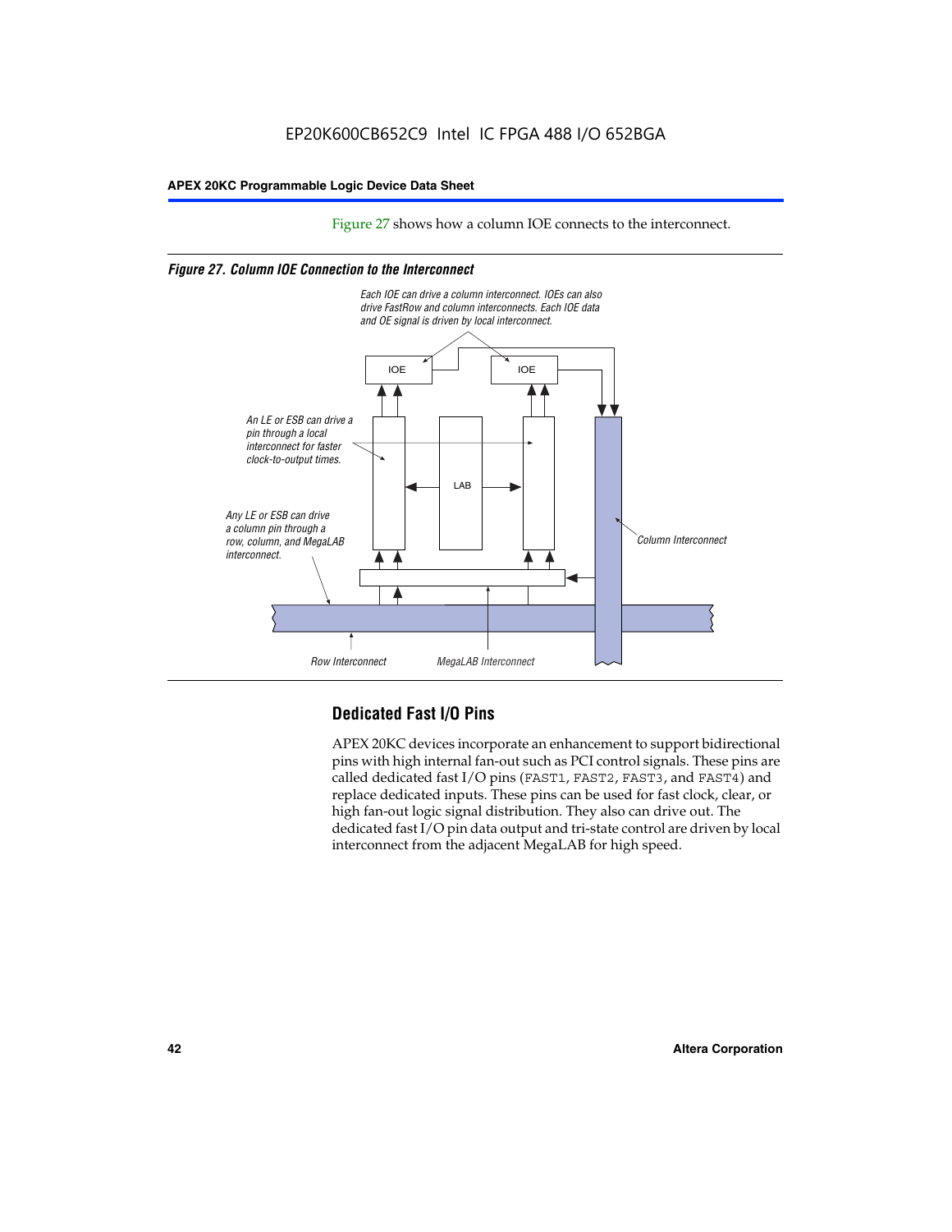Figure 27 shows how a column IOE connects to the interconnect.

*Figure 27. Column IOE Connection to the Interconnect*

Each IOE can drive a column interconnect. IOEs can also drive FastRow and column interconnects. Each IOE data and OE signal is driven by local interconnect.

An LE or ESB can drive a pin through a local interconnect for faster clock-to-output times.

Any LE or ESB can drive a column pin through a row, column, and MegaLAB interconnect.

Column Interconnect

Row Interconnect

MegaLAB Interconnect

## Dedicated Fast I/O Pins

APEX 20KC devices incorporate an enhancement to support bidirectional pins with high internal fan-out such as PCI control signals. These pins are called dedicated fast I/O pins (FAST1, FAST2, FAST3, and FAST4) and replace dedicated inputs. These pins can be used for fast clock, clear, or high fan-out logic signal distribution. They also can drive out. The dedicated fast I/O pin data output and tri-state control are driven by local interconnect from the adjacent MegaLAB for high speed.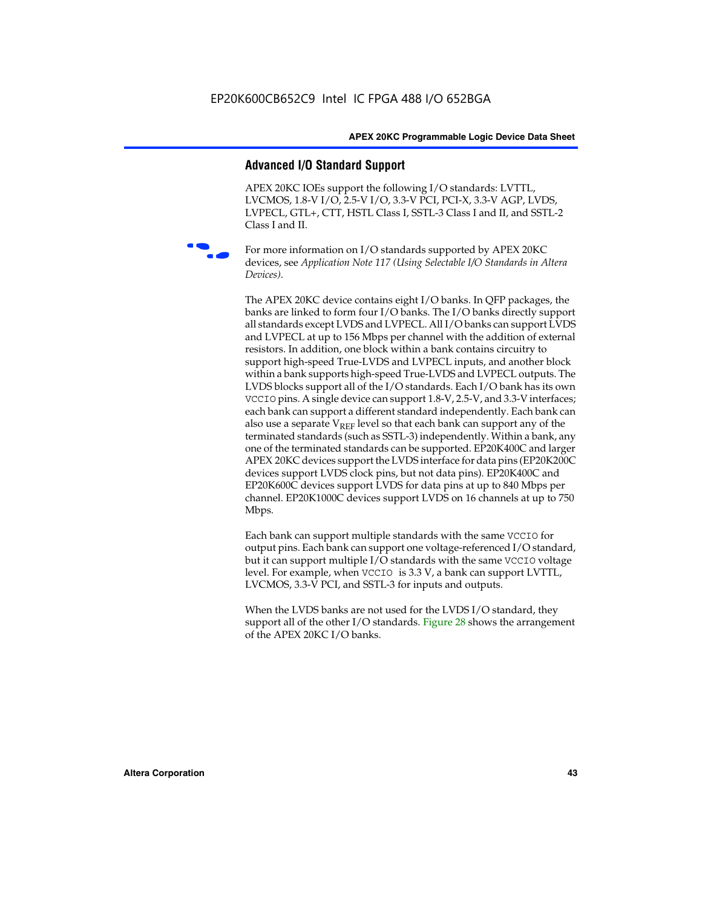## Advanced I/O Standard Support

APEX 20KC IOEs support the following I/O standards: LVTTL, LVCMOS, 1.8-V I/O, 2.5-V I/O, 3.3-V PCI, PCI-X, 3.3-V AGP, LVDS, LVPECL, GTL+, CTT, HSTL Class I, SSTL-3 Class I and II, and SSTL-2 Class I and II.

For more information on I/O standards supported by APEX 20KC devices, see *Application Note 117 (Using Selectable I/O Standards in Altera Devices)*.

The APEX 20KC device contains eight I/O banks. In QFP packages, the banks are linked to form four I/O banks. The I/O banks directly support all standards except LVDS and LVPECL. All I/O banks can support LVDS and LVPECL at up to 156 Mbps per channel with the addition of external resistors. In addition, one block within a bank contains circuitry to support high-speed True-LVDS and LVPECL inputs, and another block within a bank supports high-speed True-LVDS and LVPECL outputs. The LVDS blocks support all of the I/O standards. Each I/O bank has its own `VCCIO` pins. A single device can support 1.8-V, 2.5-V, and 3.3-V interfaces; each bank can support a different standard independently. Each bank can also use a separate $V_{REF}$ level so that each bank can support any of the terminated standards (such as SSTL-3) independently. Within a bank, any one of the terminated standards can be supported. EP20K400C and larger APEX 20KC devices support the LVDS interface for data pins (EP20K200C devices support LVDS clock pins, but not data pins). EP20K400C and EP20K600C devices support LVDS for data pins at up to 840 Mbps per channel. EP20K1000C devices support LVDS on 16 channels at up to 750 Mbps.

Each bank can support multiple standards with the same `VCCIO` for output pins. Each bank can support one voltage-referenced I/O standard, but it can support multiple I/O standards with the same `VCCIO` voltage level. For example, when `VCCIO` is 3.3 V, a bank can support LVTTL, LVCMOS, 3.3-V PCI, and SSTL-3 for inputs and outputs.

When the LVDS banks are not used for the LVDS I/O standard, they support all of the other I/O standards. Figure 28 shows the arrangement of the APEX 20KC I/O banks.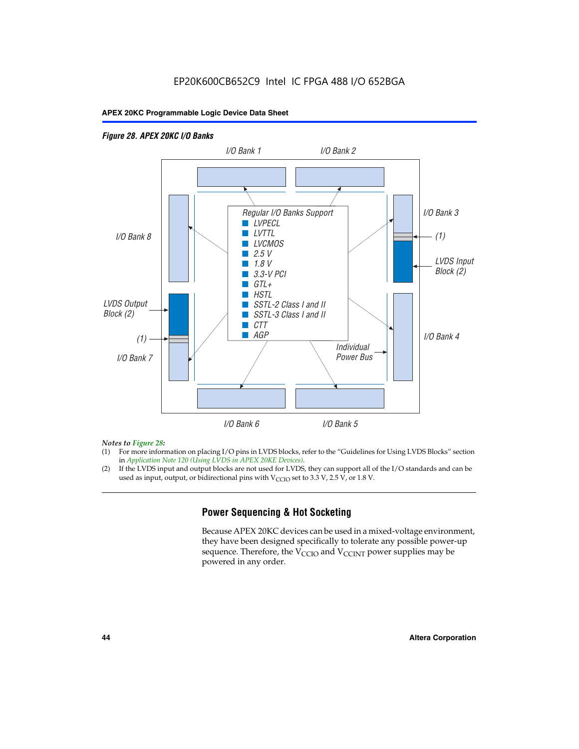*Figure 28. APEX 20KC I/O Banks*

I/O Bank 1 | I/O Bank 2 | I/O Bank 3 | I/O Bank 4 | I/O Bank 5 | I/O Bank 6 | I/O Bank 7 | I/O Bank 8

Regular I/O Banks Support
- LVPECL
- LVTTL
- LVCMOS
- 2.5 V
- 1.8 V
- 3.3-V PCI
- GTL+
- HSTL
- SSTL-2 Class I and II
- SSTL-3 Class I and II
- CTT
- AGP

LVDS Input Block (2)

LVDS Output Block (2)

(1)

Individual Power Bus

*Notes to Figure 28:*

(1) For more information on placing I/O pins in LVDS blocks, refer to the "Guidelines for Using LVDS Blocks" section in *Application Note 120 (Using LVDS in APEX 20KE Devices)*.

(2) If the LVDS input and output blocks are not used for LVDS, they can support all of the I/O standards and can be used as input, output, or bidirectional pins with $V_{CCIO}$ set to 3.3 V, 2.5 V, or 1.8 V.

## Power Sequencing & Hot Socketing

Because APEX 20KC devices can be used in a mixed-voltage environment, they have been designed specifically to tolerate any possible power-up sequence. Therefore, the $V_{CCIO}$ and $V_{CCINT}$ power supplies may be powered in any order.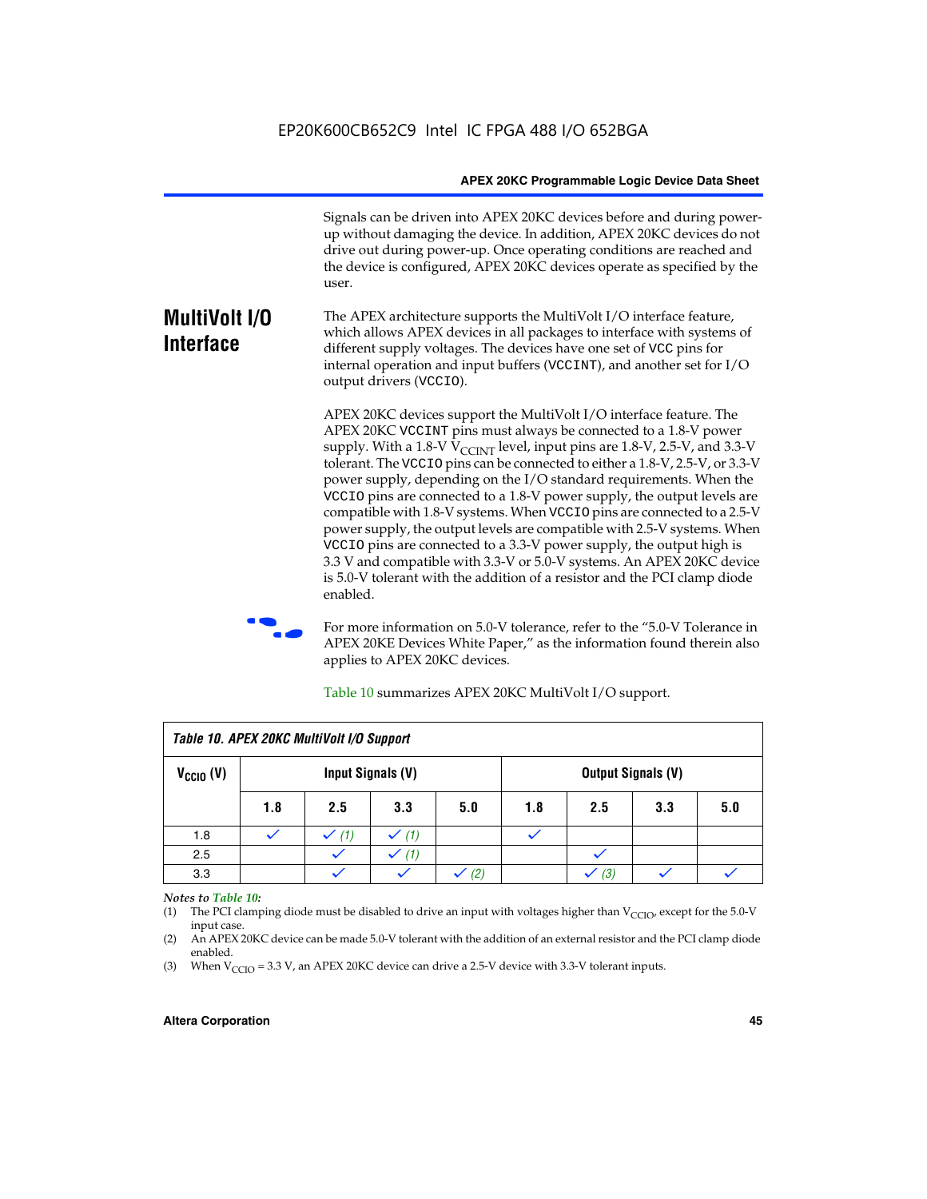Signals can be driven into APEX 20KC devices before and during power-up without damaging the device. In addition, APEX 20KC devices do not drive out during power-up. Once operating conditions are reached and the device is configured, APEX 20KC devices operate as specified by the user.

## MultiVolt I/O Interface

The APEX architecture supports the MultiVolt I/O interface feature, which allows APEX devices in all packages to interface with systems of different supply voltages. The devices have one set of VCC pins for internal operation and input buffers (VCCINT), and another set for I/O output drivers (VCCIO).

APEX 20KC devices support the MultiVolt I/O interface feature. The APEX 20KC VCCINT pins must always be connected to a 1.8-V power supply. With a 1.8-V $V_{CCINT}$ level, input pins are 1.8-V, 2.5-V, and 3.3-V tolerant. The VCCIO pins can be connected to either a 1.8-V, 2.5-V, or 3.3-V power supply, depending on the I/O standard requirements. When the VCCIO pins are connected to a 1.8-V power supply, the output levels are compatible with 1.8-V systems. When VCCIO pins are connected to a 2.5-V power supply, the output levels are compatible with 2.5-V systems. When VCCIO pins are connected to a 3.3-V power supply, the output high is 3.3 V and compatible with 3.3-V or 5.0-V systems. An APEX 20KC device is 5.0-V tolerant with the addition of a resistor and the PCI clamp diode enabled.

For more information on 5.0-V tolerance, refer to the "5.0-V Tolerance in APEX 20KE Devices White Paper," as the information found therein also applies to APEX 20KC devices.

Table 10 summarizes APEX 20KC MultiVolt I/O support.

*Table 10. APEX 20KC MultiVolt I/O Support*

| $V_{CCIO}$ (V) | Input Signals (V) | | | | Output Signals (V) | | | |
|---|---|---|---|---|---|---|---|---|
| | 1.8 | 2.5 | 3.3 | 5.0 | 1.8 | 2.5 | 3.3 | 5.0 |
| 1.8 | ✓ | ✓ (1) | ✓ (1) | | ✓ | | | |
| 2.5 | | ✓ | ✓ (1) | | | ✓ | | |
| 3.3 | | ✓ | ✓ | ✓ (2) | | ✓ (3) | ✓ | ✓ |

*Notes to Table 10:*

(1) The PCI clamping diode must be disabled to drive an input with voltages higher than $V_{CCIO}$, except for the 5.0-V input case.

(2) An APEX 20KC device can be made 5.0-V tolerant with the addition of an external resistor and the PCI clamp diode enabled.

(3) When $V_{CCIO}$ = 3.3 V, an APEX 20KC device can drive a 2.5-V device with 3.3-V tolerant inputs.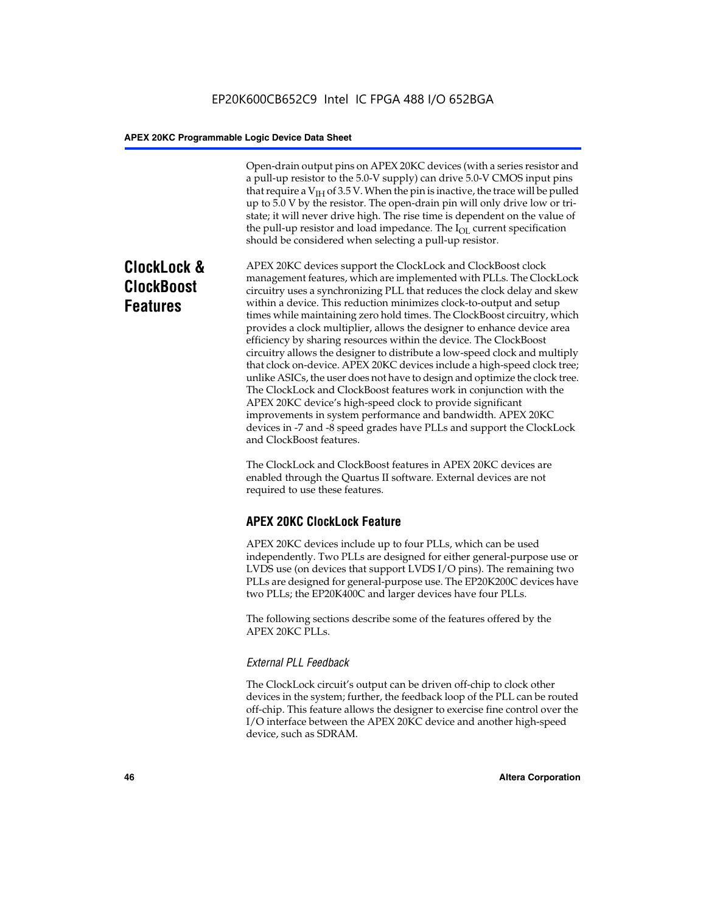Open-drain output pins on APEX 20KC devices (with a series resistor and a pull-up resistor to the 5.0-V supply) can drive 5.0-V CMOS input pins that require a $V_{IH}$ of 3.5 V. When the pin is inactive, the trace will be pulled up to 5.0 V by the resistor. The open-drain pin will only drive low or tri-state; it will never drive high. The rise time is dependent on the value of the pull-up resistor and load impedance. The $I_{OL}$ current specification should be considered when selecting a pull-up resistor.

# ClockLock & ClockBoost Features

APEX 20KC devices support the ClockLock and ClockBoost clock management features, which are implemented with PLLs. The ClockLock circuitry uses a synchronizing PLL that reduces the clock delay and skew within a device. This reduction minimizes clock-to-output and setup times while maintaining zero hold times. The ClockBoost circuitry, which provides a clock multiplier, allows the designer to enhance device area efficiency by sharing resources within the device. The ClockBoost circuitry allows the designer to distribute a low-speed clock and multiply that clock on-device. APEX 20KC devices include a high-speed clock tree; unlike ASICs, the user does not have to design and optimize the clock tree. The ClockLock and ClockBoost features work in conjunction with the APEX 20KC device's high-speed clock to provide significant improvements in system performance and bandwidth. APEX 20KC devices in -7 and -8 speed grades have PLLs and support the ClockLock and ClockBoost features.

The ClockLock and ClockBoost features in APEX 20KC devices are enabled through the Quartus II software. External devices are not required to use these features.

## APEX 20KC ClockLock Feature

APEX 20KC devices include up to four PLLs, which can be used independently. Two PLLs are designed for either general-purpose use or LVDS use (on devices that support LVDS I/O pins). The remaining two PLLs are designed for general-purpose use. The EP20K200C devices have two PLLs; the EP20K400C and larger devices have four PLLs.

The following sections describe some of the features offered by the APEX 20KC PLLs.

### *External PLL Feedback*

The ClockLock circuit's output can be driven off-chip to clock other devices in the system; further, the feedback loop of the PLL can be routed off-chip. This feature allows the designer to exercise fine control over the I/O interface between the APEX 20KC device and another high-speed device, such as SDRAM.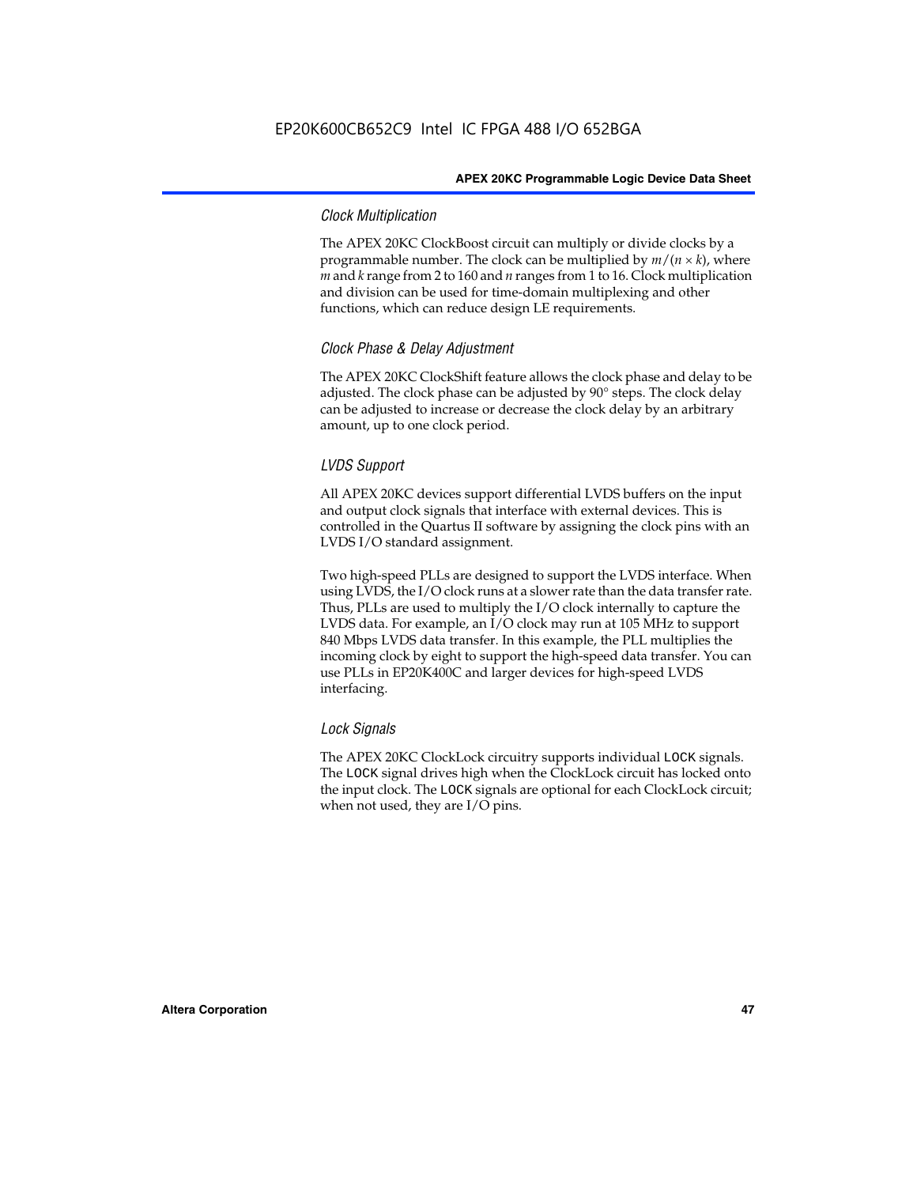#### Clock Multiplication

The APEX 20KC ClockBoost circuit can multiply or divide clocks by a programmable number. The clock can be multiplied by $m/(n \times k)$, where $m$ and $k$ range from 2 to 160 and $n$ ranges from 1 to 16. Clock multiplication and division can be used for time-domain multiplexing and other functions, which can reduce design LE requirements.

#### Clock Phase & Delay Adjustment

The APEX 20KC ClockShift feature allows the clock phase and delay to be adjusted. The clock phase can be adjusted by 90° steps. The clock delay can be adjusted to increase or decrease the clock delay by an arbitrary amount, up to one clock period.

#### LVDS Support

All APEX 20KC devices support differential LVDS buffers on the input and output clock signals that interface with external devices. This is controlled in the Quartus II software by assigning the clock pins with an LVDS I/O standard assignment.

Two high-speed PLLs are designed to support the LVDS interface. When using LVDS, the I/O clock runs at a slower rate than the data transfer rate. Thus, PLLs are used to multiply the I/O clock internally to capture the LVDS data. For example, an I/O clock may run at 105 MHz to support 840 Mbps LVDS data transfer. In this example, the PLL multiplies the incoming clock by eight to support the high-speed data transfer. You can use PLLs in EP20K400C and larger devices for high-speed LVDS interfacing.

#### Lock Signals

The APEX 20KC ClockLock circuitry supports individual `LOCK` signals. The `LOCK` signal drives high when the ClockLock circuit has locked onto the input clock. The `LOCK` signals are optional for each ClockLock circuit; when not used, they are I/O pins.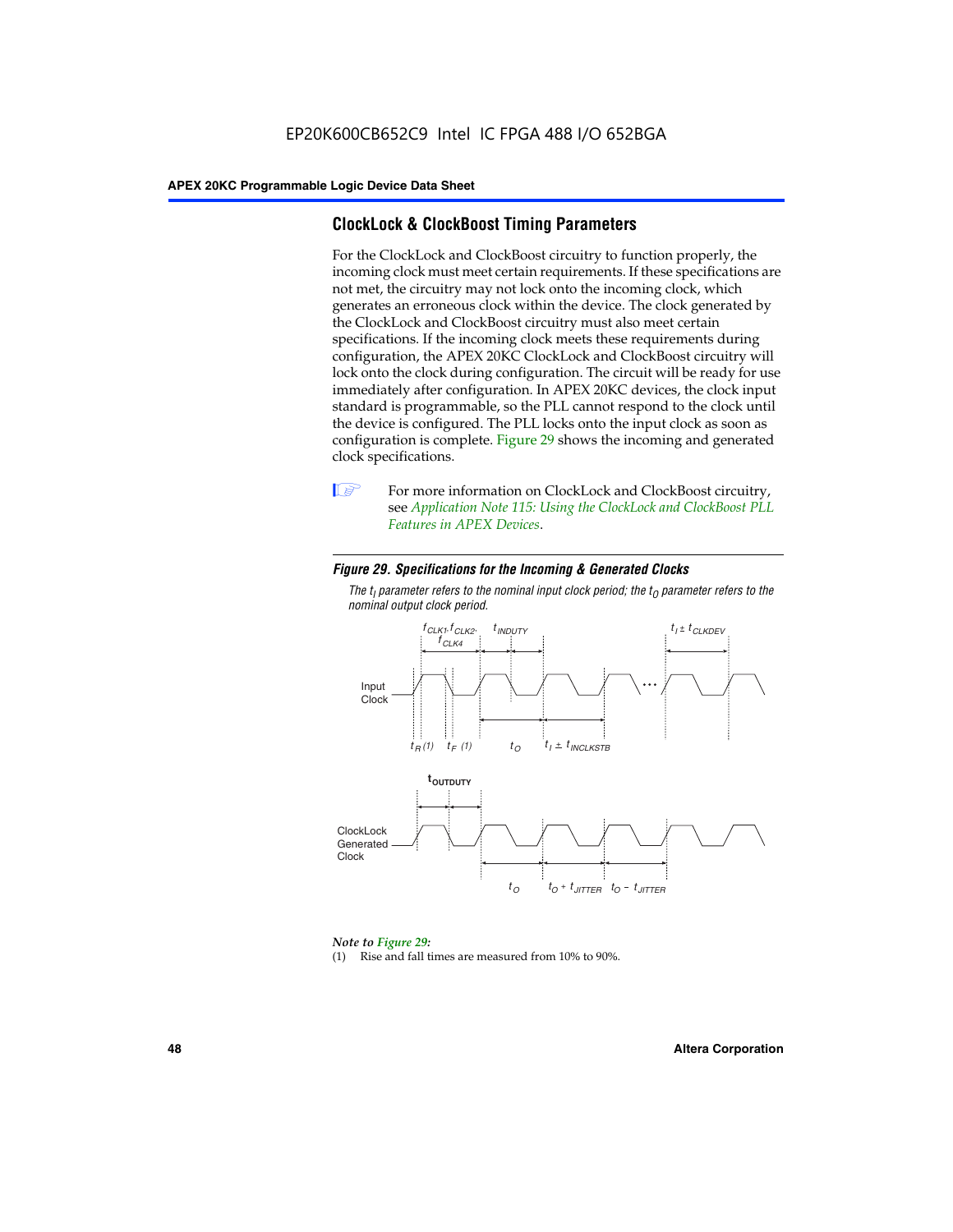## ClockLock & ClockBoost Timing Parameters

For the ClockLock and ClockBoost circuitry to function properly, the incoming clock must meet certain requirements. If these specifications are not met, the circuitry may not lock onto the incoming clock, which generates an erroneous clock within the device. The clock generated by the ClockLock and ClockBoost circuitry must also meet certain specifications. If the incoming clock meets these requirements during configuration, the APEX 20KC ClockLock and ClockBoost circuitry will lock onto the clock during configuration. The circuit will be ready for use immediately after configuration. In APEX 20KC devices, the clock input standard is programmable, so the PLL cannot respond to the clock until the device is configured. The PLL locks onto the input clock as soon as configuration is complete. Figure 29 shows the incoming and generated clock specifications.

For more information on ClockLock and ClockBoost circuitry, see *Application Note 115: Using the ClockLock and ClockBoost PLL Features in APEX Devices*.

***Figure 29. Specifications for the Incoming & Generated Clocks***

*The $t_I$ parameter refers to the nominal input clock period; the $t_O$ parameter refers to the nominal output clock period.*

*Note to Figure 29:*

(1) Rise and fall times are measured from 10% to 90%.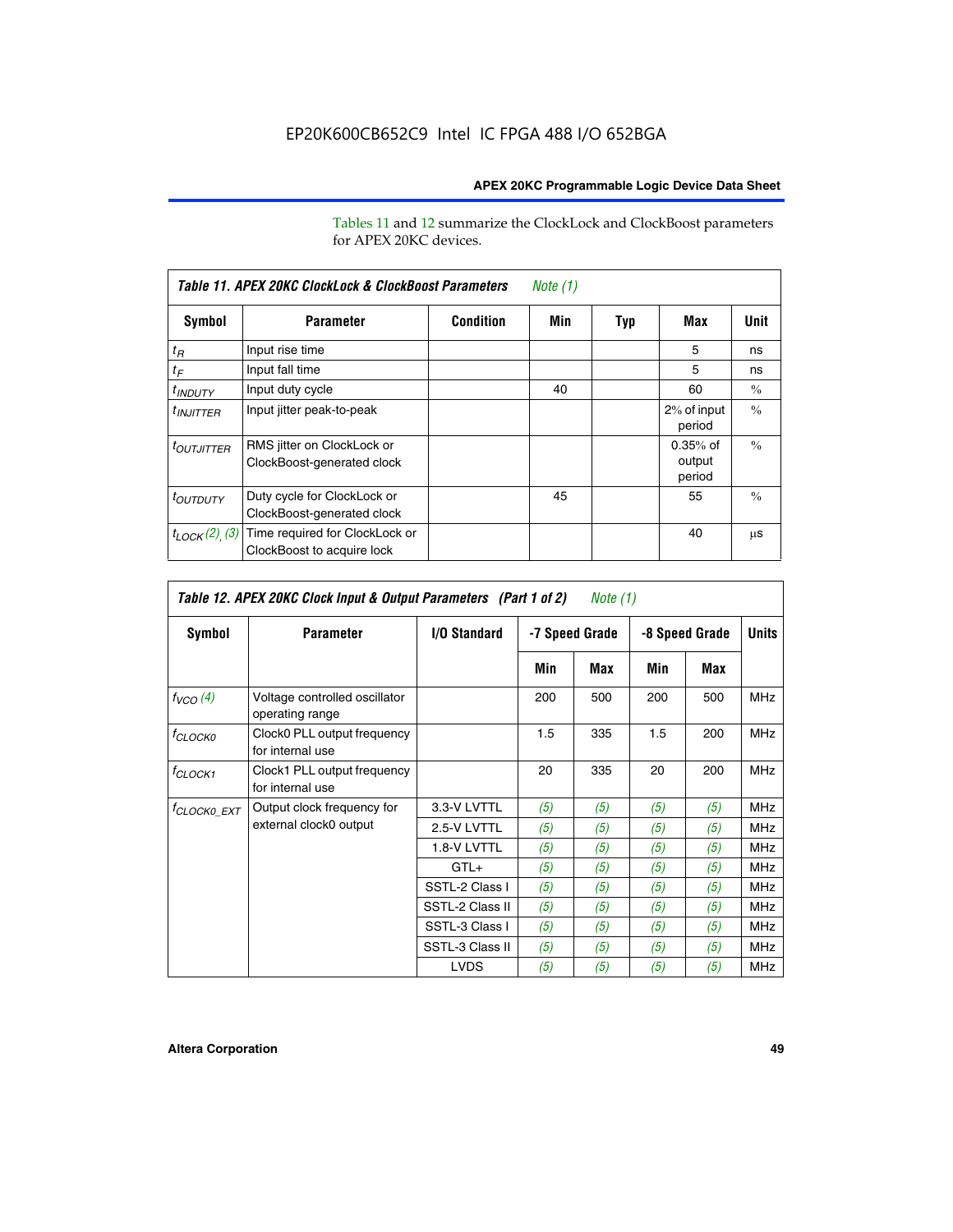Tables 11 and 12 summarize the ClockLock and ClockBoost parameters for APEX 20KC devices.

| Table 11. APEX 20KC ClockLock & ClockBoost Parameters *Note (1)* | | | | | | |
|---|---|---|---|---|---|---|
| Symbol | Parameter | Condition | Min | Typ | Max | Unit |
| $t_R$ | Input rise time | | | | 5 | ns |
| $t_F$ | Input fall time | | | | 5 | ns |
| $t_{INDUTY}$ | Input duty cycle | | 40 | | 60 | % |
| $t_{INJITTER}$ | Input jitter peak-to-peak | | | | 2% of input period | % |
| $t_{OUTJITTER}$ | RMS jitter on ClockLock or ClockBoost-generated clock | | | | 0.35% of output period | % |
| $t_{OUTDUTY}$ | Duty cycle for ClockLock or ClockBoost-generated clock | | 45 | | 55 | % |
| $t_{LOCK}$ *(2), (3)* | Time required for ClockLock or ClockBoost to acquire lock | | | | 40 | µs |

| Table 12. APEX 20KC Clock Input & Output Parameters (Part 1 of 2) *Note (1)* | | | | | | | |
|---|---|---|---|---|---|---|---|
| Symbol | Parameter | I/O Standard | -7 Speed Grade | | -8 Speed Grade | | Units |
| | | | Min | Max | Min | Max | |
| $f_{VCO}$ *(4)* | Voltage controlled oscillator operating range | | 200 | 500 | 200 | 500 | MHz |
| $f_{CLOCK0}$ | Clock0 PLL output frequency for internal use | | 1.5 | 335 | 1.5 | 200 | MHz |
| $f_{CLOCK1}$ | Clock1 PLL output frequency for internal use | | 20 | 335 | 20 | 200 | MHz |
| $f_{CLOCK0\_EXT}$ | Output clock frequency for external clock0 output | 3.3-V LVTTL | *(5)* | *(5)* | *(5)* | *(5)* | MHz |
| | | 2.5-V LVTTL | *(5)* | *(5)* | *(5)* | *(5)* | MHz |
| | | 1.8-V LVTTL | *(5)* | *(5)* | *(5)* | *(5)* | MHz |
| | | GTL+ | *(5)* | *(5)* | *(5)* | *(5)* | MHz |
| | | SSTL-2 Class I | *(5)* | *(5)* | *(5)* | *(5)* | MHz |
| | | SSTL-2 Class II | *(5)* | *(5)* | *(5)* | *(5)* | MHz |
| | | SSTL-3 Class I | *(5)* | *(5)* | *(5)* | *(5)* | MHz |
| | | SSTL-3 Class II | *(5)* | *(5)* | *(5)* | *(5)* | MHz |
| | | LVDS | *(5)* | *(5)* | *(5)* | *(5)* | MHz |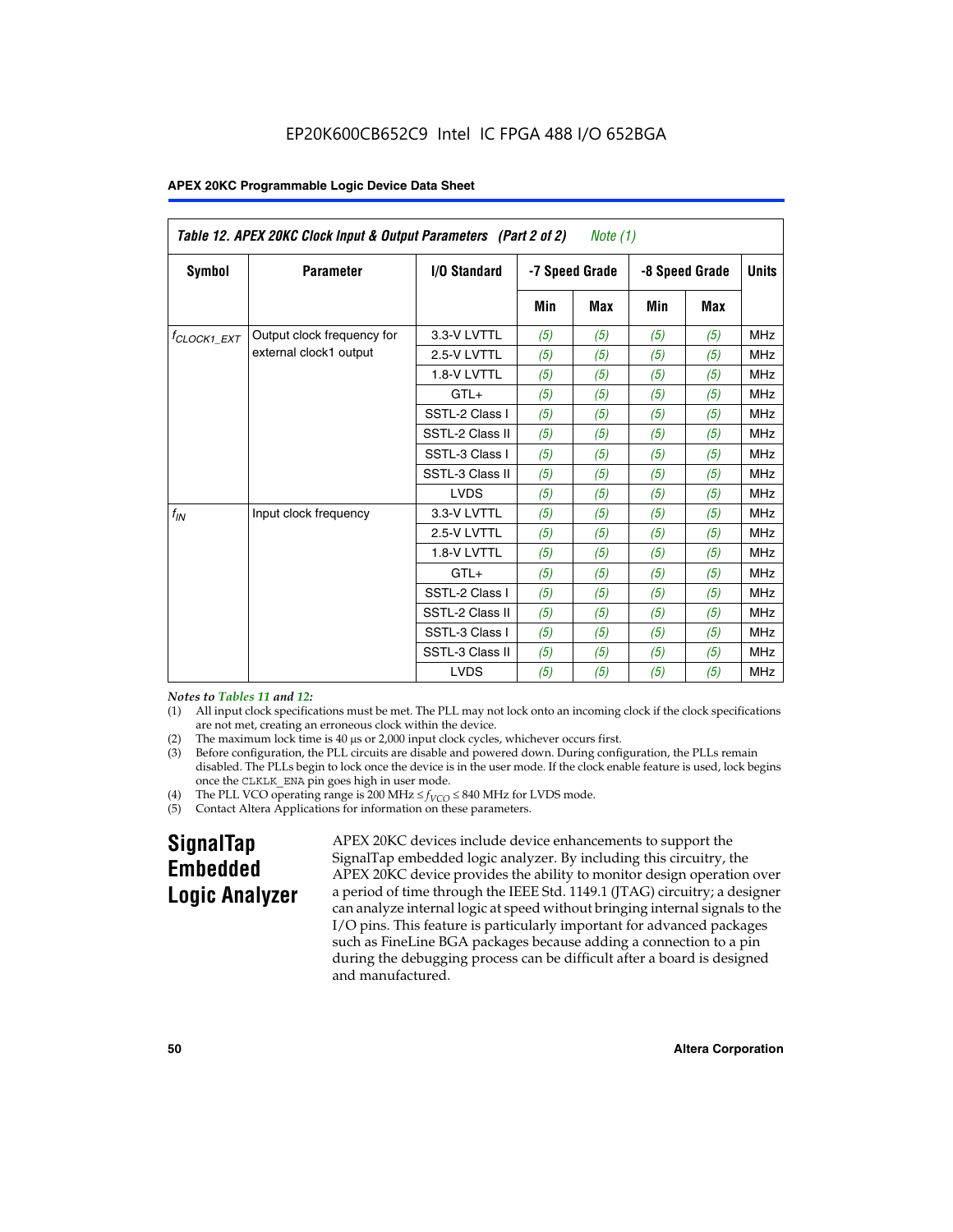EP20K600CB652C9 Intel IC FPGA 488 I/O 652BGA

**Table 12. APEX 20KC Clock Input & Output Parameters (Part 2 of 2)** *Note (1)*

| Symbol | Parameter | I/O Standard | -7 Speed Grade | | -8 Speed Grade | | Units |
|---|---|---|---|---|---|---|---|
| | | | Min | Max | Min | Max | |
| $f_{CLOCK1\_EXT}$ | Output clock frequency for external clock1 output | 3.3-V LVTTL | *(5)* | *(5)* | *(5)* | *(5)* | MHz |
| | | 2.5-V LVTTL | *(5)* | *(5)* | *(5)* | *(5)* | MHz |
| | | 1.8-V LVTTL | *(5)* | *(5)* | *(5)* | *(5)* | MHz |
| | | GTL+ | *(5)* | *(5)* | *(5)* | *(5)* | MHz |
| | | SSTL-2 Class I | *(5)* | *(5)* | *(5)* | *(5)* | MHz |
| | | SSTL-2 Class II | *(5)* | *(5)* | *(5)* | *(5)* | MHz |
| | | SSTL-3 Class I | *(5)* | *(5)* | *(5)* | *(5)* | MHz |
| | | SSTL-3 Class II | *(5)* | *(5)* | *(5)* | *(5)* | MHz |
| | | LVDS | *(5)* | *(5)* | *(5)* | *(5)* | MHz |
| $f_{IN}$ | Input clock frequency | 3.3-V LVTTL | *(5)* | *(5)* | *(5)* | *(5)* | MHz |
| | | 2.5-V LVTTL | *(5)* | *(5)* | *(5)* | *(5)* | MHz |
| | | 1.8-V LVTTL | *(5)* | *(5)* | *(5)* | *(5)* | MHz |
| | | GTL+ | *(5)* | *(5)* | *(5)* | *(5)* | MHz |
| | | SSTL-2 Class I | *(5)* | *(5)* | *(5)* | *(5)* | MHz |
| | | SSTL-2 Class II | *(5)* | *(5)* | *(5)* | *(5)* | MHz |
| | | SSTL-3 Class I | *(5)* | *(5)* | *(5)* | *(5)* | MHz |
| | | SSTL-3 Class II | *(5)* | *(5)* | *(5)* | *(5)* | MHz |
| | | LVDS | *(5)* | *(5)* | *(5)* | *(5)* | MHz |

*Notes to Tables 11 and 12:*

(1) All input clock specifications must be met. The PLL may not lock onto an incoming clock if the clock specifications are not met, creating an erroneous clock within the device.
(2) The maximum lock time is 40 µs or 2,000 input clock cycles, whichever occurs first.
(3) Before configuration, the PLL circuits are disable and powered down. During configuration, the PLLs remain disabled. The PLLs begin to lock once the device is in the user mode. If the clock enable feature is used, lock begins once the CLKLK_ENA pin goes high in user mode.
(4) The PLL VCO operating range is 200 MHz ≤ $f_{VCO}$ ≤ 840 MHz for LVDS mode.
(5) Contact Altera Applications for information on these parameters.

## SignalTap Embedded Logic Analyzer

APEX 20KC devices include device enhancements to support the SignalTap embedded logic analyzer. By including this circuitry, the APEX 20KC device provides the ability to monitor design operation over a period of time through the IEEE Std. 1149.1 (JTAG) circuitry; a designer can analyze internal logic at speed without bringing internal signals to the I/O pins. This feature is particularly important for advanced packages such as FineLine BGA packages because adding a connection to a pin during the debugging process can be difficult after a board is designed and manufactured.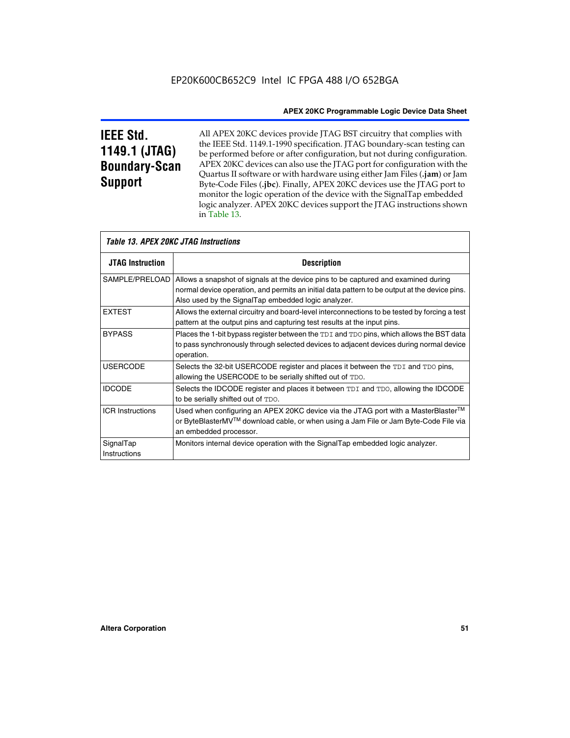## IEEE Std. 1149.1 (JTAG) Boundary-Scan Support

All APEX 20KC devices provide JTAG BST circuitry that complies with the IEEE Std. 1149.1-1990 specification. JTAG boundary-scan testing can be performed before or after configuration, but not during configuration. APEX 20KC devices can also use the JTAG port for configuration with the Quartus II software or with hardware using either Jam Files (**.jam**) or Jam Byte-Code Files (**.jbc**). Finally, APEX 20KC devices use the JTAG port to monitor the logic operation of the device with the SignalTap embedded logic analyzer. APEX 20KC devices support the JTAG instructions shown in Table 13.

*Table 13. APEX 20KC JTAG Instructions*

| JTAG Instruction | Description |
|---|---|
| SAMPLE/PRELOAD | Allows a snapshot of signals at the device pins to be captured and examined during normal device operation, and permits an initial data pattern to be output at the device pins. Also used by the SignalTap embedded logic analyzer. |
| EXTEST | Allows the external circuitry and board-level interconnections to be tested by forcing a test pattern at the output pins and capturing test results at the input pins. |
| BYPASS | Places the 1-bit bypass register between the TDI and TDO pins, which allows the BST data to pass synchronously through selected devices to adjacent devices during normal device operation. |
| USERCODE | Selects the 32-bit USERCODE register and places it between the TDI and TDO pins, allowing the USERCODE to be serially shifted out of TDO. |
| IDCODE | Selects the IDCODE register and places it between TDI and TDO, allowing the IDCODE to be serially shifted out of TDO. |
| ICR Instructions | Used when configuring an APEX 20KC device via the JTAG port with a MasterBlaster™ or ByteBlasterMV™ download cable, or when using a Jam File or Jam Byte-Code File via an embedded processor. |
| SignalTap Instructions | Monitors internal device operation with the SignalTap embedded logic analyzer. |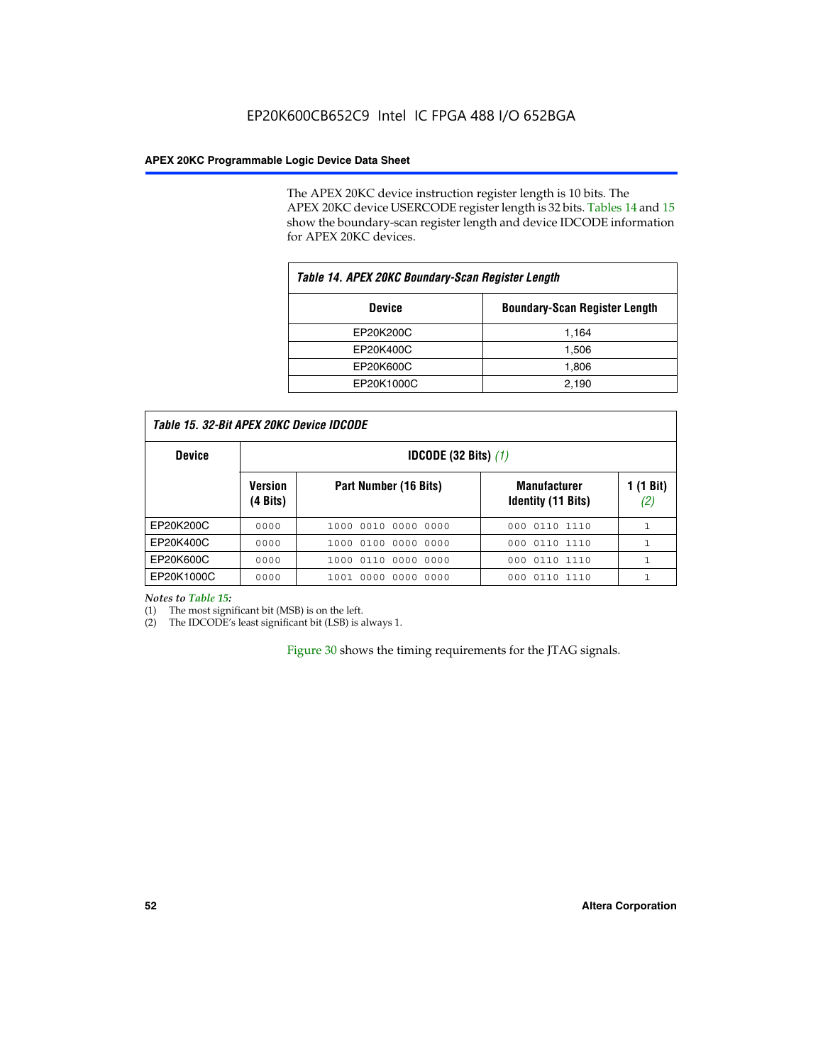The APEX 20KC device instruction register length is 10 bits. The APEX 20KC device USERCODE register length is 32 bits. Tables 14 and 15 show the boundary-scan register length and device IDCODE information for APEX 20KC devices.

*Table 14. APEX 20KC Boundary-Scan Register Length*

| Device | Boundary-Scan Register Length |
|---|---|
| EP20K200C | 1,164 |
| EP20K400C | 1,506 |
| EP20K600C | 1,806 |
| EP20K1000C | 2,190 |

*Table 15. 32-Bit APEX 20KC Device IDCODE*

| Device | IDCODE (32 Bits) *(1)* | | | |
|---|---|---|---|---|
| | Version (4 Bits) | Part Number (16 Bits) | Manufacturer Identity (11 Bits) | 1 (1 Bit) *(2)* |
| EP20K200C | 0000 | 1000 0010 0000 0000 | 000 0110 1110 | 1 |
| EP20K400C | 0000 | 1000 0100 0000 0000 | 000 0110 1110 | 1 |
| EP20K600C | 0000 | 1000 0110 0000 0000 | 000 0110 1110 | 1 |
| EP20K1000C | 0000 | 1001 0000 0000 0000 | 000 0110 1110 | 1 |

*Notes to Table 15:*

(1) The most significant bit (MSB) is on the left.

(2) The IDCODE's least significant bit (LSB) is always 1.

Figure 30 shows the timing requirements for the JTAG signals.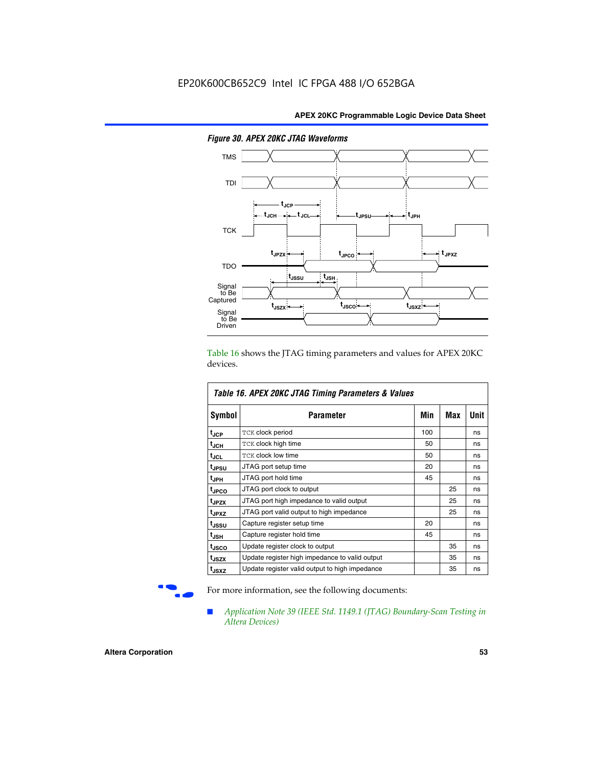*Figure 30. APEX 20KC JTAG Waveforms*

Table 16 shows the JTAG timing parameters and values for APEX 20KC devices.

*Table 16. APEX 20KC JTAG Timing Parameters & Values*

| Symbol | Parameter | Min | Max | Unit |
|---|---|---|---|---|
| $t_{JCP}$ | TCK clock period | 100 | | ns |
| $t_{JCH}$ | TCK clock high time | 50 | | ns |
| $t_{JCL}$ | TCK clock low time | 50 | | ns |
| $t_{JPSU}$ | JTAG port setup time | 20 | | ns |
| $t_{JPH}$ | JTAG port hold time | 45 | | ns |
| $t_{JPCO}$ | JTAG port clock to output | | 25 | ns |
| $t_{JPZX}$ | JTAG port high impedance to valid output | | 25 | ns |
| $t_{JPXZ}$ | JTAG port valid output to high impedance | | 25 | ns |
| $t_{JSSU}$ | Capture register setup time | 20 | | ns |
| $t_{JSH}$ | Capture register hold time | 45 | | ns |
| $t_{JSCO}$ | Update register clock to output | | 35 | ns |
| $t_{JSZX}$ | Update register high impedance to valid output | | 35 | ns |
| $t_{JSXZ}$ | Update register valid output to high impedance | | 35 | ns |

For more information, see the following documents:

- *Application Note 39 (IEEE Std. 1149.1 (JTAG) Boundary-Scan Testing in Altera Devices)*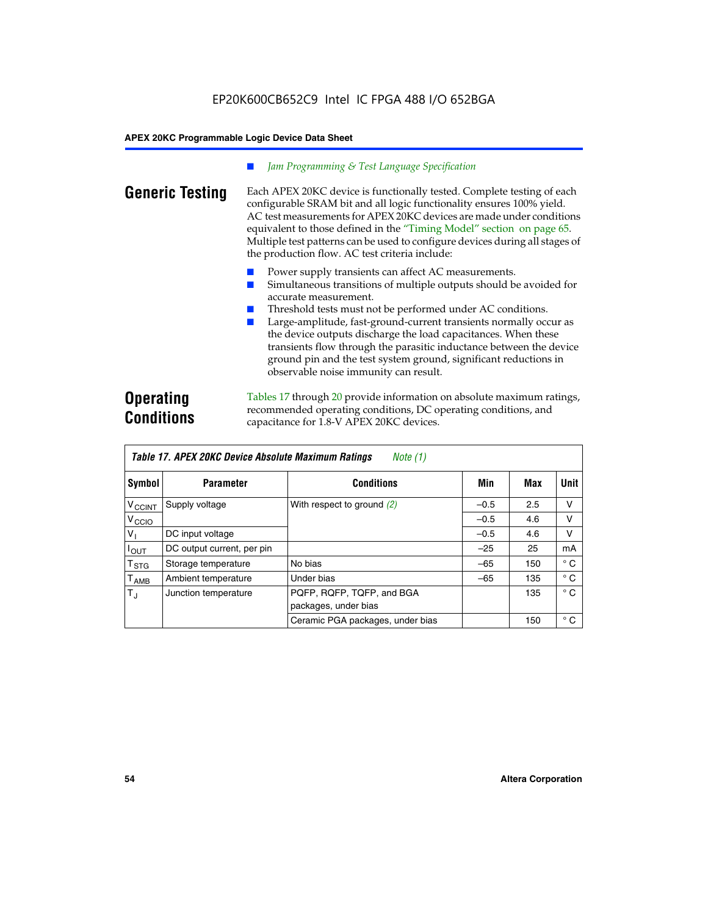- *Jam Programming & Test Language Specification*

## Generic Testing

Each APEX 20KC device is functionally tested. Complete testing of each configurable SRAM bit and all logic functionality ensures 100% yield. AC test measurements for APEX 20KC devices are made under conditions equivalent to those defined in the "Timing Model" section on page 65. Multiple test patterns can be used to configure devices during all stages of the production flow. AC test criteria include:

- Power supply transients can affect AC measurements.
- Simultaneous transitions of multiple outputs should be avoided for accurate measurement.
- Threshold tests must not be performed under AC conditions.
- Large-amplitude, fast-ground-current transients normally occur as the device outputs discharge the load capacitances. When these transients flow through the parasitic inductance between the device ground pin and the test system ground, significant reductions in observable noise immunity can result.

## Operating Conditions

Tables 17 through 20 provide information on absolute maximum ratings, recommended operating conditions, DC operating conditions, and capacitance for 1.8-V APEX 20KC devices.

**Table 17. APEX 20KC Device Absolute Maximum Ratings** *Note (1)*

| Symbol | Parameter | Conditions | Min | Max | Unit |
|---|---|---|---|---|---|
| $V_{CCINT}$ | Supply voltage | With respect to ground *(2)* | –0.5 | 2.5 | V |
| $V_{CCIO}$ | | | –0.5 | 4.6 | V |
| $V_I$ | DC input voltage | | –0.5 | 4.6 | V |
| $I_{OUT}$ | DC output current, per pin | | –25 | 25 | mA |
| $T_{STG}$ | Storage temperature | No bias | –65 | 150 | ° C |
| $T_{AMB}$ | Ambient temperature | Under bias | –65 | 135 | ° C |
| $T_J$ | Junction temperature | PQFP, RQFP, TQFP, and BGA packages, under bias | | 135 | ° C |
| | | Ceramic PGA packages, under bias | | 150 | ° C |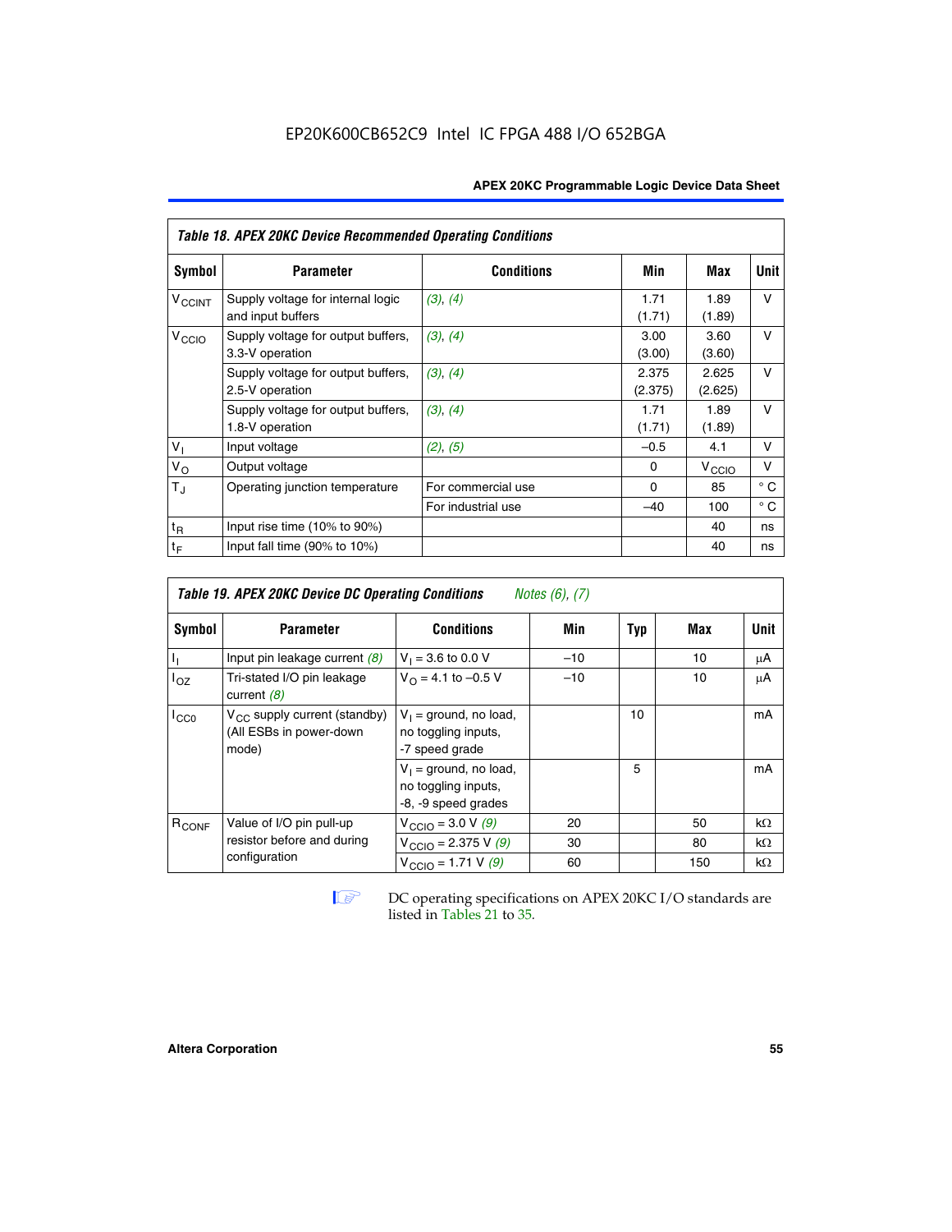**Table 18. APEX 20KC Device Recommended Operating Conditions**

| Symbol | Parameter | Conditions | Min | Max | Unit |
|---|---|---|---|---|---|
| $V_{CCINT}$ | Supply voltage for internal logic and input buffers | *(3)*, *(4)* | 1.71 (1.71) | 1.89 (1.89) | V |
| $V_{CCIO}$ | Supply voltage for output buffers, 3.3-V operation | *(3)*, *(4)* | 3.00 (3.00) | 3.60 (3.60) | V |
| | Supply voltage for output buffers, 2.5-V operation | *(3)*, *(4)* | 2.375 (2.375) | 2.625 (2.625) | V |
| | Supply voltage for output buffers, 1.8-V operation | *(3)*, *(4)* | 1.71 (1.71) | 1.89 (1.89) | V |
| $V_I$ | Input voltage | *(2)*, *(5)* | –0.5 | 4.1 | V |
| $V_O$ | Output voltage | | 0 | $V_{CCIO}$ | V |
| $T_J$ | Operating junction temperature | For commercial use | 0 | 85 | ° C |
| | | For industrial use | –40 | 100 | ° C |
| $t_R$ | Input rise time (10% to 90%) | | | 40 | ns |
| $t_F$ | Input fall time (90% to 10%) | | | 40 | ns |

**Table 19. APEX 20KC Device DC Operating Conditions** *Notes (6), (7)*

| Symbol | Parameter | Conditions | Min | Typ | Max | Unit |
|---|---|---|---|---|---|---|
| $I_I$ | Input pin leakage current *(8)* | $V_I$ = 3.6 to 0.0 V | –10 | | 10 | μA |
| $I_{OZ}$ | Tri-stated I/O pin leakage current *(8)* | $V_O$ = 4.1 to –0.5 V | –10 | | 10 | μA |
| $I_{CC0}$ | $V_{CC}$ supply current (standby) (All ESBs in power-down mode) | $V_I$ = ground, no load, no toggling inputs, -7 speed grade | | 10 | | mA |
| | | $V_I$ = ground, no load, no toggling inputs, -8, -9 speed grades | | 5 | | mA |
| $R_{CONF}$ | Value of I/O pin pull-up resistor before and during configuration | $V_{CCIO}$ = 3.0 V *(9)* | 20 | | 50 | kΩ |
| | | $V_{CCIO}$ = 2.375 V *(9)* | 30 | | 80 | kΩ |
| | | $V_{CCIO}$ = 1.71 V *(9)* | 60 | | 150 | kΩ |

DC operating specifications on APEX 20KC I/O standards are listed in Tables 21 to 35.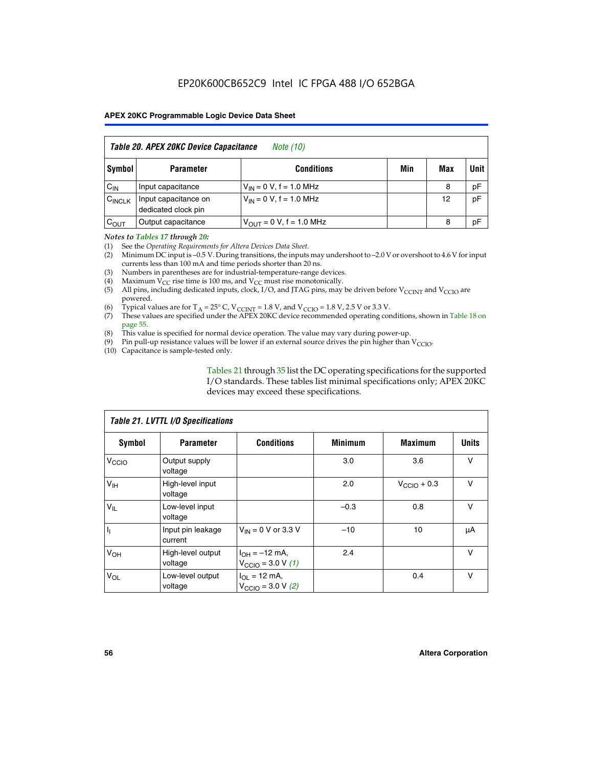EP20K600CB652C9 Intel IC FPGA 488 I/O 652BGA

**Table 20. APEX 20KC Device Capacitance** *Note (10)*

| Symbol | Parameter | Conditions | Min | Max | Unit |
|---|---|---|---|---|---|
| $C_{IN}$ | Input capacitance | $V_{IN}$ = 0 V, f = 1.0 MHz | | 8 | pF |
| $C_{INCLK}$ | Input capacitance on dedicated clock pin | $V_{IN}$ = 0 V, f = 1.0 MHz | | 12 | pF |
| $C_{OUT}$ | Output capacitance | $V_{OUT}$ = 0 V, f = 1.0 MHz | | 8 | pF |

*Notes to Tables 17 through 20:*

(1) See the *Operating Requirements for Altera Devices Data Sheet*.
(2) Minimum DC input is –0.5 V. During transitions, the inputs may undershoot to –2.0 V or overshoot to 4.6 V for input currents less than 100 mA and time periods shorter than 20 ns.
(3) Numbers in parentheses are for industrial-temperature-range devices.
(4) Maximum $V_{CC}$ rise time is 100 ms, and $V_{CC}$ must rise monotonically.
(5) All pins, including dedicated inputs, clock, I/O, and JTAG pins, may be driven before $V_{CCINT}$ and $V_{CCIO}$ are powered.
(6) Typical values are for $T_A$ = 25° C, $V_{CCINT}$ = 1.8 V, and $V_{CCIO}$ = 1.8 V, 2.5 V or 3.3 V.
(7) These values are specified under the APEX 20KC device recommended operating conditions, shown in Table 18 on page 55.
(8) This value is specified for normal device operation. The value may vary during power-up.
(9) Pin pull-up resistance values will be lower if an external source drives the pin higher than $V_{CCIO}$.
(10) Capacitance is sample-tested only.

Tables 21 through 35 list the DC operating specifications for the supported I/O standards. These tables list minimal specifications only; APEX 20KC devices may exceed these specifications.

**Table 21. LVTTL I/O Specifications**

| Symbol | Parameter | Conditions | Minimum | Maximum | Units |
|---|---|---|---|---|---|
| $V_{CCIO}$ | Output supply voltage | | 3.0 | 3.6 | V |
| $V_{IH}$ | High-level input voltage | | 2.0 | $V_{CCIO}$ + 0.3 | V |
| $V_{IL}$ | Low-level input voltage | | –0.3 | 0.8 | V |
| $I_I$ | Input pin leakage current | $V_{IN}$ = 0 V or 3.3 V | –10 | 10 | µA |
| $V_{OH}$ | High-level output voltage | $I_{OH}$ = –12 mA, $V_{CCIO}$ = 3.0 V *(1)* | 2.4 | | V |
| $V_{OL}$ | Low-level output voltage | $I_{OL}$ = 12 mA, $V_{CCIO}$ = 3.0 V *(2)* | | 0.4 | V |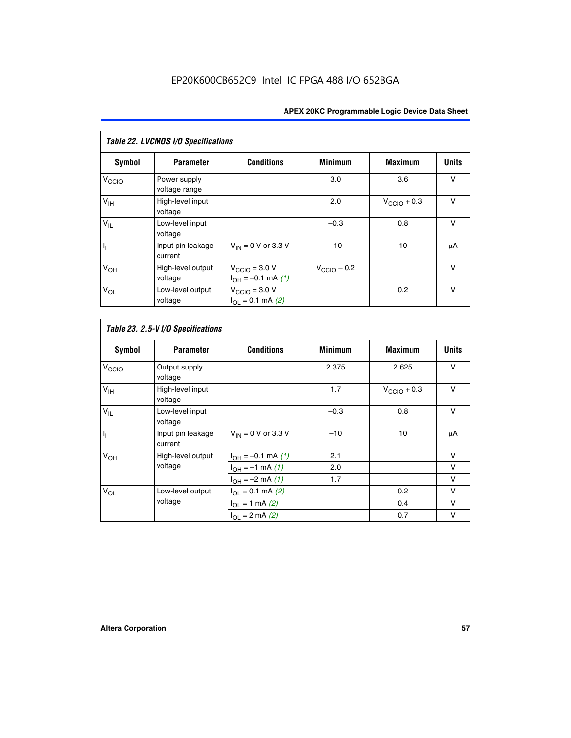EP20K600CB652C9 Intel IC FPGA 488 I/O 652BGA

*Table 22. LVCMOS I/O Specifications*

| Symbol | Parameter | Conditions | Minimum | Maximum | Units |
|---|---|---|---|---|---|
| $V_{CCIO}$ | Power supply voltage range | | 3.0 | 3.6 | V |
| $V_{IH}$ | High-level input voltage | | 2.0 | $V_{CCIO}$ + 0.3 | V |
| $V_{IL}$ | Low-level input voltage | | –0.3 | 0.8 | V |
| $I_I$ | Input pin leakage current | $V_{IN}$ = 0 V or 3.3 V | –10 | 10 | μA |
| $V_{OH}$ | High-level output voltage | $V_{CCIO}$ = 3.0 V, $I_{OH}$ = –0.1 mA *(1)* | $V_{CCIO}$ – 0.2 | | V |
| $V_{OL}$ | Low-level output voltage | $V_{CCIO}$ = 3.0 V, $I_{OL}$ = 0.1 mA *(2)* | | 0.2 | V |

*Table 23. 2.5-V I/O Specifications*

| Symbol | Parameter | Conditions | Minimum | Maximum | Units |
|---|---|---|---|---|---|
| $V_{CCIO}$ | Output supply voltage | | 2.375 | 2.625 | V |
| $V_{IH}$ | High-level input voltage | | 1.7 | $V_{CCIO}$ + 0.3 | V |
| $V_{IL}$ | Low-level input voltage | | –0.3 | 0.8 | V |
| $I_I$ | Input pin leakage current | $V_{IN}$ = 0 V or 3.3 V | –10 | 10 | μA |
| $V_{OH}$ | High-level output voltage | $I_{OH}$ = –0.1 mA *(1)* | 2.1 | | V |
| | | $I_{OH}$ = –1 mA *(1)* | 2.0 | | V |
| | | $I_{OH}$ = –2 mA *(1)* | 1.7 | | V |
| $V_{OL}$ | Low-level output voltage | $I_{OL}$ = 0.1 mA *(2)* | | 0.2 | V |
| | | $I_{OL}$ = 1 mA *(2)* | | 0.4 | V |
| | | $I_{OL}$ = 2 mA *(2)* | | 0.7 | V |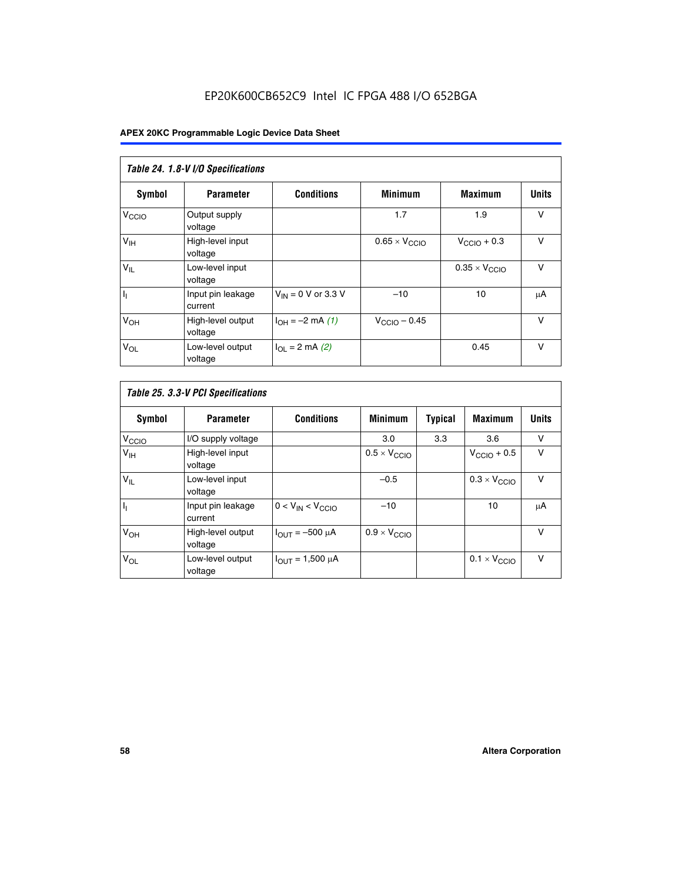*Table 24. 1.8-V I/O Specifications*

| Symbol | Parameter | Conditions | Minimum | Maximum | Units |
|---|---|---|---|---|---|
| $V_{CCIO}$ | Output supply voltage | | 1.7 | 1.9 | V |
| $V_{IH}$ | High-level input voltage | | $0.65 \times V_{CCIO}$ | $V_{CCIO} + 0.3$ | V |
| $V_{IL}$ | Low-level input voltage | | | $0.35 \times V_{CCIO}$ | V |
| $I_I$ | Input pin leakage current | $V_{IN}$ = 0 V or 3.3 V | –10 | 10 | μA |
| $V_{OH}$ | High-level output voltage | $I_{OH}$ = –2 mA *(1)* | $V_{CCIO} - 0.45$ | | V |
| $V_{OL}$ | Low-level output voltage | $I_{OL}$ = 2 mA *(2)* | | 0.45 | V |

*Table 25. 3.3-V PCI Specifications*

| Symbol | Parameter | Conditions | Minimum | Typical | Maximum | Units |
|---|---|---|---|---|---|---|
| $V_{CCIO}$ | I/O supply voltage | | 3.0 | 3.3 | 3.6 | V |
| $V_{IH}$ | High-level input voltage | | $0.5 \times V_{CCIO}$ | | $V_{CCIO} + 0.5$ | V |
| $V_{IL}$ | Low-level input voltage | | –0.5 | | $0.3 \times V_{CCIO}$ | V |
| $I_I$ | Input pin leakage current | $0 < V_{IN} < V_{CCIO}$ | –10 | | 10 | μA |
| $V_{OH}$ | High-level output voltage | $I_{OUT}$ = –500 μA | $0.9 \times V_{CCIO}$ | | | V |
| $V_{OL}$ | Low-level output voltage | $I_{OUT}$ = 1,500 μA | | | $0.1 \times V_{CCIO}$ | V |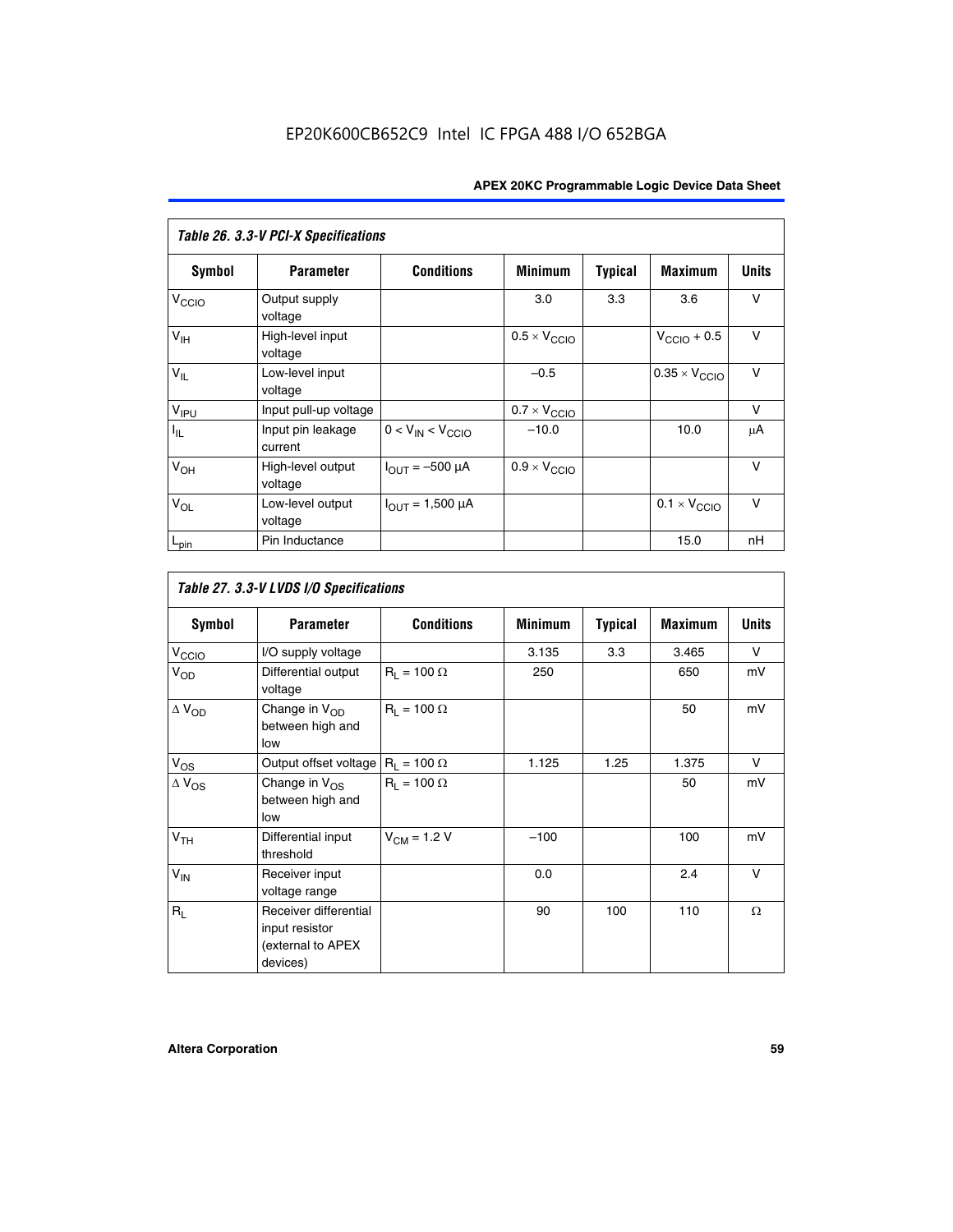*Table 26. 3.3-V PCI-X Specifications*

| Symbol | Parameter | Conditions | Minimum | Typical | Maximum | Units |
|---|---|---|---|---|---|---|
| $V_{CCIO}$ | Output supply voltage | | 3.0 | 3.3 | 3.6 | V |
| $V_{IH}$ | High-level input voltage | | $0.5 \times V_{CCIO}$ | | $V_{CCIO} + 0.5$ | V |
| $V_{IL}$ | Low-level input voltage | | –0.5 | | $0.35 \times V_{CCIO}$ | V |
| $V_{IPU}$ | Input pull-up voltage | | $0.7 \times V_{CCIO}$ | | | V |
| $I_{IL}$ | Input pin leakage current | $0 < V_{IN} < V_{CCIO}$ | –10.0 | | 10.0 | μA |
| $V_{OH}$ | High-level output voltage | $I_{OUT} = –500$ μA | $0.9 \times V_{CCIO}$ | | | V |
| $V_{OL}$ | Low-level output voltage | $I_{OUT} = 1{,}500$ μA | | | $0.1 \times V_{CCIO}$ | V |
| $L_{pin}$ | Pin Inductance | | | | 15.0 | nH |

*Table 27. 3.3-V LVDS I/O Specifications*

| Symbol | Parameter | Conditions | Minimum | Typical | Maximum | Units |
|---|---|---|---|---|---|---|
| $V_{CCIO}$ | I/O supply voltage | | 3.135 | 3.3 | 3.465 | V |
| $V_{OD}$ | Differential output voltage | $R_L = 100\ \Omega$ | 250 | | 650 | mV |
| $\Delta V_{OD}$ | Change in $V_{OD}$ between high and low | $R_L = 100\ \Omega$ | | | 50 | mV |
| $V_{OS}$ | Output offset voltage | $R_L = 100\ \Omega$ | 1.125 | 1.25 | 1.375 | V |
| $\Delta V_{OS}$ | Change in $V_{OS}$ between high and low | $R_L = 100\ \Omega$ | | | 50 | mV |
| $V_{TH}$ | Differential input threshold | $V_{CM} = 1.2$ V | –100 | | 100 | mV |
| $V_{IN}$ | Receiver input voltage range | | 0.0 | | 2.4 | V |
| $R_L$ | Receiver differential input resistor (external to APEX devices) | | 90 | 100 | 110 | Ω |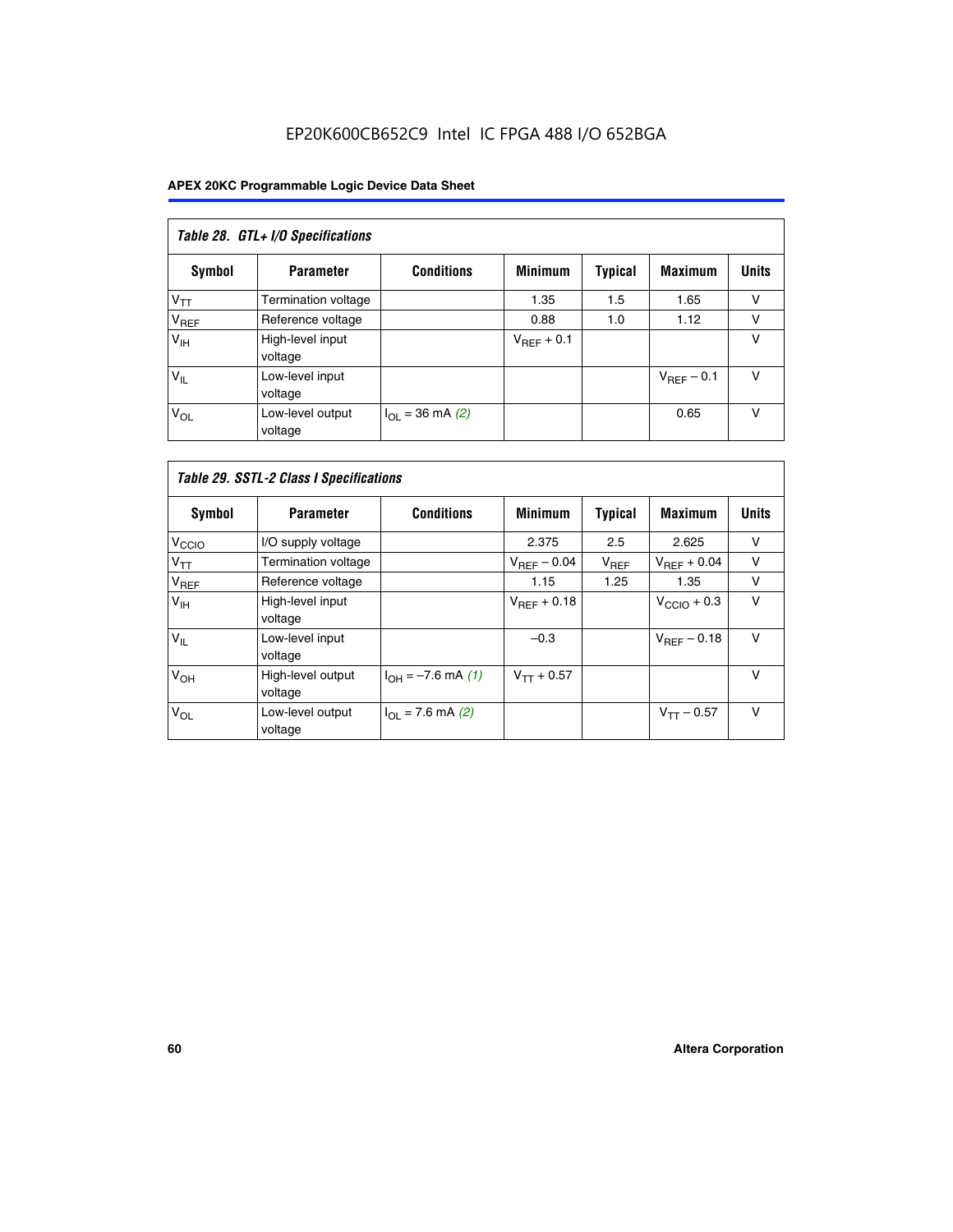*Table 28. GTL+ I/O Specifications*

| Symbol | Parameter | Conditions | Minimum | Typical | Maximum | Units |
|---|---|---|---|---|---|---|
| $V_{TT}$ | Termination voltage | | 1.35 | 1.5 | 1.65 | V |
| $V_{REF}$ | Reference voltage | | 0.88 | 1.0 | 1.12 | V |
| $V_{IH}$ | High-level input voltage | | $V_{REF}$ + 0.1 | | | V |
| $V_{IL}$ | Low-level input voltage | | | | $V_{REF}$ – 0.1 | V |
| $V_{OL}$ | Low-level output voltage | $I_{OL}$ = 36 mA *(2)* | | | 0.65 | V |

*Table 29. SSTL-2 Class I Specifications*

| Symbol | Parameter | Conditions | Minimum | Typical | Maximum | Units |
|---|---|---|---|---|---|---|
| $V_{CCIO}$ | I/O supply voltage | | 2.375 | 2.5 | 2.625 | V |
| $V_{TT}$ | Termination voltage | | $V_{REF}$ – 0.04 | $V_{REF}$ | $V_{REF}$ + 0.04 | V |
| $V_{REF}$ | Reference voltage | | 1.15 | 1.25 | 1.35 | V |
| $V_{IH}$ | High-level input voltage | | $V_{REF}$ + 0.18 | | $V_{CCIO}$ + 0.3 | V |
| $V_{IL}$ | Low-level input voltage | | –0.3 | | $V_{REF}$ – 0.18 | V |
| $V_{OH}$ | High-level output voltage | $I_{OH}$ = –7.6 mA *(1)* | $V_{TT}$ + 0.57 | | | V |
| $V_{OL}$ | Low-level output voltage | $I_{OL}$ = 7.6 mA *(2)* | | | $V_{TT}$ – 0.57 | V |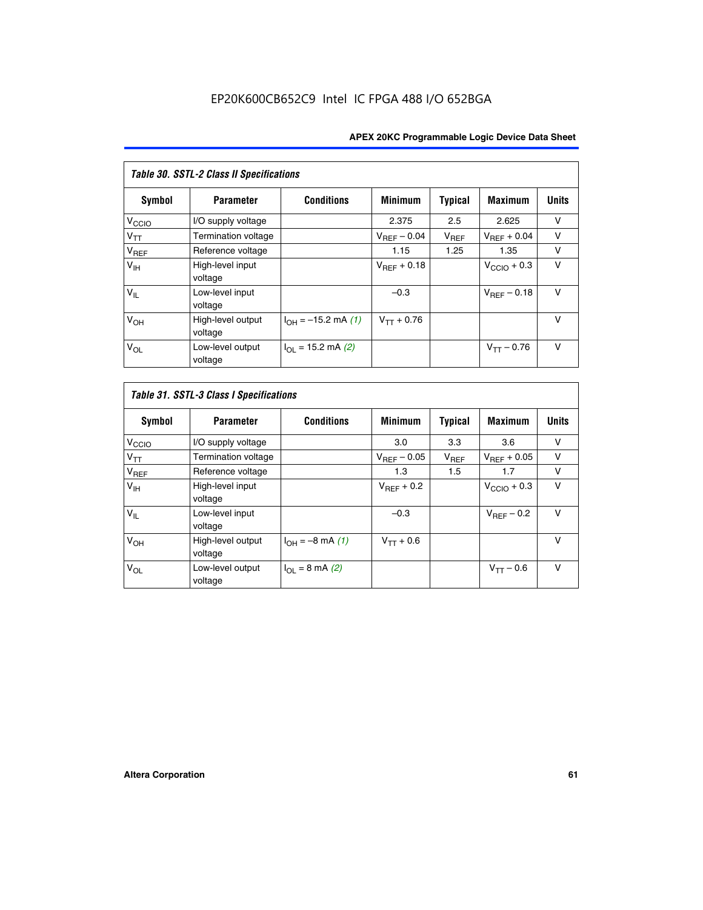*Table 30. SSTL-2 Class II Specifications*

| Symbol | Parameter | Conditions | Minimum | Typical | Maximum | Units |
|---|---|---|---|---|---|---|
| $V_{CCIO}$ | I/O supply voltage | | 2.375 | 2.5 | 2.625 | V |
| $V_{TT}$ | Termination voltage | | $V_{REF} - 0.04$ | $V_{REF}$ | $V_{REF} + 0.04$ | V |
| $V_{REF}$ | Reference voltage | | 1.15 | 1.25 | 1.35 | V |
| $V_{IH}$ | High-level input voltage | | $V_{REF} + 0.18$ | | $V_{CCIO} + 0.3$ | V |
| $V_{IL}$ | Low-level input voltage | | –0.3 | | $V_{REF} - 0.18$ | V |
| $V_{OH}$ | High-level output voltage | $I_{OH} = -15.2$ mA *(1)* | $V_{TT} + 0.76$ | | | V |
| $V_{OL}$ | Low-level output voltage | $I_{OL} = 15.2$ mA *(2)* | | | $V_{TT} - 0.76$ | V |

*Table 31. SSTL-3 Class I Specifications*

| Symbol | Parameter | Conditions | Minimum | Typical | Maximum | Units |
|---|---|---|---|---|---|---|
| $V_{CCIO}$ | I/O supply voltage | | 3.0 | 3.3 | 3.6 | V |
| $V_{TT}$ | Termination voltage | | $V_{REF} - 0.05$ | $V_{REF}$ | $V_{REF} + 0.05$ | V |
| $V_{REF}$ | Reference voltage | | 1.3 | 1.5 | 1.7 | V |
| $V_{IH}$ | High-level input voltage | | $V_{REF} + 0.2$ | | $V_{CCIO} + 0.3$ | V |
| $V_{IL}$ | Low-level input voltage | | –0.3 | | $V_{REF} - 0.2$ | V |
| $V_{OH}$ | High-level output voltage | $I_{OH} = -8$ mA *(1)* | $V_{TT} + 0.6$ | | | V |
| $V_{OL}$ | Low-level output voltage | $I_{OL} = 8$ mA *(2)* | | | $V_{TT} - 0.6$ | V |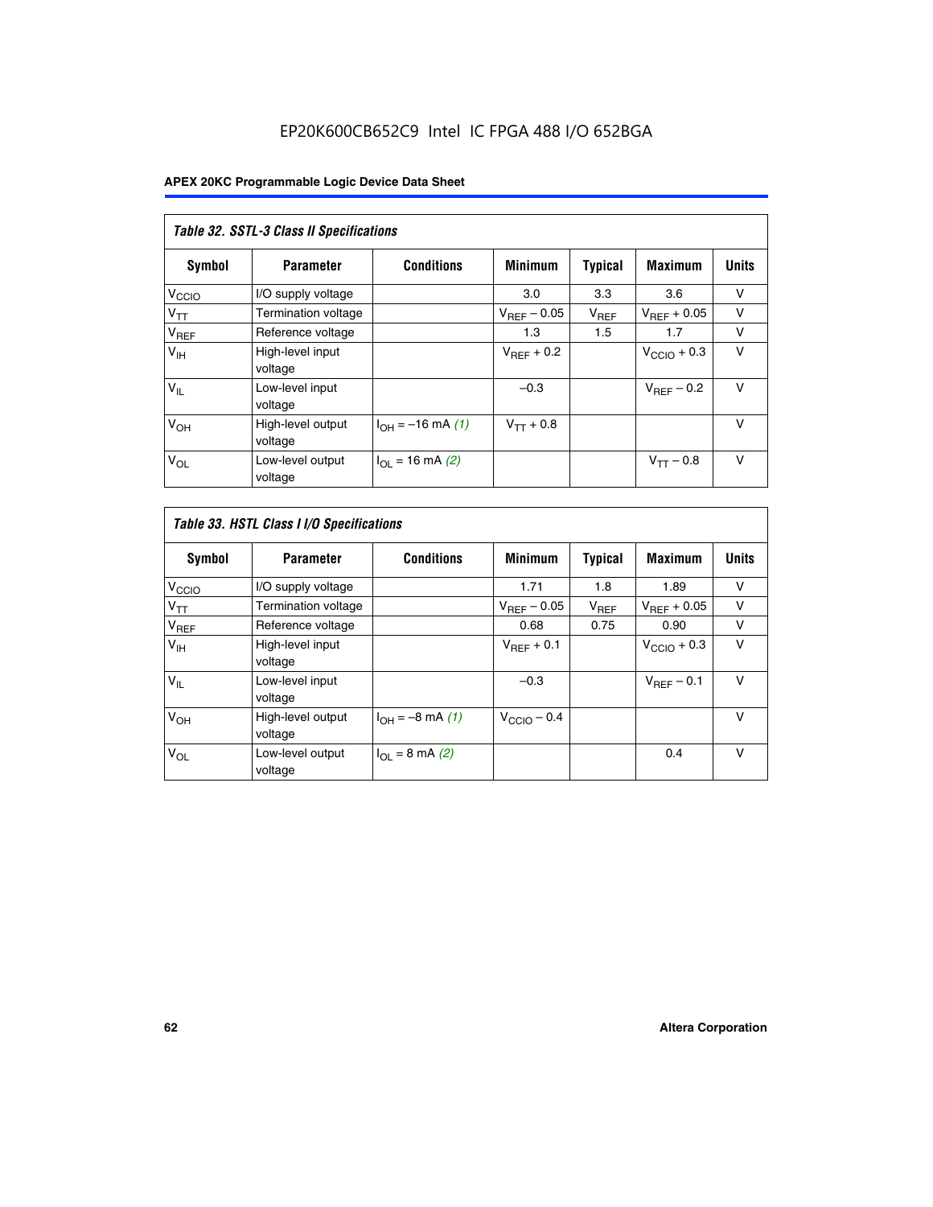EP20K600CB652C9 Intel IC FPGA 488 I/O 652BGA

**Table 32. SSTL-3 Class II Specifications**

| Symbol | Parameter | Conditions | Minimum | Typical | Maximum | Units |
|---|---|---|---|---|---|---|
| $V_{CCIO}$ | I/O supply voltage | | 3.0 | 3.3 | 3.6 | V |
| $V_{TT}$ | Termination voltage | | $V_{REF} - 0.05$ | $V_{REF}$ | $V_{REF} + 0.05$ | V |
| $V_{REF}$ | Reference voltage | | 1.3 | 1.5 | 1.7 | V |
| $V_{IH}$ | High-level input voltage | | $V_{REF} + 0.2$ | | $V_{CCIO} + 0.3$ | V |
| $V_{IL}$ | Low-level input voltage | | –0.3 | | $V_{REF} - 0.2$ | V |
| $V_{OH}$ | High-level output voltage | $I_{OH} = -16$ mA *(1)* | $V_{TT} + 0.8$ | | | V |
| $V_{OL}$ | Low-level output voltage | $I_{OL} = 16$ mA *(2)* | | | $V_{TT} - 0.8$ | V |

**Table 33. HSTL Class I I/O Specifications**

| Symbol | Parameter | Conditions | Minimum | Typical | Maximum | Units |
|---|---|---|---|---|---|---|
| $V_{CCIO}$ | I/O supply voltage | | 1.71 | 1.8 | 1.89 | V |
| $V_{TT}$ | Termination voltage | | $V_{REF} - 0.05$ | $V_{REF}$ | $V_{REF} + 0.05$ | V |
| $V_{REF}$ | Reference voltage | | 0.68 | 0.75 | 0.90 | V |
| $V_{IH}$ | High-level input voltage | | $V_{REF} + 0.1$ | | $V_{CCIO} + 0.3$ | V |
| $V_{IL}$ | Low-level input voltage | | –0.3 | | $V_{REF} - 0.1$ | V |
| $V_{OH}$ | High-level output voltage | $I_{OH} = -8$ mA *(1)* | $V_{CCIO} - 0.4$ | | | V |
| $V_{OL}$ | Low-level output voltage | $I_{OL} = 8$ mA *(2)* | | | 0.4 | V |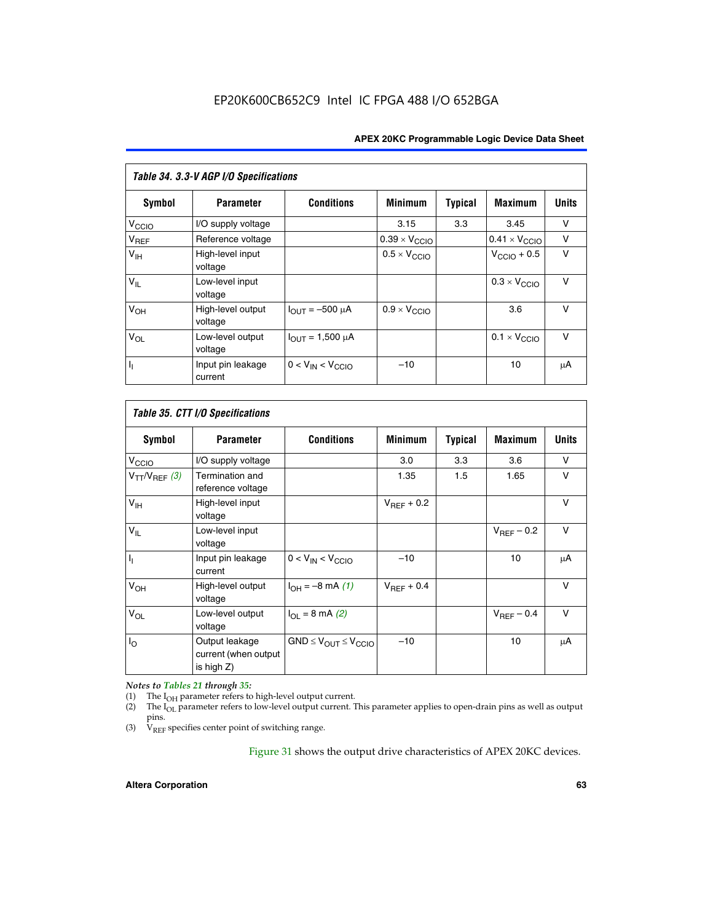EP20K600CB652C9 Intel IC FPGA 488 I/O 652BGA

| *Table 34. 3.3-V AGP I/O Specifications* | | | | | | |
|---|---|---|---|---|---|---|
| **Symbol** | **Parameter** | **Conditions** | **Minimum** | **Typical** | **Maximum** | **Units** |
| $V_{CCIO}$ | I/O supply voltage | | 3.15 | 3.3 | 3.45 | V |
| $V_{REF}$ | Reference voltage | | $0.39 \times V_{CCIO}$ | | $0.41 \times V_{CCIO}$ | V |
| $V_{IH}$ | High-level input voltage | | $0.5 \times V_{CCIO}$ | | $V_{CCIO} + 0.5$ | V |
| $V_{IL}$ | Low-level input voltage | | | | $0.3 \times V_{CCIO}$ | V |
| $V_{OH}$ | High-level output voltage | $I_{OUT} = -500$ µA | $0.9 \times V_{CCIO}$ | | 3.6 | V |
| $V_{OL}$ | Low-level output voltage | $I_{OUT} = 1{,}500$ µA | | | $0.1 \times V_{CCIO}$ | V |
| $I_I$ | Input pin leakage current | $0 < V_{IN} < V_{CCIO}$ | –10 | | 10 | µA |

| *Table 35. CTT I/O Specifications* | | | | | | |
|---|---|---|---|---|---|---|
| **Symbol** | **Parameter** | **Conditions** | **Minimum** | **Typical** | **Maximum** | **Units** |
| $V_{CCIO}$ | I/O supply voltage | | 3.0 | 3.3 | 3.6 | V |
| $V_{TT}/V_{REF}$ *(3)* | Termination and reference voltage | | 1.35 | 1.5 | 1.65 | V |
| $V_{IH}$ | High-level input voltage | | $V_{REF} + 0.2$ | | | V |
| $V_{IL}$ | Low-level input voltage | | | | $V_{REF} - 0.2$ | V |
| $I_I$ | Input pin leakage current | $0 < V_{IN} < V_{CCIO}$ | –10 | | 10 | µA |
| $V_{OH}$ | High-level output voltage | $I_{OH} = -8$ mA *(1)* | $V_{REF} + 0.4$ | | | V |
| $V_{OL}$ | Low-level output voltage | $I_{OL} = 8$ mA *(2)* | | | $V_{REF} - 0.4$ | V |
| $I_O$ | Output leakage current (when output is high Z) | $GND \leq V_{OUT} \leq V_{CCIO}$ | –10 | | 10 | µA |

*Notes to Tables 21 through 35:*

(1) The $I_{OH}$ parameter refers to high-level output current.
(2) The $I_{OL}$ parameter refers to low-level output current. This parameter applies to open-drain pins as well as output pins.
(3) $V_{REF}$ specifies center point of switching range.

Figure 31 shows the output drive characteristics of APEX 20KC devices.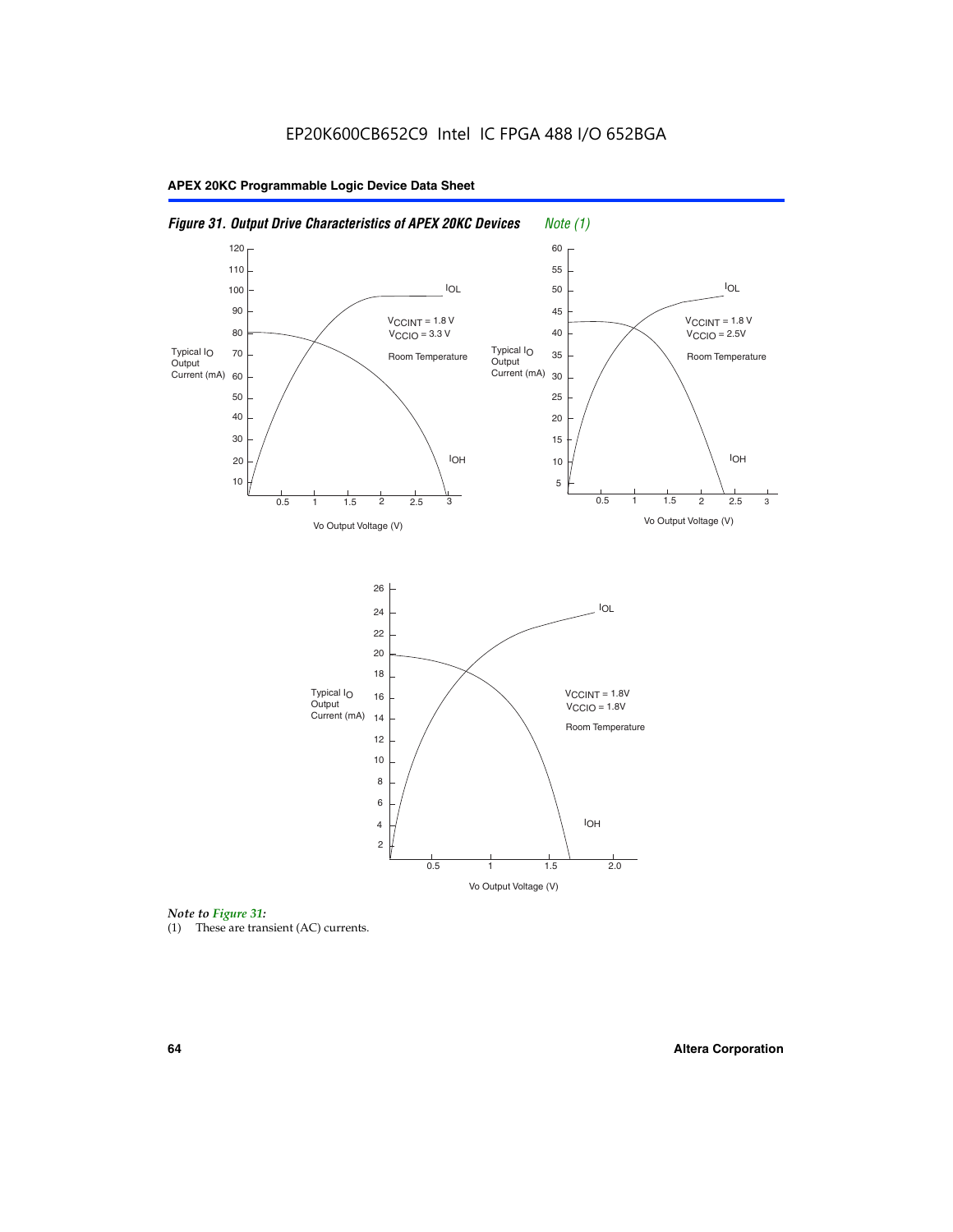EP20K600CB652C9 Intel IC FPGA 488 I/O 652BGA

*Figure 31. Output Drive Characteristics of APEX 20KC Devices* *Note (1)*

*Note to Figure 31:*

(1) These are transient (AC) currents.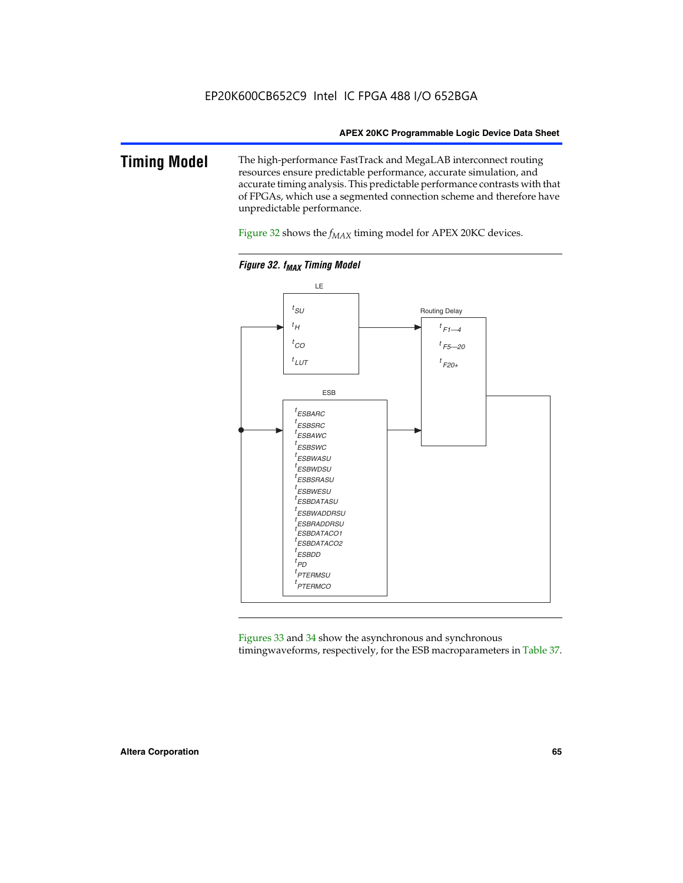## Timing Model

The high-performance FastTrack and MegaLAB interconnect routing resources ensure predictable performance, accurate simulation, and accurate timing analysis. This predictable performance contrasts with that of FPGAs, which use a segmented connection scheme and therefore have unpredictable performance.

Figure 32 shows the $f_{MAX}$ timing model for APEX 20KC devices.

**Figure 32. $f_{MAX}$ Timing Model**

LE

$t_{SU}$
$t_{H}$
$t_{CO}$
$t_{LUT}$

Routing Delay

$t_{F1-4}$
$t_{F5-20}$
$t_{F20+}$

ESB

$t_{ESBARC}$
$t_{ESBSRC}$
$t_{ESBAWC}$
$t_{ESBSWC}$
$t_{ESBWASU}$
$t_{ESBWDSU}$
$t_{ESBSRASU}$
$t_{ESBWESU}$
$t_{ESBDATASU}$
$t_{ESBWADDRSU}$
$t_{ESBRADDRSU}$
$t_{ESBDATACO1}$
$t_{ESBDATACO2}$
$t_{ESBDD}$
$t_{PD}$
$t_{PTERMSU}$
$t_{PTERMCO}$

Figures 33 and 34 show the asynchronous and synchronous timingwaveforms, respectively, for the ESB macroparameters in Table 37.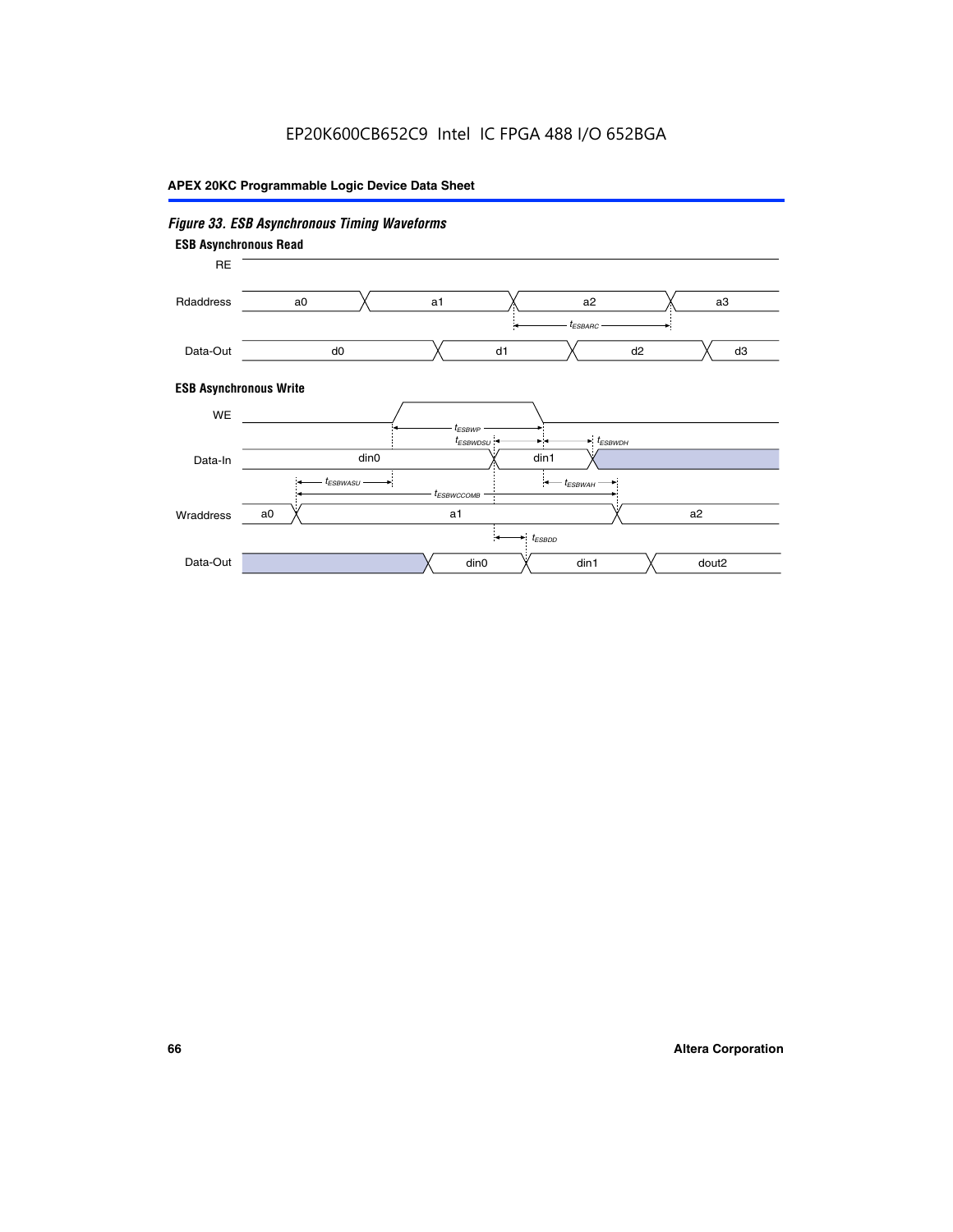*Figure 33. ESB Asynchronous Timing Waveforms*

**ESB Asynchronous Read**

RE

Rdaddress: a0, a1, a2, a3

$t_{ESBARC}$

Data-Out: d0, d1, d2, d3

**ESB Asynchronous Write**

WE

$t_{ESBWP}$

$t_{ESBWDSU}$ $t_{ESBWDH}$

Data-In: din0, din1

$t_{ESBWASU}$ $t_{ESBWAH}$

$t_{ESBWCCOMB}$

Wraddress: a0, a1, a2

$t_{ESBDD}$

Data-Out: din0, din1, dout2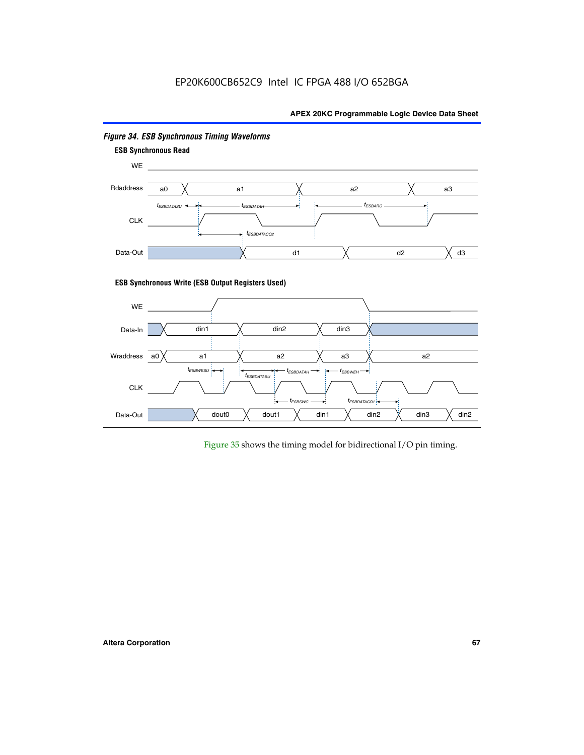*Figure 34. ESB Synchronous Timing Waveforms*

**ESB Synchronous Read**

WE

Rdaddress a0 a1 a2 a3

$t_{ESBDATASU}$ $t_{ESBDATAH}$ $t_{ESBARC}$

CLK

$t_{ESBDATACO2}$

Data-Out d1 d2 d3

**ESB Synchronous Write (ESB Output Registers Used)**

WE

Data-In din1 din2 din3

Wraddress a0 a1 a2 a3 a2

$t_{ESBWESU}$ $t_{ESBDATASU}$ $t_{ESBDATAH}$ $t_{ESBWEH}$

CLK

$t_{ESBSWC}$ $t_{ESBDATACO1}$

Data-Out dout0 dout1 din1 din2 din3 din2

Figure 35 shows the timing model for bidirectional I/O pin timing.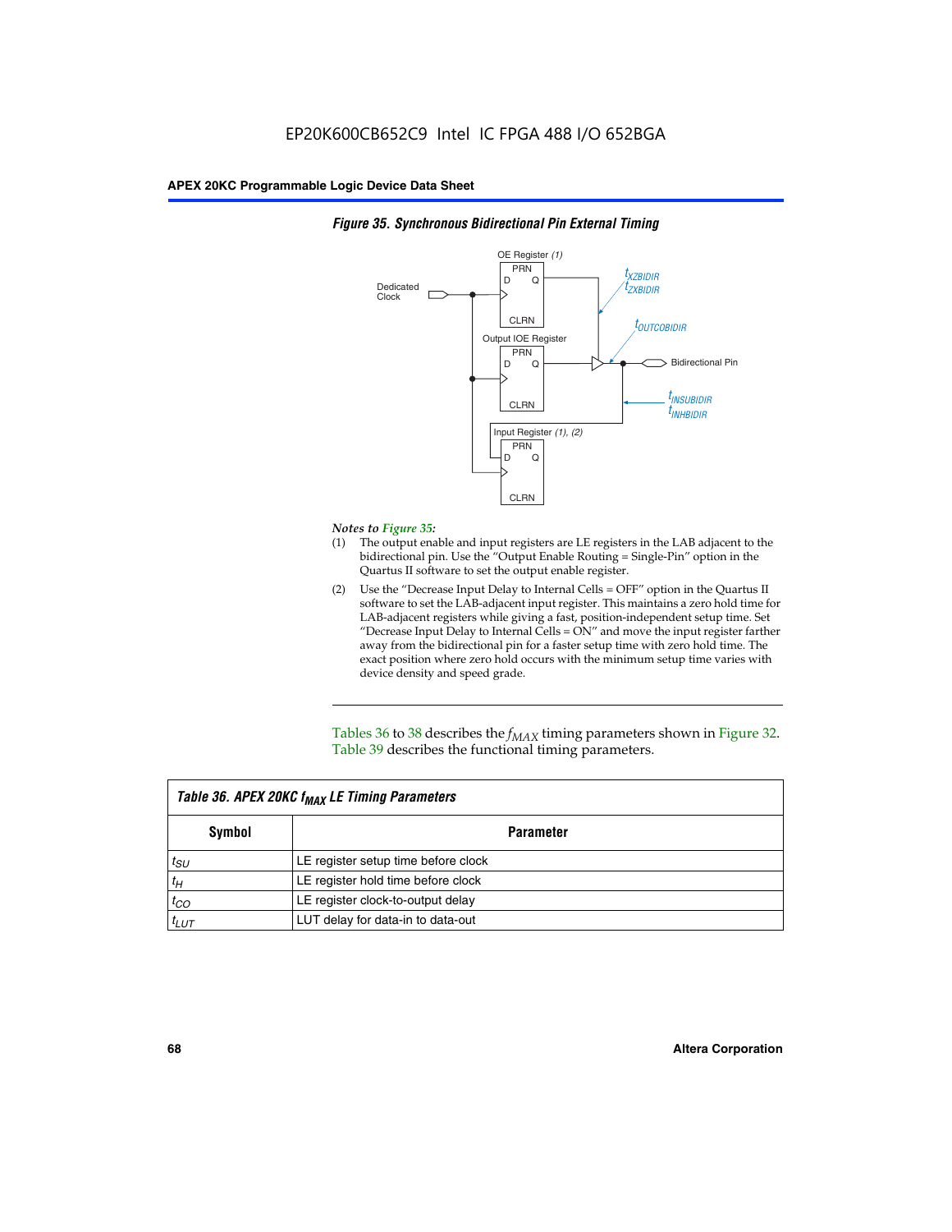**Figure 35. Synchronous Bidirectional Pin External Timing**

*Notes to Figure 35:*

(1) The output enable and input registers are LE registers in the LAB adjacent to the bidirectional pin. Use the "Output Enable Routing = Single-Pin" option in the Quartus II software to set the output enable register.

(2) Use the "Decrease Input Delay to Internal Cells = OFF" option in the Quartus II software to set the LAB-adjacent input register. This maintains a zero hold time for LAB-adjacent registers while giving a fast, position-independent setup time. Set "Decrease Input Delay to Internal Cells = ON" and move the input register farther away from the bidirectional pin for a faster setup time with zero hold time. The exact position where zero hold occurs with the minimum setup time varies with device density and speed grade.

Tables 36 to 38 describes the $f_{MAX}$ timing parameters shown in Figure 32. Table 39 describes the functional timing parameters.

**Table 36. APEX 20KC $f_{MAX}$ LE Timing Parameters**

| Symbol | Parameter |
|---|---|
| $t_{SU}$ | LE register setup time before clock |
| $t_H$ | LE register hold time before clock |
| $t_{CO}$ | LE register clock-to-output delay |
| $t_{LUT}$ | LUT delay for data-in to data-out |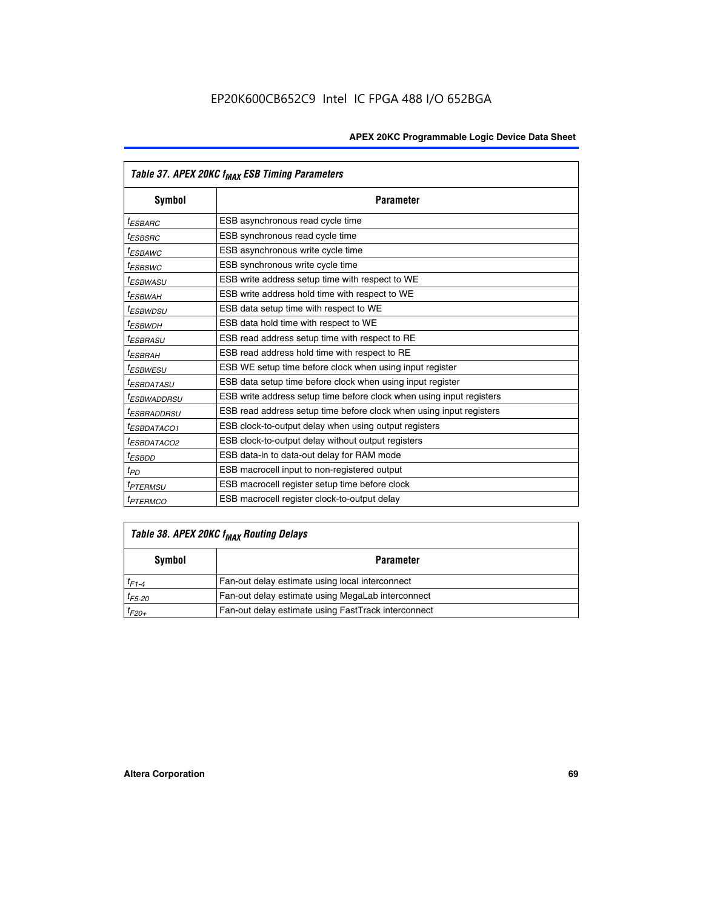EP20K600CB652C9 Intel IC FPGA 488 I/O 652BGA

| *Table 37. APEX 20KC $f_{MAX}$ ESB Timing Parameters* | |
|---|---|
| **Symbol** | **Parameter** |
| $t_{ESBARC}$ | ESB asynchronous read cycle time |
| $t_{ESBSRC}$ | ESB synchronous read cycle time |
| $t_{ESBAWC}$ | ESB asynchronous write cycle time |
| $t_{ESBSWC}$ | ESB synchronous write cycle time |
| $t_{ESBWASU}$ | ESB write address setup time with respect to WE |
| $t_{ESBWAH}$ | ESB write address hold time with respect to WE |
| $t_{ESBWDSU}$ | ESB data setup time with respect to WE |
| $t_{ESBWDH}$ | ESB data hold time with respect to WE |
| $t_{ESBRASU}$ | ESB read address setup time with respect to RE |
| $t_{ESBRAH}$ | ESB read address hold time with respect to RE |
| $t_{ESBWESU}$ | ESB WE setup time before clock when using input register |
| $t_{ESBDATASU}$ | ESB data setup time before clock when using input register |
| $t_{ESBWADDRSU}$ | ESB write address setup time before clock when using input registers |
| $t_{ESBRADDRSU}$ | ESB read address setup time before clock when using input registers |
| $t_{ESBDATACO1}$ | ESB clock-to-output delay when using output registers |
| $t_{ESBDATACO2}$ | ESB clock-to-output delay without output registers |
| $t_{ESBDD}$ | ESB data-in to data-out delay for RAM mode |
| $t_{PD}$ | ESB macrocell input to non-registered output |
| $t_{PTERMSU}$ | ESB macrocell register setup time before clock |
| $t_{PTERMCO}$ | ESB macrocell register clock-to-output delay |

| *Table 38. APEX 20KC $f_{MAX}$ Routing Delays* | |
|---|---|
| **Symbol** | **Parameter** |
| $t_{F1-4}$ | Fan-out delay estimate using local interconnect |
| $t_{F5-20}$ | Fan-out delay estimate using MegaLab interconnect |
| $t_{F20+}$ | Fan-out delay estimate using FastTrack interconnect |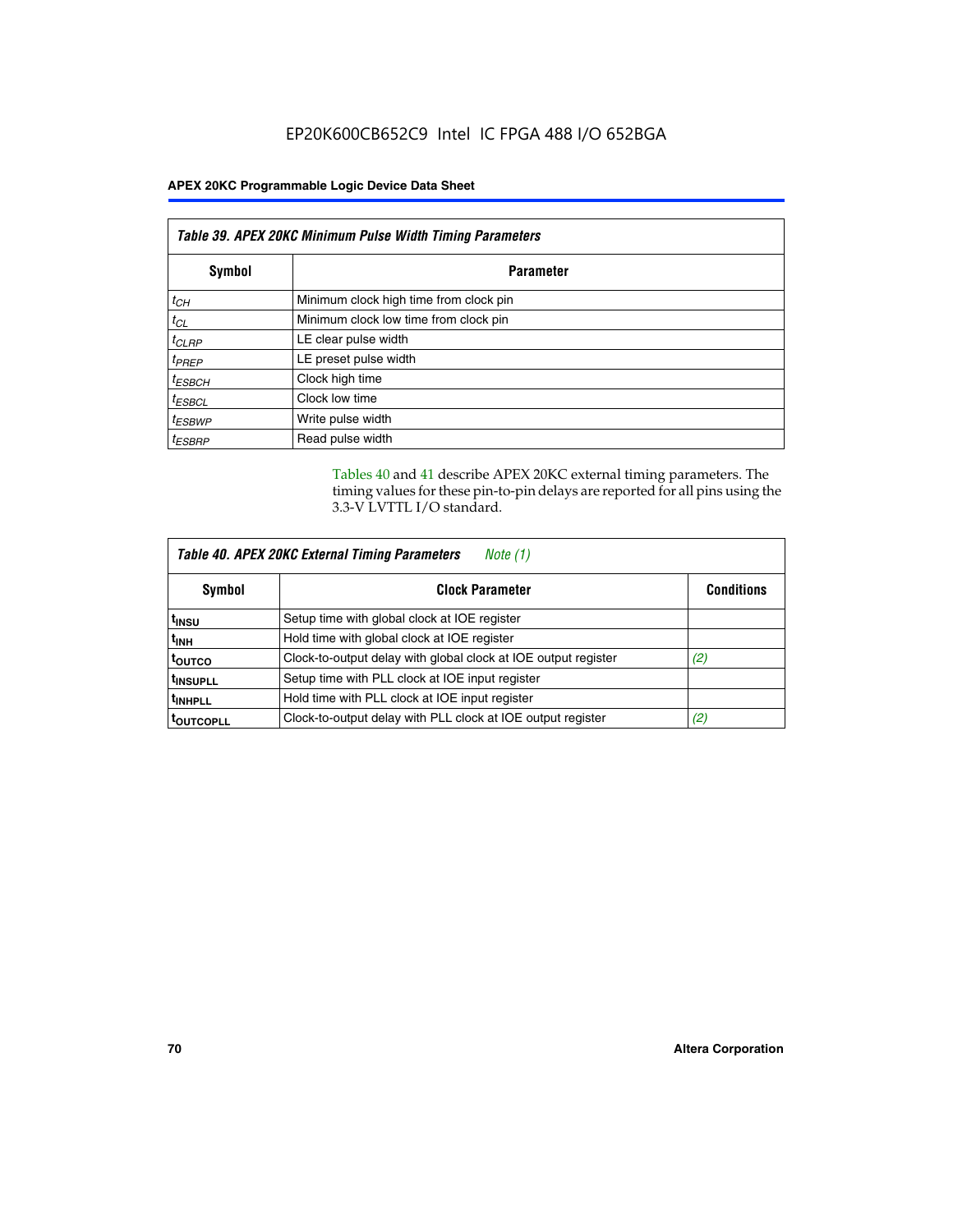**Table 39. APEX 20KC Minimum Pulse Width Timing Parameters**

| Symbol | Parameter |
|---|---|
| $t_{CH}$ | Minimum clock high time from clock pin |
| $t_{CL}$ | Minimum clock low time from clock pin |
| $t_{CLRP}$ | LE clear pulse width |
| $t_{PREP}$ | LE preset pulse width |
| $t_{ESBCH}$ | Clock high time |
| $t_{ESBCL}$ | Clock low time |
| $t_{ESBWP}$ | Write pulse width |
| $t_{ESBRP}$ | Read pulse width |

Tables 40 and 41 describe APEX 20KC external timing parameters. The timing values for these pin-to-pin delays are reported for all pins using the 3.3-V LVTTL I/O standard.

**Table 40. APEX 20KC External Timing Parameters** *Note (1)*

| Symbol | Clock Parameter | Conditions |
|---|---|---|
| $t_{INSU}$ | Setup time with global clock at IOE register | |
| $t_{INH}$ | Hold time with global clock at IOE register | |
| $t_{OUTCO}$ | Clock-to-output delay with global clock at IOE output register | *(2)* |
| $t_{INSUPLL}$ | Setup time with PLL clock at IOE input register | |
| $t_{INHPLL}$ | Hold time with PLL clock at IOE input register | |
| $t_{OUTCOPLL}$ | Clock-to-output delay with PLL clock at IOE output register | *(2)* |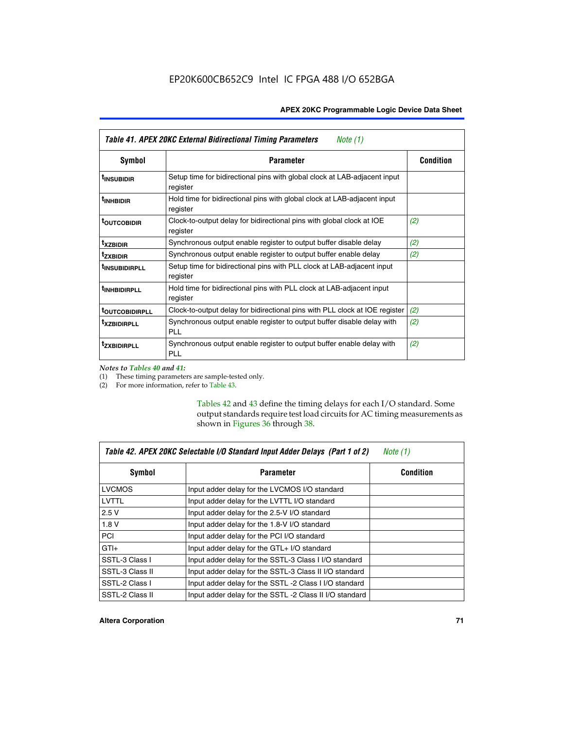EP20K600CB652C9 Intel IC FPGA 488 I/O 652BGA

| Table 41. APEX 20KC External Bidirectional Timing Parameters *Note (1)* | | |
|---|---|---|
| **Symbol** | **Parameter** | **Condition** |
| $t_{INSUBIDIR}$ | Setup time for bidirectional pins with global clock at LAB-adjacent input register | |
| $t_{INHBIDIR}$ | Hold time for bidirectional pins with global clock at LAB-adjacent input register | |
| $t_{OUTCOBIDIR}$ | Clock-to-output delay for bidirectional pins with global clock at IOE register | *(2)* |
| $t_{XZBIDIR}$ | Synchronous output enable register to output buffer disable delay | *(2)* |
| $t_{ZXBIDIR}$ | Synchronous output enable register to output buffer enable delay | *(2)* |
| $t_{INSUBIDIRPLL}$ | Setup time for bidirectional pins with PLL clock at LAB-adjacent input register | |
| $t_{INHBIDIRPLL}$ | Hold time for bidirectional pins with PLL clock at LAB-adjacent input register | |
| $t_{OUTCOBIDIRPLL}$ | Clock-to-output delay for bidirectional pins with PLL clock at IOE register | *(2)* |
| $t_{XZBIDIRPLL}$ | Synchronous output enable register to output buffer disable delay with PLL | *(2)* |
| $t_{ZXBIDIRPLL}$ | Synchronous output enable register to output buffer enable delay with PLL | *(2)* |

*Notes to Tables 40 and 41:*

(1) These timing parameters are sample-tested only.

(2) For more information, refer to Table 43.

Tables 42 and 43 define the timing delays for each I/O standard. Some output standards require test load circuits for AC timing measurements as shown in Figures 36 through 38.

| Table 42. APEX 20KC Selectable I/O Standard Input Adder Delays (Part 1 of 2) *Note (1)* | | |
|---|---|---|
| **Symbol** | **Parameter** | **Condition** |
| LVCMOS | Input adder delay for the LVCMOS I/O standard | |
| LVTTL | Input adder delay for the LVTTL I/O standard | |
| 2.5 V | Input adder delay for the 2.5-V I/O standard | |
| 1.8 V | Input adder delay for the 1.8-V I/O standard | |
| PCI | Input adder delay for the PCI I/O standard | |
| GTI+ | Input adder delay for the GTL+ I/O standard | |
| SSTL-3 Class I | Input adder delay for the SSTL-3 Class I I/O standard | |
| SSTL-3 Class II | Input adder delay for the SSTL-3 Class II I/O standard | |
| SSTL-2 Class I | Input adder delay for the SSTL -2 Class I I/O standard | |
| SSTL-2 Class II | Input adder delay for the SSTL -2 Class II I/O standard | |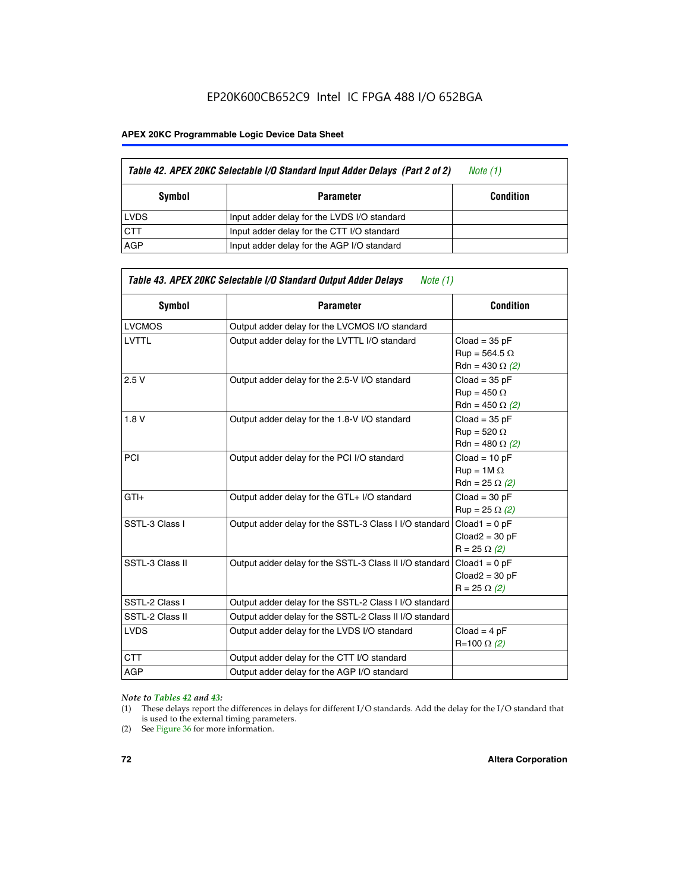Table 42. APEX 20KC Selectable I/O Standard Input Adder Delays (Part 2 of 2) *Note (1)*

| Symbol | Parameter | Condition |
|---|---|---|
| LVDS | Input adder delay for the LVDS I/O standard | |
| CTT | Input adder delay for the CTT I/O standard | |
| AGP | Input adder delay for the AGP I/O standard | |

Table 43. APEX 20KC Selectable I/O Standard Output Adder Delays *Note (1)*

| Symbol | Parameter | Condition |
|---|---|---|
| LVCMOS | Output adder delay for the LVCMOS I/O standard | |
| LVTTL | Output adder delay for the LVTTL I/O standard | Cload = 35 pF<br>Rup = 564.5 Ω<br>Rdn = 430 Ω *(2)* |
| 2.5 V | Output adder delay for the 2.5-V I/O standard | Cload = 35 pF<br>Rup = 450 Ω<br>Rdn = 450 Ω *(2)* |
| 1.8 V | Output adder delay for the 1.8-V I/O standard | Cload = 35 pF<br>Rup = 520 Ω<br>Rdn = 480 Ω *(2)* |
| PCI | Output adder delay for the PCI I/O standard | Cload = 10 pF<br>Rup = 1M Ω<br>Rdn = 25 Ω *(2)* |
| GTl+ | Output adder delay for the GTL+ I/O standard | Cload = 30 pF<br>Rup = 25 Ω *(2)* |
| SSTL-3 Class I | Output adder delay for the SSTL-3 Class I I/O standard | Cload1 = 0 pF<br>Cload2 = 30 pF<br>R = 25 Ω *(2)* |
| SSTL-3 Class II | Output adder delay for the SSTL-3 Class II I/O standard | Cload1 = 0 pF<br>Cload2 = 30 pF<br>R = 25 Ω *(2)* |
| SSTL-2 Class I | Output adder delay for the SSTL-2 Class I I/O standard | |
| SSTL-2 Class II | Output adder delay for the SSTL-2 Class II I/O standard | |
| LVDS | Output adder delay for the LVDS I/O standard | Cload = 4 pF<br>R=100 Ω *(2)* |
| CTT | Output adder delay for the CTT I/O standard | |
| AGP | Output adder delay for the AGP I/O standard | |

*Note to Tables 42 and 43:*

(1) These delays report the differences in delays for different I/O standards. Add the delay for the I/O standard that is used to the external timing parameters.

(2) See Figure 36 for more information.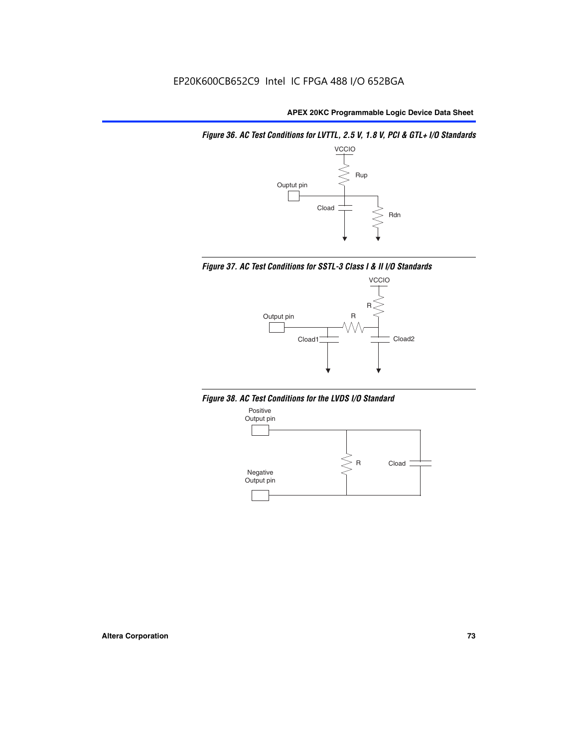*Figure 36. AC Test Conditions for LVTTL, 2.5 V, 1.8 V, PCI & GTL+ I/O Standards*

VCCIO

Rup

Ouptut pin

Cload

Rdn

*Figure 37. AC Test Conditions for SSTL-3 Class I & II I/O Standards*

VCCIO

R

Output pin

R

Cload1

Cload2

*Figure 38. AC Test Conditions for the LVDS I/O Standard*

Positive Output pin

R

Cload

Negative Output pin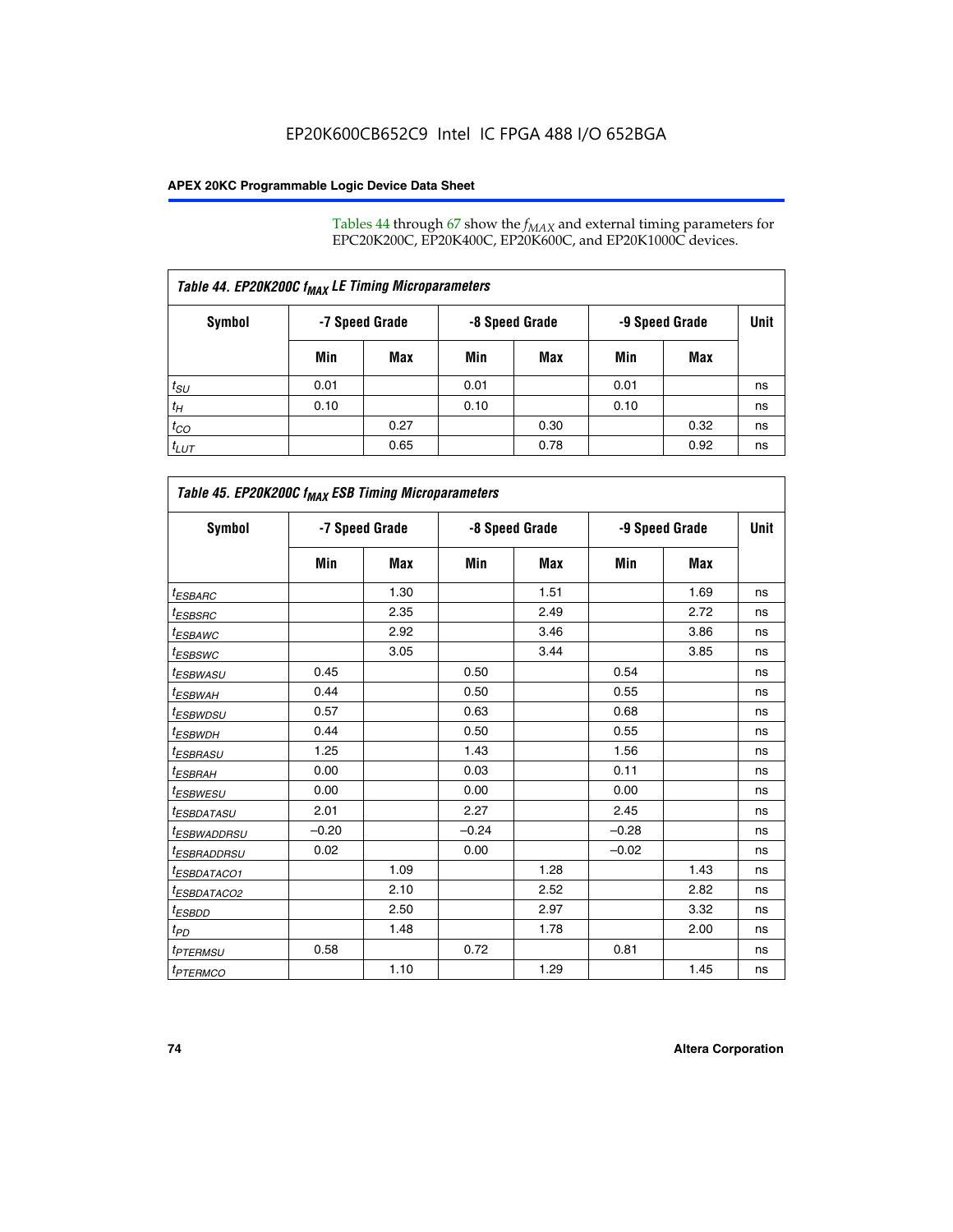Tables 44 through 67 show the $f_{MAX}$ and external timing parameters for EPC20K200C, EP20K400C, EP20K600C, and EP20K1000C devices.

**Table 44. EP20K200C $f_{MAX}$ LE Timing Microparameters**

| Symbol | -7 Speed Grade | | -8 Speed Grade | | -9 Speed Grade | | Unit |
|---|---|---|---|---|---|---|---|
| | Min | Max | Min | Max | Min | Max | |
| $t_{SU}$ | 0.01 | | 0.01 | | 0.01 | | ns |
| $t_H$ | 0.10 | | 0.10 | | 0.10 | | ns |
| $t_{CO}$ | | 0.27 | | 0.30 | | 0.32 | ns |
| $t_{LUT}$ | | 0.65 | | 0.78 | | 0.92 | ns |

**Table 45. EP20K200C $f_{MAX}$ ESB Timing Microparameters**

| Symbol | -7 Speed Grade | | -8 Speed Grade | | -9 Speed Grade | | Unit |
|---|---|---|---|---|---|---|---|
| | Min | Max | Min | Max | Min | Max | |
| $t_{ESBARC}$ | | 1.30 | | 1.51 | | 1.69 | ns |
| $t_{ESBSRC}$ | | 2.35 | | 2.49 | | 2.72 | ns |
| $t_{ESBAWC}$ | | 2.92 | | 3.46 | | 3.86 | ns |
| $t_{ESBSWC}$ | | 3.05 | | 3.44 | | 3.85 | ns |
| $t_{ESBWASU}$ | 0.45 | | 0.50 | | 0.54 | | ns |
| $t_{ESBWAH}$ | 0.44 | | 0.50 | | 0.55 | | ns |
| $t_{ESBWDSU}$ | 0.57 | | 0.63 | | 0.68 | | ns |
| $t_{ESBWDH}$ | 0.44 | | 0.50 | | 0.55 | | ns |
| $t_{ESBRASU}$ | 1.25 | | 1.43 | | 1.56 | | ns |
| $t_{ESBRAH}$ | 0.00 | | 0.03 | | 0.11 | | ns |
| $t_{ESBWESU}$ | 0.00 | | 0.00 | | 0.00 | | ns |
| $t_{ESBDATASU}$ | 2.01 | | 2.27 | | 2.45 | | ns |
| $t_{ESBWADDRSU}$ | –0.20 | | –0.24 | | –0.28 | | ns |
| $t_{ESBRADDRSU}$ | 0.02 | | 0.00 | | –0.02 | | ns |
| $t_{ESBDATACO1}$ | | 1.09 | | 1.28 | | 1.43 | ns |
| $t_{ESBDATACO2}$ | | 2.10 | | 2.52 | | 2.82 | ns |
| $t_{ESBDD}$ | | 2.50 | | 2.97 | | 3.32 | ns |
| $t_{PD}$ | | 1.48 | | 1.78 | | 2.00 | ns |
| $t_{PTERMSU}$ | 0.58 | | 0.72 | | 0.81 | | ns |
| $t_{PTERMCO}$ | | 1.10 | | 1.29 | | 1.45 | ns |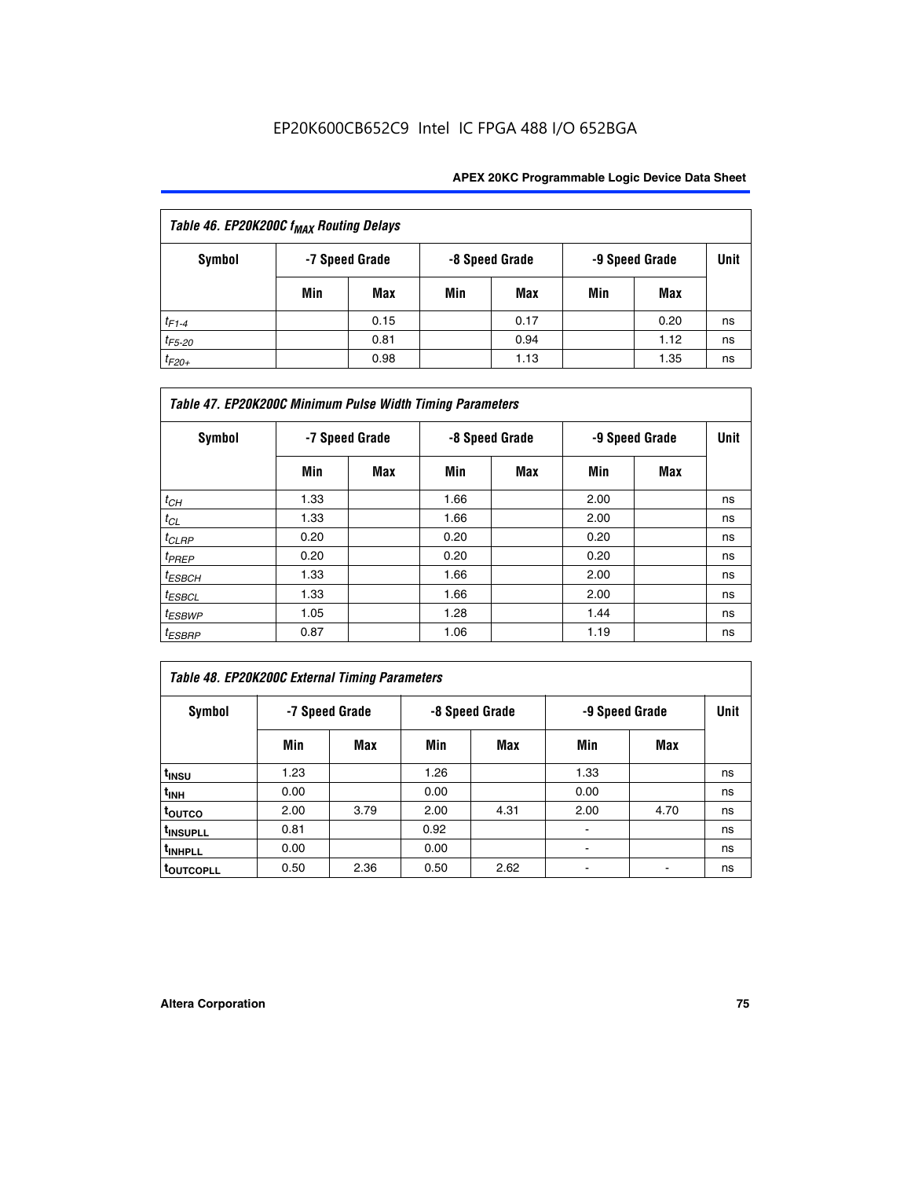| Table 46. EP20K200C $f_{MAX}$ Routing Delays | | | | | | | |
|---|---|---|---|---|---|---|---|
| Symbol | -7 Speed Grade | | -8 Speed Grade | | -9 Speed Grade | | Unit |
| | Min | Max | Min | Max | Min | Max | |
| $t_{F1-4}$ | | 0.15 | | 0.17 | | 0.20 | ns |
| $t_{F5-20}$ | | 0.81 | | 0.94 | | 1.12 | ns |
| $t_{F20+}$ | | 0.98 | | 1.13 | | 1.35 | ns |

| Table 47. EP20K200C Minimum Pulse Width Timing Parameters | | | | | | | |
|---|---|---|---|---|---|---|---|
| Symbol | -7 Speed Grade | | -8 Speed Grade | | -9 Speed Grade | | Unit |
| | Min | Max | Min | Max | Min | Max | |
| $t_{CH}$ | 1.33 | | 1.66 | | 2.00 | | ns |
| $t_{CL}$ | 1.33 | | 1.66 | | 2.00 | | ns |
| $t_{CLRP}$ | 0.20 | | 0.20 | | 0.20 | | ns |
| $t_{PREP}$ | 0.20 | | 0.20 | | 0.20 | | ns |
| $t_{ESBCH}$ | 1.33 | | 1.66 | | 2.00 | | ns |
| $t_{ESBCL}$ | 1.33 | | 1.66 | | 2.00 | | ns |
| $t_{ESBWP}$ | 1.05 | | 1.28 | | 1.44 | | ns |
| $t_{ESBRP}$ | 0.87 | | 1.06 | | 1.19 | | ns |

| Table 48. EP20K200C External Timing Parameters | | | | | | | |
|---|---|---|---|---|---|---|---|
| Symbol | -7 Speed Grade | | -8 Speed Grade | | -9 Speed Grade | | Unit |
| | Min | Max | Min | Max | Min | Max | |
| $t_{INSU}$ | 1.23 | | 1.26 | | 1.33 | | ns |
| $t_{INH}$ | 0.00 | | 0.00 | | 0.00 | | ns |
| $t_{OUTCO}$ | 2.00 | 3.79 | 2.00 | 4.31 | 2.00 | 4.70 | ns |
| $t_{INSUPLL}$ | 0.81 | | 0.92 | | - | | ns |
| $t_{INHPLL}$ | 0.00 | | 0.00 | | - | | ns |
| $t_{OUTCOPLL}$ | 0.50 | 2.36 | 0.50 | 2.62 | - | - | ns |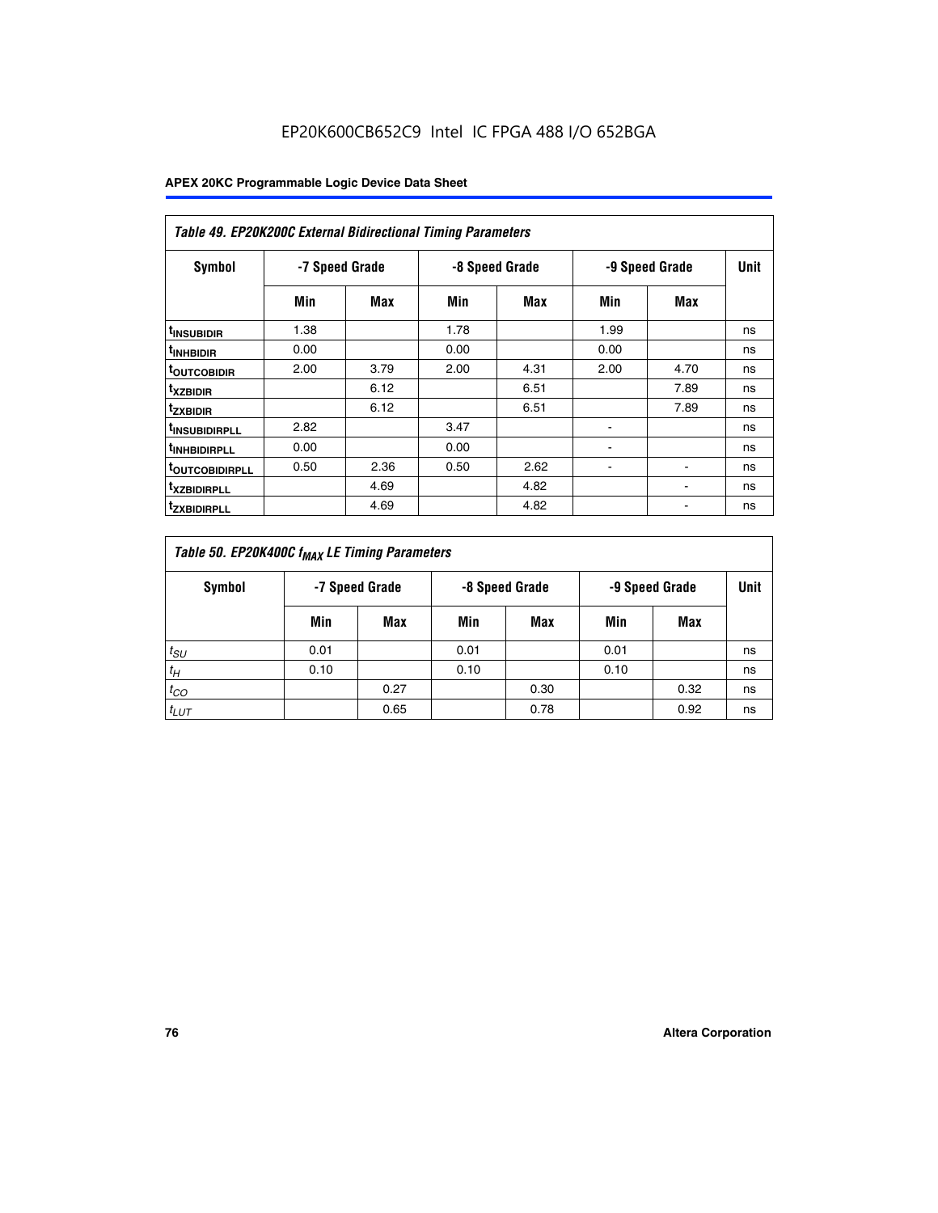EP20K600CB652C9 Intel IC FPGA 488 I/O 652BGA

| Table 49. EP20K200C External Bidirectional Timing Parameters | | | | | | | |
|---|---|---|---|---|---|---|---|
| Symbol | -7 Speed Grade | | -8 Speed Grade | | -9 Speed Grade | | Unit |
| | Min | Max | Min | Max | Min | Max | |
| $t_{INSUBIDIR}$ | 1.38 | | 1.78 | | 1.99 | | ns |
| $t_{INHBIDIR}$ | 0.00 | | 0.00 | | 0.00 | | ns |
| $t_{OUTCOBIDIR}$ | 2.00 | 3.79 | 2.00 | 4.31 | 2.00 | 4.70 | ns |
| $t_{XZBIDIR}$ | | 6.12 | | 6.51 | | 7.89 | ns |
| $t_{ZXBIDIR}$ | | 6.12 | | 6.51 | | 7.89 | ns |
| $t_{INSUBIDIRPLL}$ | 2.82 | | 3.47 | | - | | ns |
| $t_{INHBIDIRPLL}$ | 0.00 | | 0.00 | | - | | ns |
| $t_{OUTCOBIDIRPLL}$ | 0.50 | 2.36 | 0.50 | 2.62 | - | - | ns |
| $t_{XZBIDIRPLL}$ | | 4.69 | | 4.82 | | - | ns |
| $t_{ZXBIDIRPLL}$ | | 4.69 | | 4.82 | | - | ns |

| Table 50. EP20K400C $f_{MAX}$ LE Timing Parameters | | | | | | | |
|---|---|---|---|---|---|---|---|
| Symbol | -7 Speed Grade | | -8 Speed Grade | | -9 Speed Grade | | Unit |
| | Min | Max | Min | Max | Min | Max | |
| $t_{SU}$ | 0.01 | | 0.01 | | 0.01 | | ns |
| $t_H$ | 0.10 | | 0.10 | | 0.10 | | ns |
| $t_{CO}$ | | 0.27 | | 0.30 | | 0.32 | ns |
| $t_{LUT}$ | | 0.65 | | 0.78 | | 0.92 | ns |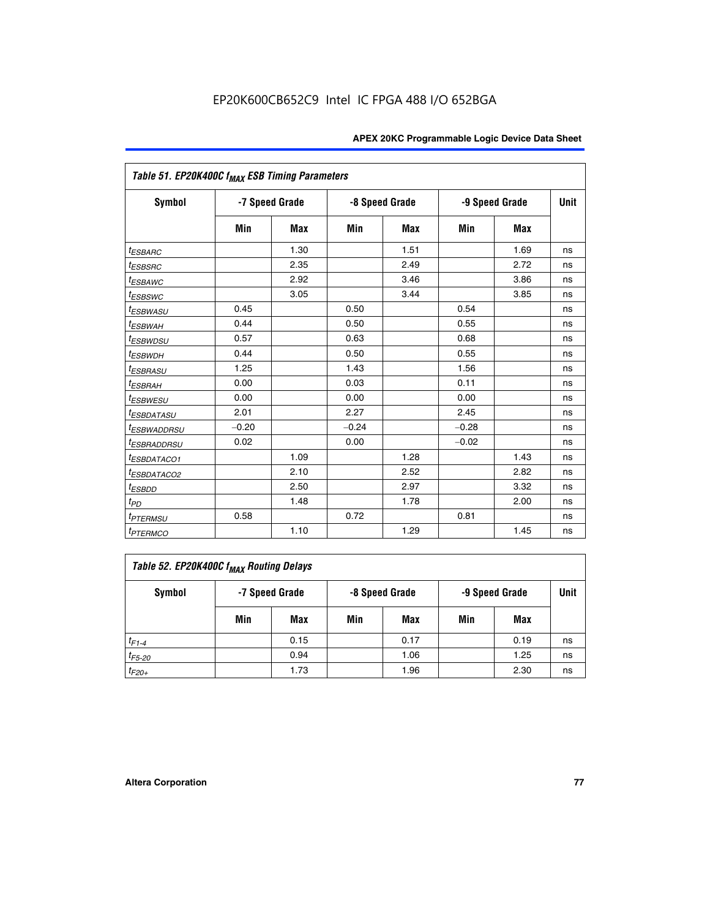EP20K600CB652C9 Intel IC FPGA 488 I/O 652BGA

| Table 51. EP20K400C $f_{MAX}$ ESB Timing Parameters | | | | | | | |
|---|---|---|---|---|---|---|---|
| Symbol | -7 Speed Grade | | -8 Speed Grade | | -9 Speed Grade | | Unit |
| | Min | Max | Min | Max | Min | Max | |
| $t_{ESBARC}$ | | 1.30 | | 1.51 | | 1.69 | ns |
| $t_{ESBSRC}$ | | 2.35 | | 2.49 | | 2.72 | ns |
| $t_{ESBAWC}$ | | 2.92 | | 3.46 | | 3.86 | ns |
| $t_{ESBSWC}$ | | 3.05 | | 3.44 | | 3.85 | ns |
| $t_{ESBWASU}$ | 0.45 | | 0.50 | | 0.54 | | ns |
| $t_{ESBWAH}$ | 0.44 | | 0.50 | | 0.55 | | ns |
| $t_{ESBWDSU}$ | 0.57 | | 0.63 | | 0.68 | | ns |
| $t_{ESBWDH}$ | 0.44 | | 0.50 | | 0.55 | | ns |
| $t_{ESBRASU}$ | 1.25 | | 1.43 | | 1.56 | | ns |
| $t_{ESBRAH}$ | 0.00 | | 0.03 | | 0.11 | | ns |
| $t_{ESBWESU}$ | 0.00 | | 0.00 | | 0.00 | | ns |
| $t_{ESBDATASU}$ | 2.01 | | 2.27 | | 2.45 | | ns |
| $t_{ESBWADDRSU}$ | −0.20 | | −0.24 | | −0.28 | | ns |
| $t_{ESBRADDRSU}$ | 0.02 | | 0.00 | | −0.02 | | ns |
| $t_{ESBDATACO1}$ | | 1.09 | | 1.28 | | 1.43 | ns |
| $t_{ESBDATACO2}$ | | 2.10 | | 2.52 | | 2.82 | ns |
| $t_{ESBDD}$ | | 2.50 | | 2.97 | | 3.32 | ns |
| $t_{PD}$ | | 1.48 | | 1.78 | | 2.00 | ns |
| $t_{PTERMSU}$ | 0.58 | | 0.72 | | 0.81 | | ns |
| $t_{PTERMCO}$ | | 1.10 | | 1.29 | | 1.45 | ns |

| Table 52. EP20K400C $f_{MAX}$ Routing Delays | | | | | | | |
|---|---|---|---|---|---|---|---|
| Symbol | -7 Speed Grade | | -8 Speed Grade | | -9 Speed Grade | | Unit |
| | Min | Max | Min | Max | Min | Max | |
| $t_{F1-4}$ | | 0.15 | | 0.17 | | 0.19 | ns |
| $t_{F5-20}$ | | 0.94 | | 1.06 | | 1.25 | ns |
| $t_{F20+}$ | | 1.73 | | 1.96 | | 2.30 | ns |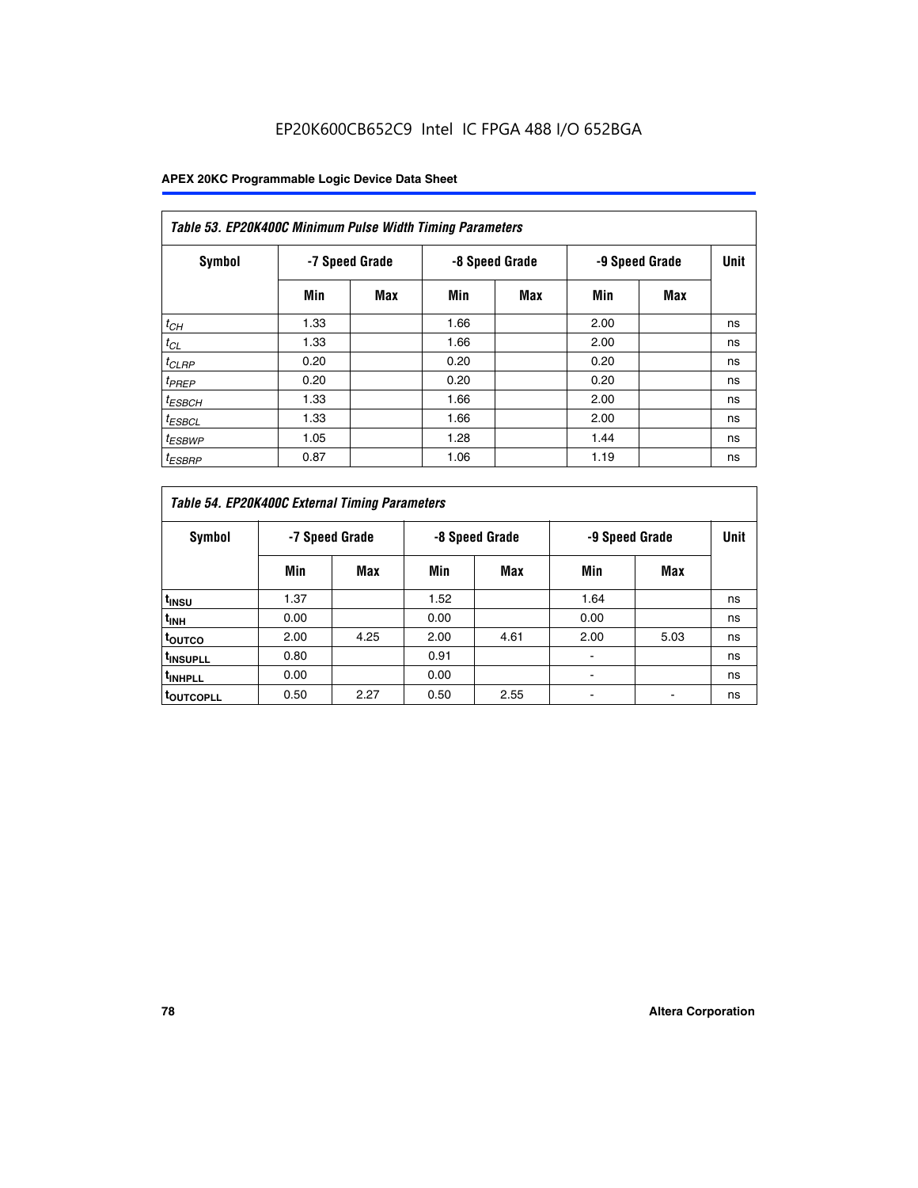EP20K600CB652C9 Intel IC FPGA 488 I/O 652BGA

| Table 53. EP20K400C Minimum Pulse Width Timing Parameters | | | | | | | |
|---|---|---|---|---|---|---|---|
| Symbol | -7 Speed Grade | | -8 Speed Grade | | -9 Speed Grade | | Unit |
| | Min | Max | Min | Max | Min | Max | |
| $t_{CH}$ | 1.33 | | 1.66 | | 2.00 | | ns |
| $t_{CL}$ | 1.33 | | 1.66 | | 2.00 | | ns |
| $t_{CLRP}$ | 0.20 | | 0.20 | | 0.20 | | ns |
| $t_{PREP}$ | 0.20 | | 0.20 | | 0.20 | | ns |
| $t_{ESBCH}$ | 1.33 | | 1.66 | | 2.00 | | ns |
| $t_{ESBCL}$ | 1.33 | | 1.66 | | 2.00 | | ns |
| $t_{ESBWP}$ | 1.05 | | 1.28 | | 1.44 | | ns |
| $t_{ESBRP}$ | 0.87 | | 1.06 | | 1.19 | | ns |

| Table 54. EP20K400C External Timing Parameters | | | | | | | |
|---|---|---|---|---|---|---|---|
| Symbol | -7 Speed Grade | | -8 Speed Grade | | -9 Speed Grade | | Unit |
| | Min | Max | Min | Max | Min | Max | |
| $t_{INSU}$ | 1.37 | | 1.52 | | 1.64 | | ns |
| $t_{INH}$ | 0.00 | | 0.00 | | 0.00 | | ns |
| $t_{OUTCO}$ | 2.00 | 4.25 | 2.00 | 4.61 | 2.00 | 5.03 | ns |
| $t_{INSUPLL}$ | 0.80 | | 0.91 | | - | | ns |
| $t_{INHPLL}$ | 0.00 | | 0.00 | | - | | ns |
| $t_{OUTCOPLL}$ | 0.50 | 2.27 | 0.50 | 2.55 | - | - | ns |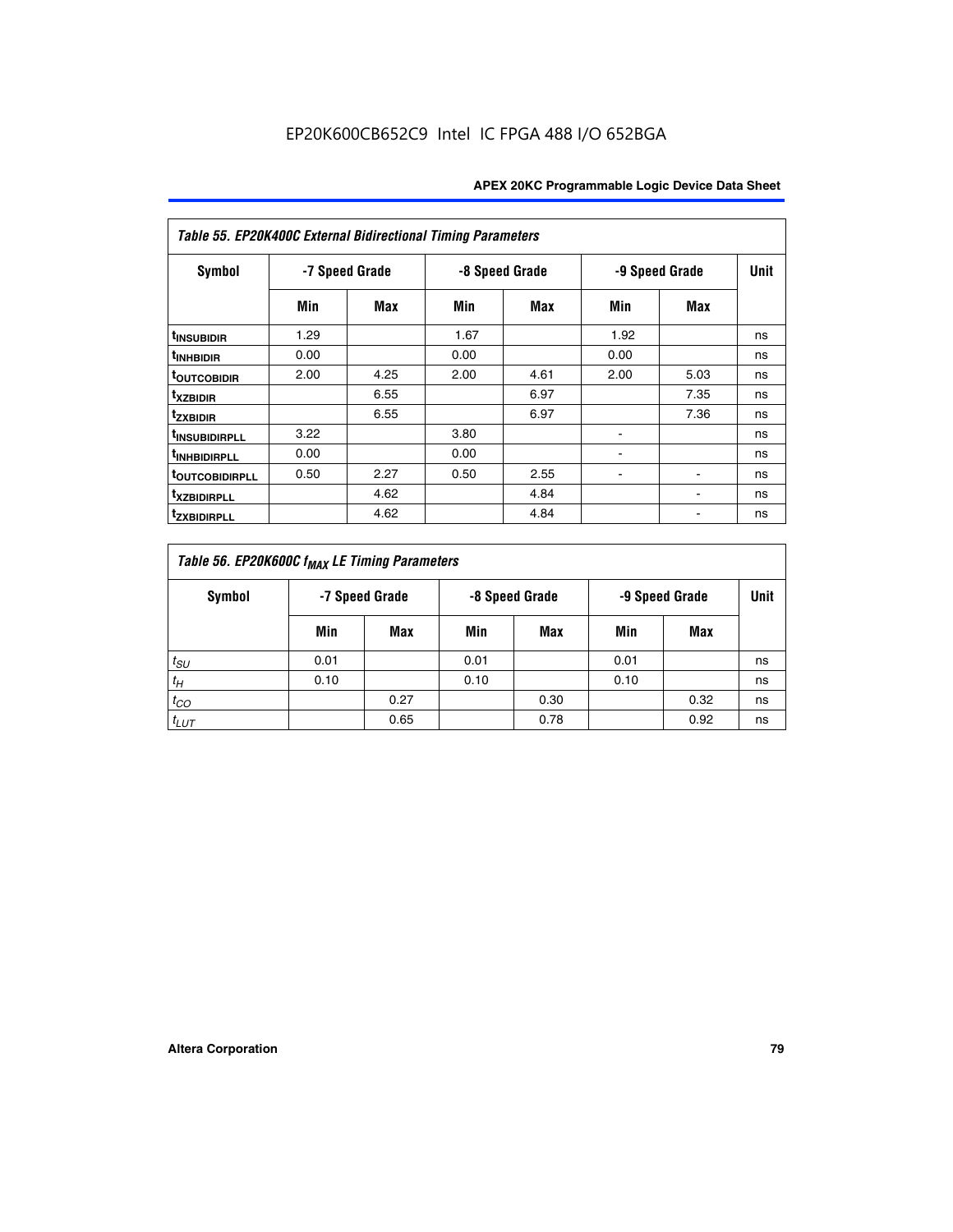EP20K600CB652C9 Intel IC FPGA 488 I/O 652BGA

| *Table 55. EP20K400C External Bidirectional Timing Parameters* | | | | | | | |
|---|---|---|---|---|---|---|---|
| Symbol | -7 Speed Grade | | -8 Speed Grade | | -9 Speed Grade | | Unit |
| | Min | Max | Min | Max | Min | Max | |
| $t_{INSUBIDIR}$ | 1.29 | | 1.67 | | 1.92 | | ns |
| $t_{INHBIDIR}$ | 0.00 | | 0.00 | | 0.00 | | ns |
| $t_{OUTCOBIDIR}$ | 2.00 | 4.25 | 2.00 | 4.61 | 2.00 | 5.03 | ns |
| $t_{XZBIDIR}$ | | 6.55 | | 6.97 | | 7.35 | ns |
| $t_{ZXBIDIR}$ | | 6.55 | | 6.97 | | 7.36 | ns |
| $t_{INSUBIDIRPLL}$ | 3.22 | | 3.80 | | - | | ns |
| $t_{INHBIDIRPLL}$ | 0.00 | | 0.00 | | - | | ns |
| $t_{OUTCOBIDIRPLL}$ | 0.50 | 2.27 | 0.50 | 2.55 | - | - | ns |
| $t_{XZBIDIRPLL}$ | | 4.62 | | 4.84 | | - | ns |
| $t_{ZXBIDIRPLL}$ | | 4.62 | | 4.84 | | - | ns |

| *Table 56. EP20K600C $f_{MAX}$ LE Timing Parameters* | | | | | | | |
|---|---|---|---|---|---|---|---|
| Symbol | -7 Speed Grade | | -8 Speed Grade | | -9 Speed Grade | | Unit |
| | Min | Max | Min | Max | Min | Max | |
| $t_{SU}$ | 0.01 | | 0.01 | | 0.01 | | ns |
| $t_{H}$ | 0.10 | | 0.10 | | 0.10 | | ns |
| $t_{CO}$ | | 0.27 | | 0.30 | | 0.32 | ns |
| $t_{LUT}$ | | 0.65 | | 0.78 | | 0.92 | ns |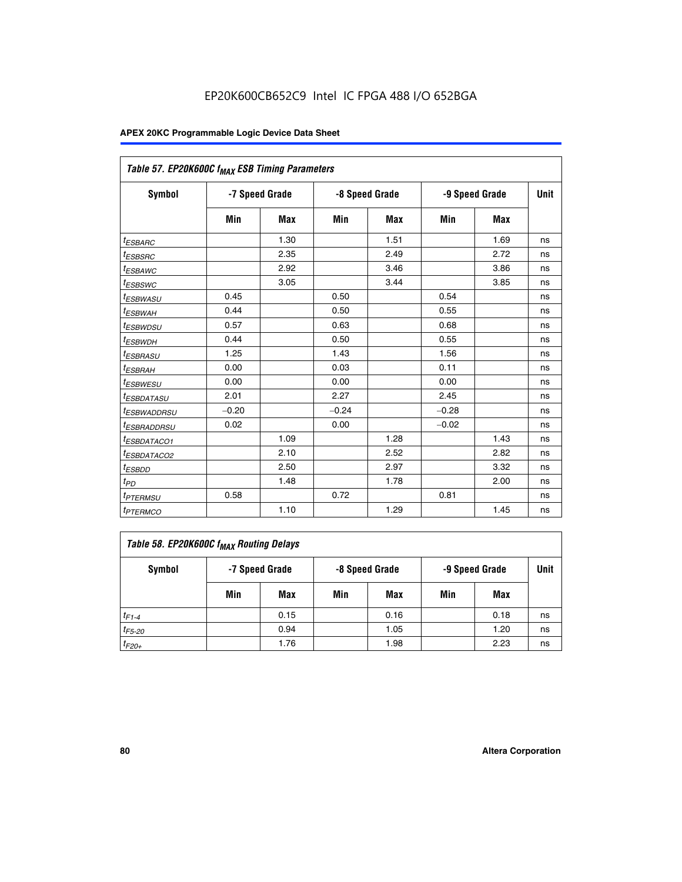EP20K600CB652C9 Intel IC FPGA 488 I/O 652BGA

| Table 57. EP20K600C $f_{MAX}$ ESB Timing Parameters | | | | | | | |
|---|---|---|---|---|---|---|---|
| Symbol | -7 Speed Grade | | -8 Speed Grade | | -9 Speed Grade | | Unit |
| | Min | Max | Min | Max | Min | Max | |
| $t_{ESBARC}$ | | 1.30 | | 1.51 | | 1.69 | ns |
| $t_{ESBSRC}$ | | 2.35 | | 2.49 | | 2.72 | ns |
| $t_{ESBAWC}$ | | 2.92 | | 3.46 | | 3.86 | ns |
| $t_{ESBSWC}$ | | 3.05 | | 3.44 | | 3.85 | ns |
| $t_{ESBWASU}$ | 0.45 | | 0.50 | | 0.54 | | ns |
| $t_{ESBWAH}$ | 0.44 | | 0.50 | | 0.55 | | ns |
| $t_{ESBWDSU}$ | 0.57 | | 0.63 | | 0.68 | | ns |
| $t_{ESBWDH}$ | 0.44 | | 0.50 | | 0.55 | | ns |
| $t_{ESBRASU}$ | 1.25 | | 1.43 | | 1.56 | | ns |
| $t_{ESBRAH}$ | 0.00 | | 0.03 | | 0.11 | | ns |
| $t_{ESBWESU}$ | 0.00 | | 0.00 | | 0.00 | | ns |
| $t_{ESBDATASU}$ | 2.01 | | 2.27 | | 2.45 | | ns |
| $t_{ESBWADDRSU}$ | −0.20 | | −0.24 | | −0.28 | | ns |
| $t_{ESBRADDRSU}$ | 0.02 | | 0.00 | | −0.02 | | ns |
| $t_{ESBDATACO1}$ | | 1.09 | | 1.28 | | 1.43 | ns |
| $t_{ESBDATACO2}$ | | 2.10 | | 2.52 | | 2.82 | ns |
| $t_{ESBDD}$ | | 2.50 | | 2.97 | | 3.32 | ns |
| $t_{PD}$ | | 1.48 | | 1.78 | | 2.00 | ns |
| $t_{PTERMSU}$ | 0.58 | | 0.72 | | 0.81 | | ns |
| $t_{PTERMCO}$ | | 1.10 | | 1.29 | | 1.45 | ns |

| Table 58. EP20K600C $f_{MAX}$ Routing Delays | | | | | | | |
|---|---|---|---|---|---|---|---|
| Symbol | -7 Speed Grade | | -8 Speed Grade | | -9 Speed Grade | | Unit |
| | Min | Max | Min | Max | Min | Max | |
| $t_{F1-4}$ | | 0.15 | | 0.16 | | 0.18 | ns |
| $t_{F5-20}$ | | 0.94 | | 1.05 | | 1.20 | ns |
| $t_{F20+}$ | | 1.76 | | 1.98 | | 2.23 | ns |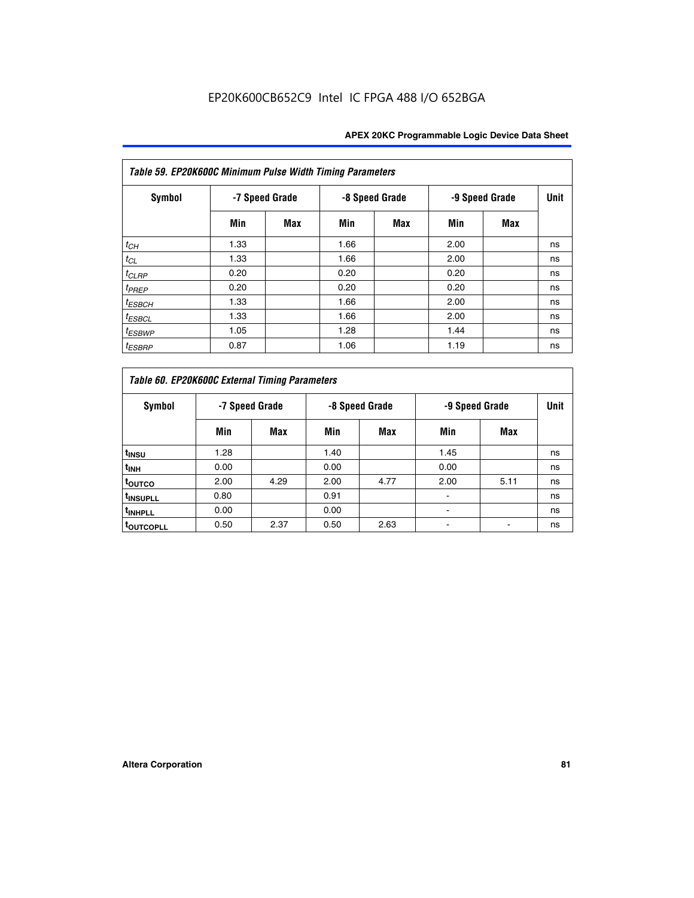EP20K600CB652C9 Intel IC FPGA 488 I/O 652BGA

| Table 59. EP20K600C Minimum Pulse Width Timing Parameters | | | | | | | |
|---|---|---|---|---|---|---|---|
| Symbol | -7 Speed Grade | | -8 Speed Grade | | -9 Speed Grade | | Unit |
| | Min | Max | Min | Max | Min | Max | |
| $t_{CH}$ | 1.33 | | 1.66 | | 2.00 | | ns |
| $t_{CL}$ | 1.33 | | 1.66 | | 2.00 | | ns |
| $t_{CLRP}$ | 0.20 | | 0.20 | | 0.20 | | ns |
| $t_{PREP}$ | 0.20 | | 0.20 | | 0.20 | | ns |
| $t_{ESBCH}$ | 1.33 | | 1.66 | | 2.00 | | ns |
| $t_{ESBCL}$ | 1.33 | | 1.66 | | 2.00 | | ns |
| $t_{ESBWP}$ | 1.05 | | 1.28 | | 1.44 | | ns |
| $t_{ESBRP}$ | 0.87 | | 1.06 | | 1.19 | | ns |

| Table 60. EP20K600C External Timing Parameters | | | | | | | |
|---|---|---|---|---|---|---|---|
| Symbol | -7 Speed Grade | | -8 Speed Grade | | -9 Speed Grade | | Unit |
| | Min | Max | Min | Max | Min | Max | |
| $t_{INSU}$ | 1.28 | | 1.40 | | 1.45 | | ns |
| $t_{INH}$ | 0.00 | | 0.00 | | 0.00 | | ns |
| $t_{OUTCO}$ | 2.00 | 4.29 | 2.00 | 4.77 | 2.00 | 5.11 | ns |
| $t_{INSUPLL}$ | 0.80 | | 0.91 | | - | | ns |
| $t_{INHPLL}$ | 0.00 | | 0.00 | | - | | ns |
| $t_{OUTCOPLL}$ | 0.50 | 2.37 | 0.50 | 2.63 | - | - | ns |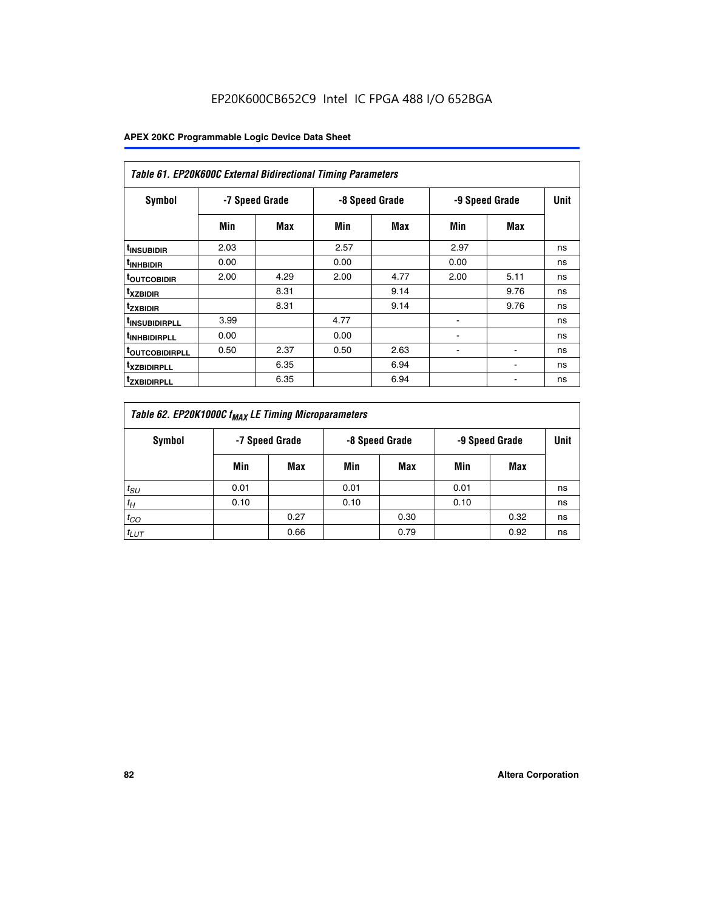EP20K600CB652C9 Intel IC FPGA 488 I/O 652BGA

| Table 61. EP20K600C External Bidirectional Timing Parameters | | | | | | | |
|---|---|---|---|---|---|---|---|
| Symbol | -7 Speed Grade | | -8 Speed Grade | | -9 Speed Grade | | Unit |
| | Min | Max | Min | Max | Min | Max | |
| $t_{INSUBIDIR}$ | 2.03 | | 2.57 | | 2.97 | | ns |
| $t_{INHBIDIR}$ | 0.00 | | 0.00 | | 0.00 | | ns |
| $t_{OUTCOBIDIR}$ | 2.00 | 4.29 | 2.00 | 4.77 | 2.00 | 5.11 | ns |
| $t_{XZBIDIR}$ | | 8.31 | | 9.14 | | 9.76 | ns |
| $t_{ZXBIDIR}$ | | 8.31 | | 9.14 | | 9.76 | ns |
| $t_{INSUBIDIRPLL}$ | 3.99 | | 4.77 | | - | | ns |
| $t_{INHBIDIRPLL}$ | 0.00 | | 0.00 | | - | | ns |
| $t_{OUTCOBIDIRPLL}$ | 0.50 | 2.37 | 0.50 | 2.63 | - | - | ns |
| $t_{XZBIDIRPLL}$ | | 6.35 | | 6.94 | | - | ns |
| $t_{ZXBIDIRPLL}$ | | 6.35 | | 6.94 | | - | ns |

| Table 62. EP20K1000C $f_{MAX}$ LE Timing Microparameters | | | | | | | |
|---|---|---|---|---|---|---|---|
| Symbol | -7 Speed Grade | | -8 Speed Grade | | -9 Speed Grade | | Unit |
| | Min | Max | Min | Max | Min | Max | |
| $t_{SU}$ | 0.01 | | 0.01 | | 0.01 | | ns |
| $t_H$ | 0.10 | | 0.10 | | 0.10 | | ns |
| $t_{CO}$ | | 0.27 | | 0.30 | | 0.32 | ns |
| $t_{LUT}$ | | 0.66 | | 0.79 | | 0.92 | ns |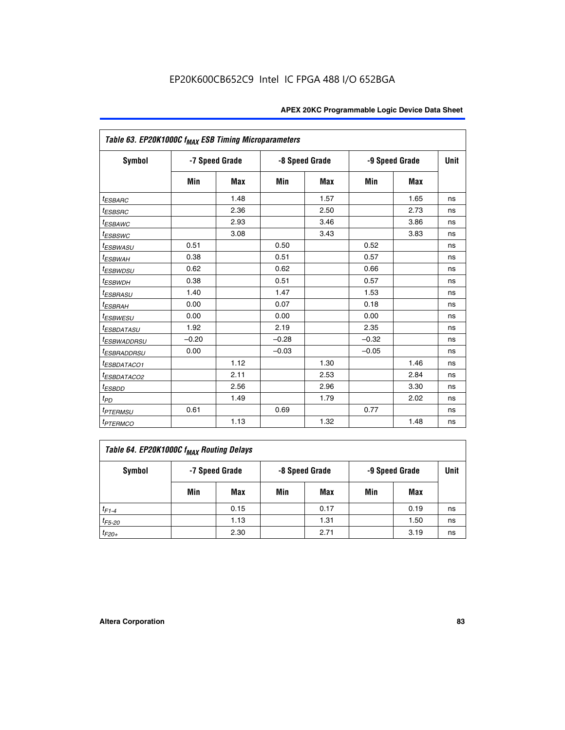EP20K600CB652C9 Intel IC FPGA 488 I/O 652BGA

| Table 63. EP20K1000C $f_{MAX}$ ESB Timing Microparameters | | | | | | | |
|---|---|---|---|---|---|---|---|
| Symbol | -7 Speed Grade | | -8 Speed Grade | | -9 Speed Grade | | Unit |
| | Min | Max | Min | Max | Min | Max | |
| $t_{ESBARC}$ | | 1.48 | | 1.57 | | 1.65 | ns |
| $t_{ESBSRC}$ | | 2.36 | | 2.50 | | 2.73 | ns |
| $t_{ESBAWC}$ | | 2.93 | | 3.46 | | 3.86 | ns |
| $t_{ESBSWC}$ | | 3.08 | | 3.43 | | 3.83 | ns |
| $t_{ESBWASU}$ | 0.51 | | 0.50 | | 0.52 | | ns |
| $t_{ESBWAH}$ | 0.38 | | 0.51 | | 0.57 | | ns |
| $t_{ESBWDSU}$ | 0.62 | | 0.62 | | 0.66 | | ns |
| $t_{ESBWDH}$ | 0.38 | | 0.51 | | 0.57 | | ns |
| $t_{ESBRASU}$ | 1.40 | | 1.47 | | 1.53 | | ns |
| $t_{ESBRAH}$ | 0.00 | | 0.07 | | 0.18 | | ns |
| $t_{ESBWESU}$ | 0.00 | | 0.00 | | 0.00 | | ns |
| $t_{ESBDATASU}$ | 1.92 | | 2.19 | | 2.35 | | ns |
| $t_{ESBWADDRSU}$ | –0.20 | | –0.28 | | –0.32 | | ns |
| $t_{ESBRADDRSU}$ | 0.00 | | –0.03 | | –0.05 | | ns |
| $t_{ESBDATACO1}$ | | 1.12 | | 1.30 | | 1.46 | ns |
| $t_{ESBDATACO2}$ | | 2.11 | | 2.53 | | 2.84 | ns |
| $t_{ESBDD}$ | | 2.56 | | 2.96 | | 3.30 | ns |
| $t_{PD}$ | | 1.49 | | 1.79 | | 2.02 | ns |
| $t_{PTERMSU}$ | 0.61 | | 0.69 | | 0.77 | | ns |
| $t_{PTERMCO}$ | | 1.13 | | 1.32 | | 1.48 | ns |

| Table 64. EP20K1000C $f_{MAX}$ Routing Delays | | | | | | | |
|---|---|---|---|---|---|---|---|
| Symbol | -7 Speed Grade | | -8 Speed Grade | | -9 Speed Grade | | Unit |
| | Min | Max | Min | Max | Min | Max | |
| $t_{F1-4}$ | | 0.15 | | 0.17 | | 0.19 | ns |
| $t_{F5-20}$ | | 1.13 | | 1.31 | | 1.50 | ns |
| $t_{F20+}$ | | 2.30 | | 2.71 | | 3.19 | ns |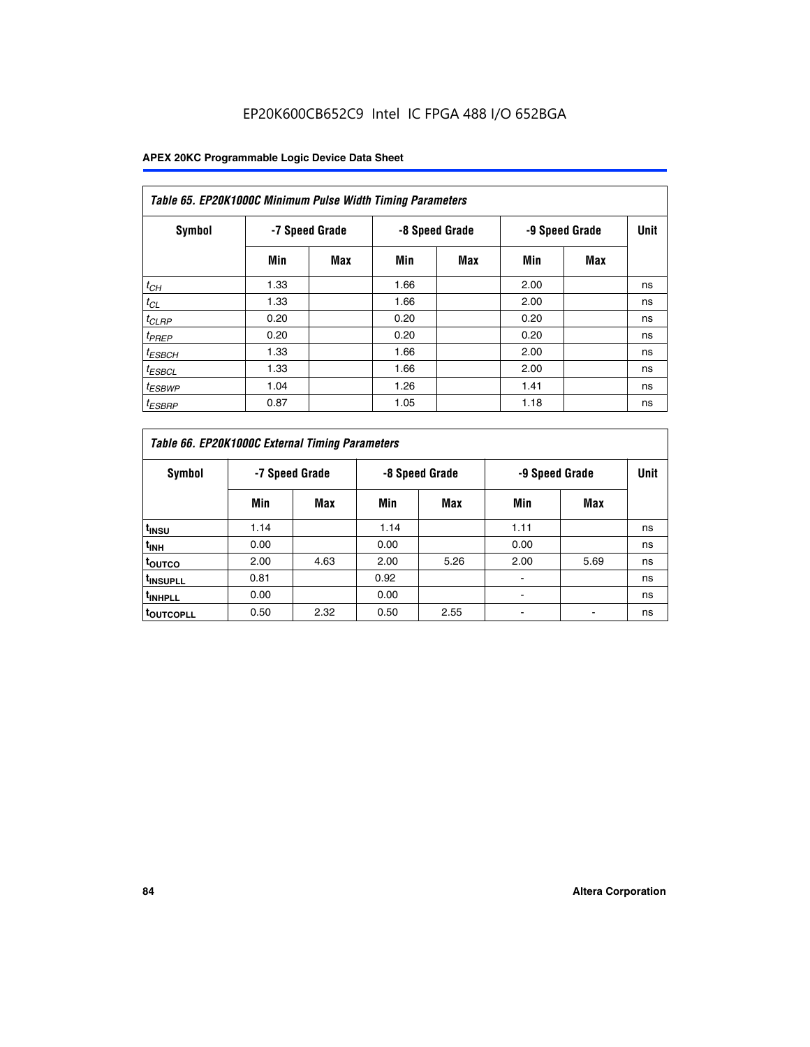EP20K600CB652C9 Intel IC FPGA 488 I/O 652BGA

| Table 65. EP20K1000C Minimum Pulse Width Timing Parameters | | | | | | | |
|---|---|---|---|---|---|---|---|
| Symbol | -7 Speed Grade | | -8 Speed Grade | | -9 Speed Grade | | Unit |
| | Min | Max | Min | Max | Min | Max | |
| $t_{CH}$ | 1.33 | | 1.66 | | 2.00 | | ns |
| $t_{CL}$ | 1.33 | | 1.66 | | 2.00 | | ns |
| $t_{CLRP}$ | 0.20 | | 0.20 | | 0.20 | | ns |
| $t_{PREP}$ | 0.20 | | 0.20 | | 0.20 | | ns |
| $t_{ESBCH}$ | 1.33 | | 1.66 | | 2.00 | | ns |
| $t_{ESBCL}$ | 1.33 | | 1.66 | | 2.00 | | ns |
| $t_{ESBWP}$ | 1.04 | | 1.26 | | 1.41 | | ns |
| $t_{ESBRP}$ | 0.87 | | 1.05 | | 1.18 | | ns |

| Table 66. EP20K1000C External Timing Parameters | | | | | | | |
|---|---|---|---|---|---|---|---|
| Symbol | -7 Speed Grade | | -8 Speed Grade | | -9 Speed Grade | | Unit |
| | Min | Max | Min | Max | Min | Max | |
| $t_{INSU}$ | 1.14 | | 1.14 | | 1.11 | | ns |
| $t_{INH}$ | 0.00 | | 0.00 | | 0.00 | | ns |
| $t_{OUTCO}$ | 2.00 | 4.63 | 2.00 | 5.26 | 2.00 | 5.69 | ns |
| $t_{INSUPLL}$ | 0.81 | | 0.92 | | - | | ns |
| $t_{INHPLL}$ | 0.00 | | 0.00 | | - | | ns |
| $t_{OUTCOPLL}$ | 0.50 | 2.32 | 0.50 | 2.55 | - | - | ns |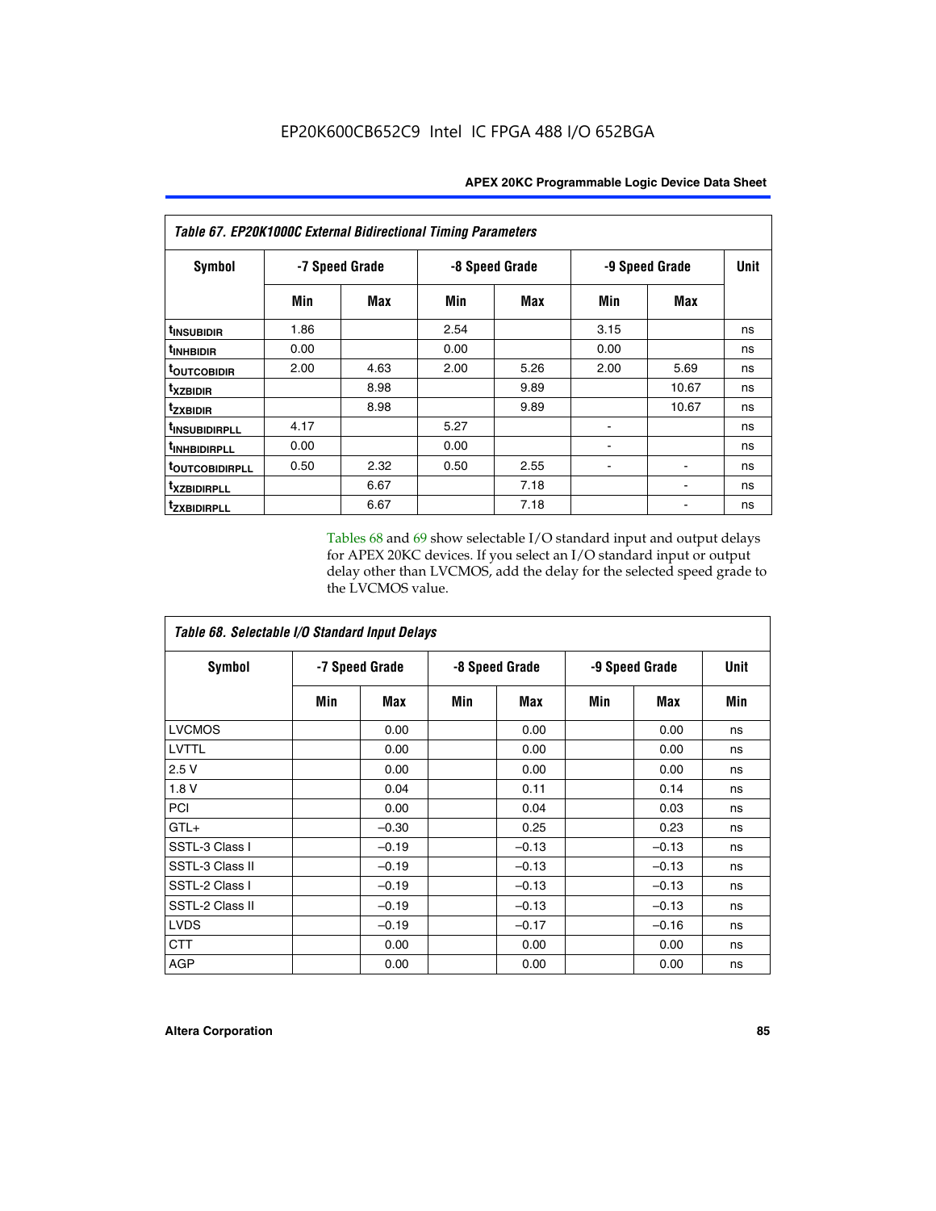*Table 67. EP20K1000C External Bidirectional Timing Parameters*

| Symbol | -7 Speed Grade | | -8 Speed Grade | | -9 Speed Grade | | Unit |
|---|---|---|---|---|---|---|---|
| | Min | Max | Min | Max | Min | Max | |
| $t_{INSUBIDIR}$ | 1.86 | | 2.54 | | 3.15 | | ns |
| $t_{INHBIDIR}$ | 0.00 | | 0.00 | | 0.00 | | ns |
| $t_{OUTCOBIDIR}$ | 2.00 | 4.63 | 2.00 | 5.26 | 2.00 | 5.69 | ns |
| $t_{XZBIDIR}$ | | 8.98 | | 9.89 | | 10.67 | ns |
| $t_{ZXBIDIR}$ | | 8.98 | | 9.89 | | 10.67 | ns |
| $t_{INSUBIDIRPLL}$ | 4.17 | | 5.27 | | - | | ns |
| $t_{INHBIDIRPLL}$ | 0.00 | | 0.00 | | - | | ns |
| $t_{OUTCOBIDIRPLL}$ | 0.50 | 2.32 | 0.50 | 2.55 | - | - | ns |
| $t_{XZBIDIRPLL}$ | | 6.67 | | 7.18 | | - | ns |
| $t_{ZXBIDIRPLL}$ | | 6.67 | | 7.18 | | - | ns |

Tables 68 and 69 show selectable I/O standard input and output delays for APEX 20KC devices. If you select an I/O standard input or output delay other than LVCMOS, add the delay for the selected speed grade to the LVCMOS value.

*Table 68. Selectable I/O Standard Input Delays*

| Symbol | -7 Speed Grade | | -8 Speed Grade | | -9 Speed Grade | | Unit |
|---|---|---|---|---|---|---|---|
| | Min | Max | Min | Max | Min | Max | Min |
| LVCMOS | | 0.00 | | 0.00 | | 0.00 | ns |
| LVTTL | | 0.00 | | 0.00 | | 0.00 | ns |
| 2.5 V | | 0.00 | | 0.00 | | 0.00 | ns |
| 1.8 V | | 0.04 | | 0.11 | | 0.14 | ns |
| PCI | | 0.00 | | 0.04 | | 0.03 | ns |
| GTL+ | | –0.30 | | 0.25 | | 0.23 | ns |
| SSTL-3 Class I | | –0.19 | | –0.13 | | –0.13 | ns |
| SSTL-3 Class II | | –0.19 | | –0.13 | | –0.13 | ns |
| SSTL-2 Class I | | –0.19 | | –0.13 | | –0.13 | ns |
| SSTL-2 Class II | | –0.19 | | –0.13 | | –0.13 | ns |
| LVDS | | –0.19 | | –0.17 | | –0.16 | ns |
| CTT | | 0.00 | | 0.00 | | 0.00 | ns |
| AGP | | 0.00 | | 0.00 | | 0.00 | ns |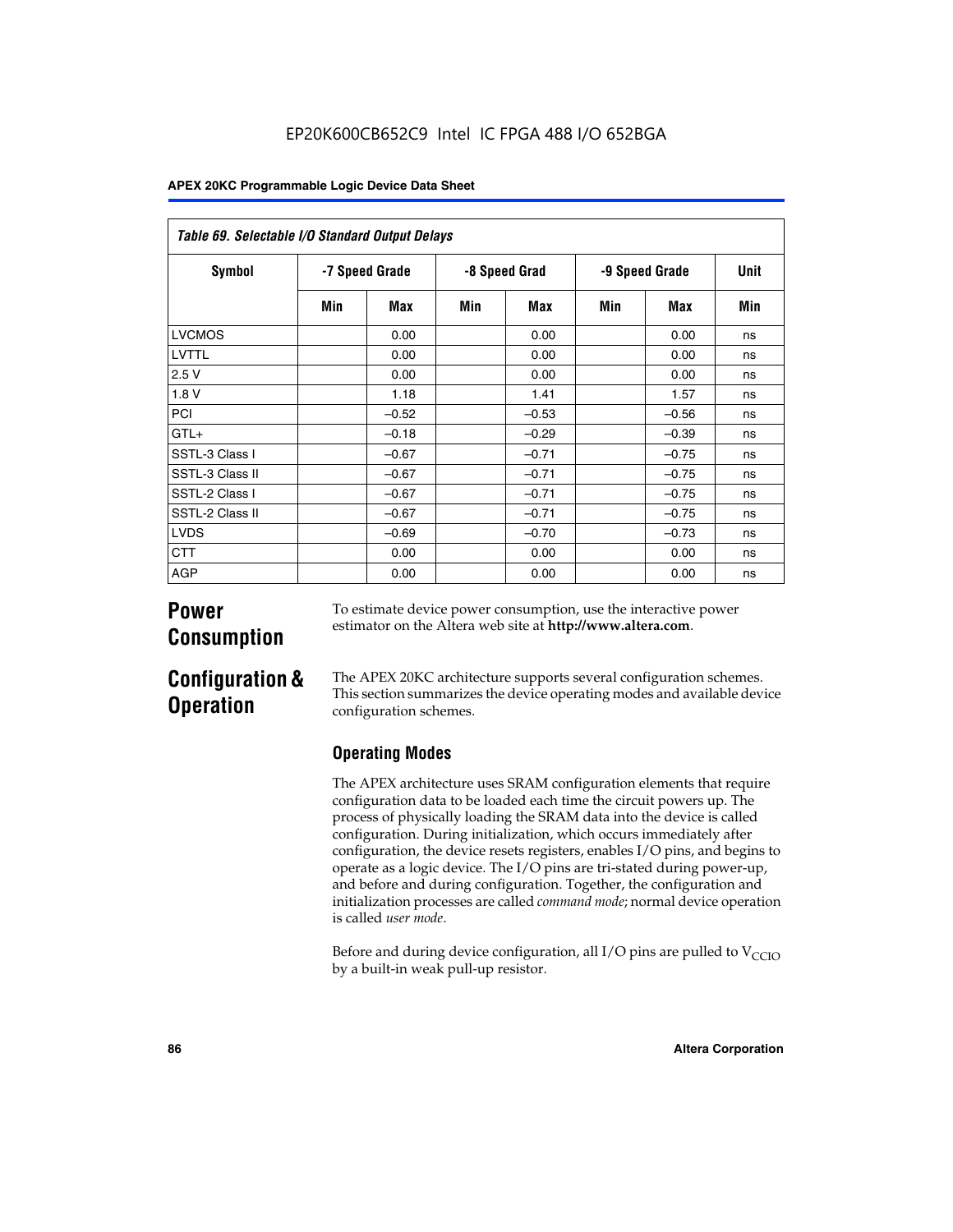**Table 69. Selectable I/O Standard Output Delays**

| Symbol | -7 Speed Grade | | -8 Speed Grad | | -9 Speed Grade | | Unit |
|---|---|---|---|---|---|---|---|
| | Min | Max | Min | Max | Min | Max | Min |
| LVCMOS | | 0.00 | | 0.00 | | 0.00 | ns |
| LVTTL | | 0.00 | | 0.00 | | 0.00 | ns |
| 2.5 V | | 0.00 | | 0.00 | | 0.00 | ns |
| 1.8 V | | 1.18 | | 1.41 | | 1.57 | ns |
| PCI | | –0.52 | | –0.53 | | –0.56 | ns |
| GTL+ | | –0.18 | | –0.29 | | –0.39 | ns |
| SSTL-3 Class I | | –0.67 | | –0.71 | | –0.75 | ns |
| SSTL-3 Class II | | –0.67 | | –0.71 | | –0.75 | ns |
| SSTL-2 Class I | | –0.67 | | –0.71 | | –0.75 | ns |
| SSTL-2 Class II | | –0.67 | | –0.71 | | –0.75 | ns |
| LVDS | | –0.69 | | –0.70 | | –0.73 | ns |
| CTT | | 0.00 | | 0.00 | | 0.00 | ns |
| AGP | | 0.00 | | 0.00 | | 0.00 | ns |

# Power Consumption

To estimate device power consumption, use the interactive power estimator on the Altera web site at **http://www.altera.com**.

# Configuration & Operation

The APEX 20KC architecture supports several configuration schemes. This section summarizes the device operating modes and available device configuration schemes.

## Operating Modes

The APEX architecture uses SRAM configuration elements that require configuration data to be loaded each time the circuit powers up. The process of physically loading the SRAM data into the device is called configuration. During initialization, which occurs immediately after configuration, the device resets registers, enables I/O pins, and begins to operate as a logic device. The I/O pins are tri-stated during power-up, and before and during configuration. Together, the configuration and initialization processes are called *command mode*; normal device operation is called *user mode*.

Before and during device configuration, all I/O pins are pulled to $V_{CCIO}$ by a built-in weak pull-up resistor.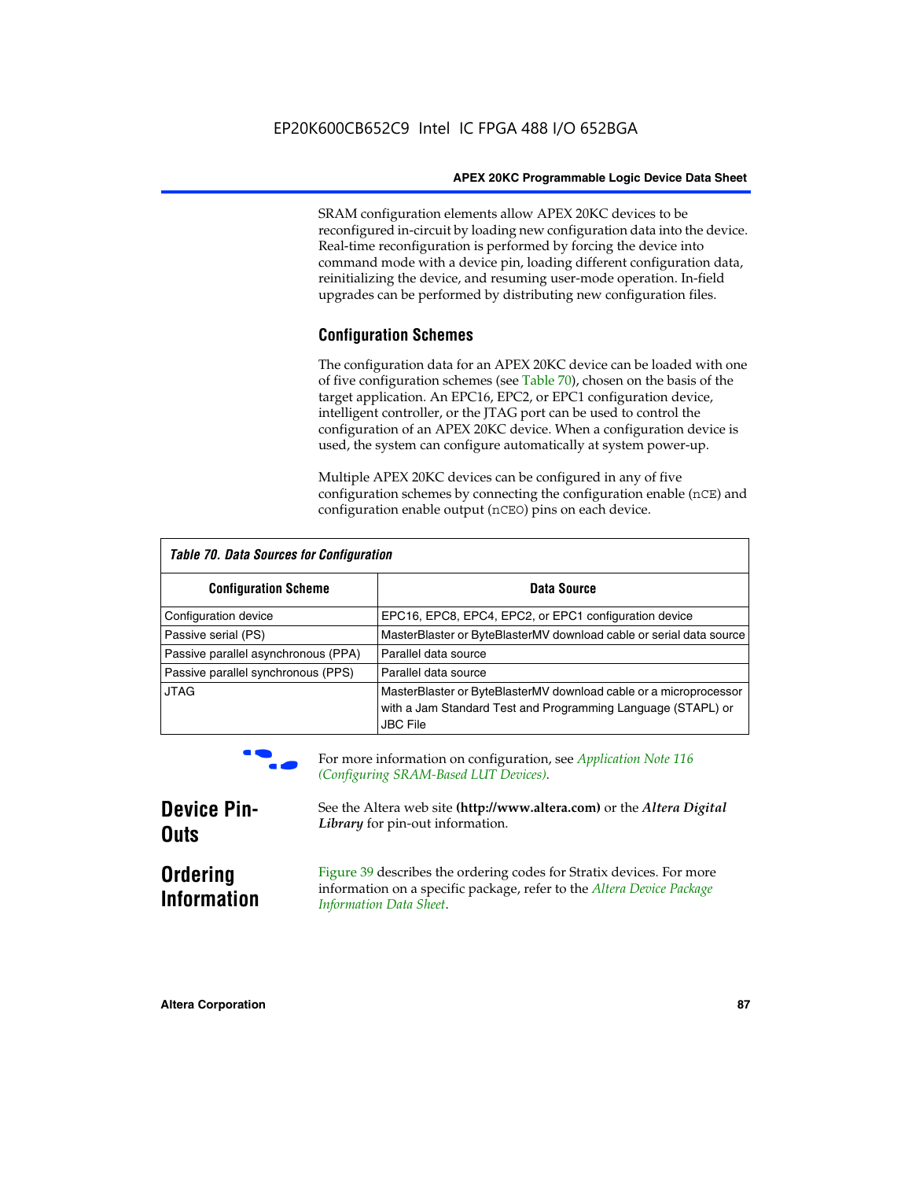SRAM configuration elements allow APEX 20KC devices to be reconfigured in-circuit by loading new configuration data into the device. Real-time reconfiguration is performed by forcing the device into command mode with a device pin, loading different configuration data, reinitializing the device, and resuming user-mode operation. In-field upgrades can be performed by distributing new configuration files.

### Configuration Schemes

The configuration data for an APEX 20KC device can be loaded with one of five configuration schemes (see Table 70), chosen on the basis of the target application. An EPC16, EPC2, or EPC1 configuration device, intelligent controller, or the JTAG port can be used to control the configuration of an APEX 20KC device. When a configuration device is used, the system can configure automatically at system power-up.

Multiple APEX 20KC devices can be configured in any of five configuration schemes by connecting the configuration enable (`nCE`) and configuration enable output (`nCEO`) pins on each device.

*Table 70. Data Sources for Configuration*

| Configuration Scheme | Data Source |
|---|---|
| Configuration device | EPC16, EPC8, EPC4, EPC2, or EPC1 configuration device |
| Passive serial (PS) | MasterBlaster or ByteBlasterMV download cable or serial data source |
| Passive parallel asynchronous (PPA) | Parallel data source |
| Passive parallel synchronous (PPS) | Parallel data source |
| JTAG | MasterBlaster or ByteBlasterMV download cable or a microprocessor with a Jam Standard Test and Programming Language (STAPL) or JBC File |

For more information on configuration, see *Application Note 116 (Configuring SRAM-Based LUT Devices)*.

## Device Pin-Outs

See the Altera web site **(http://www.altera.com)** or the ***Altera Digital Library*** for pin-out information.

## Ordering Information

Figure 39 describes the ordering codes for Stratix devices. For more information on a specific package, refer to the *Altera Device Package Information Data Sheet*.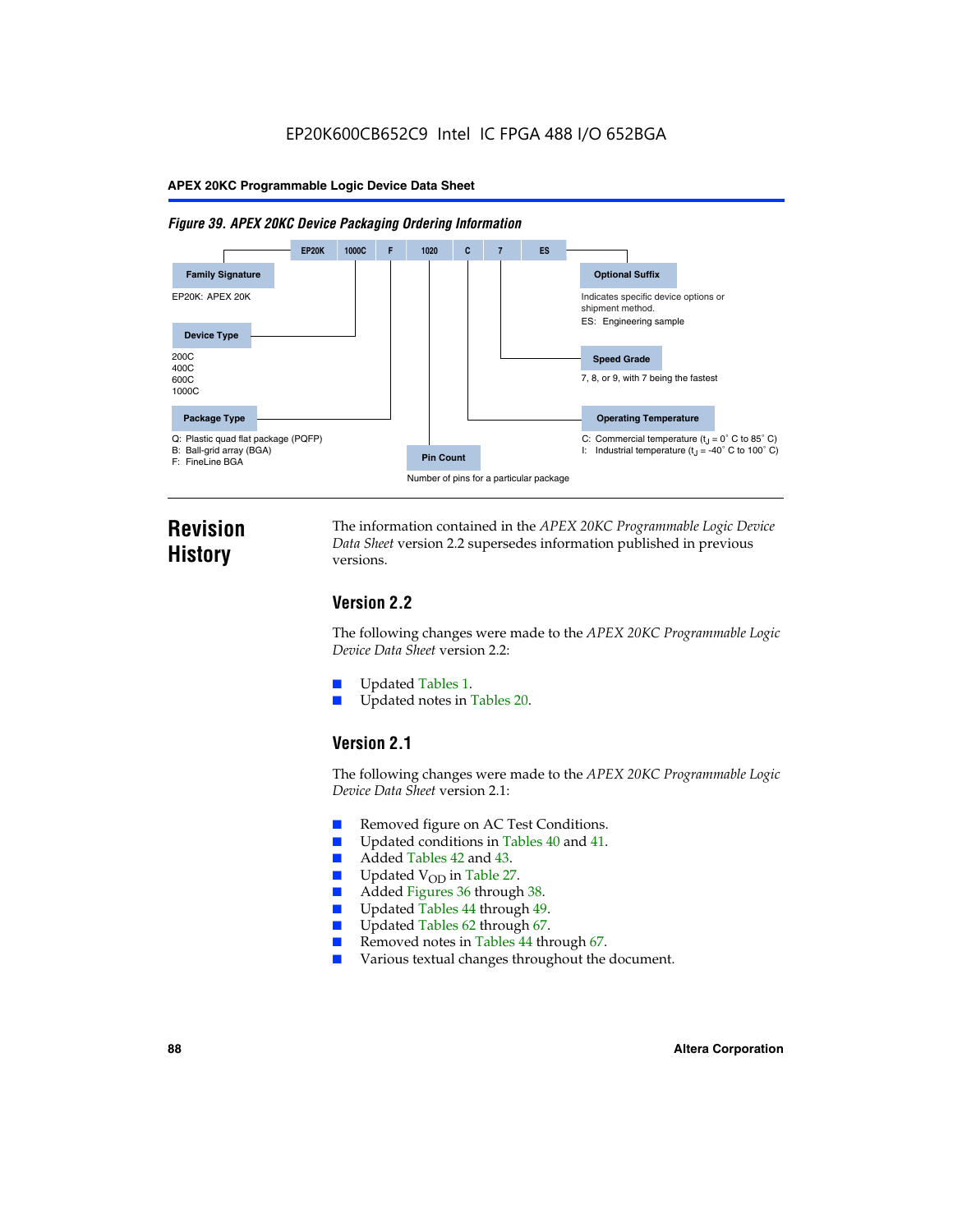EP20K600CB652C9 Intel IC FPGA 488 I/O 652BGA

*Figure 39. APEX 20KC Device Packaging Ordering Information*

EP20K | 1000C | F | 1020 | C | 7 | ES

**Family Signature**

EP20K: APEX 20K

**Device Type**

200C
400C
600C
1000C

**Package Type**

Q: Plastic quad flat package (PQFP)
B: Ball-grid array (BGA)
F: FineLine BGA

**Pin Count**

Number of pins for a particular package

**Optional Suffix**

Indicates specific device options or shipment method.
ES: Engineering sample

**Speed Grade**

7, 8, or 9, with 7 being the fastest

**Operating Temperature**

C: Commercial temperature ($t_J$ = 0° C to 85° C)
I: Industrial temperature ($t_J$ = -40° C to 100° C)

# Revision History

The information contained in the *APEX 20KC Programmable Logic Device Data Sheet* version 2.2 supersedes information published in previous versions.

## Version 2.2

The following changes were made to the *APEX 20KC Programmable Logic Device Data Sheet* version 2.2:

- Updated Tables 1.
- Updated notes in Tables 20.

## Version 2.1

The following changes were made to the *APEX 20KC Programmable Logic Device Data Sheet* version 2.1:

- Removed figure on AC Test Conditions.
- Updated conditions in Tables 40 and 41.
- Added Tables 42 and 43.
- Updated $V_{OD}$ in Table 27.
- Added Figures 36 through 38.
- Updated Tables 44 through 49.
- Updated Tables 62 through 67.
- Removed notes in Tables 44 through 67.
- Various textual changes throughout the document.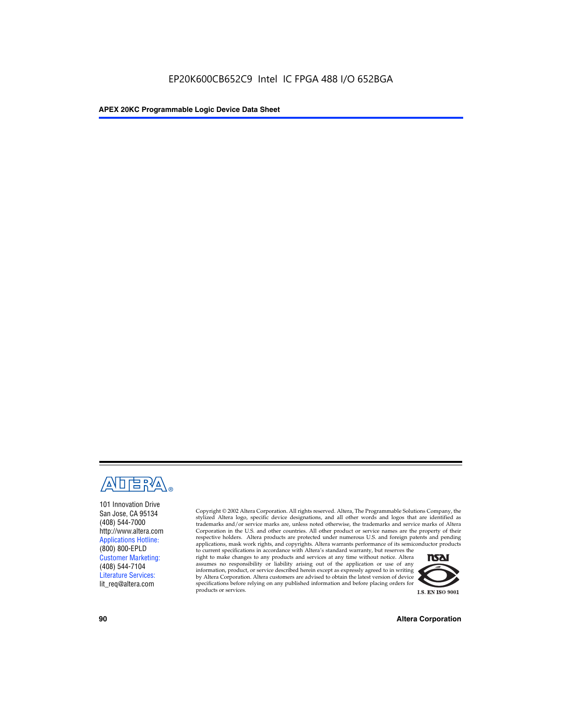101 Innovation Drive
San Jose, CA 95134
(408) 544-7000
http://www.altera.com
Applications Hotline:
(800) 800-EPLD
Customer Marketing:
(408) 544-7104
Literature Services:
lit_req@altera.com

Copyright © 2002 Altera Corporation. All rights reserved. Altera, The Programmable Solutions Company, the stylized Altera logo, specific device designations, and all other words and logos that are identified as trademarks and/or service marks are, unless noted otherwise, the trademarks and service marks of Altera Corporation in the U.S. and other countries. All other product or service names are the property of their respective holders. Altera products are protected under numerous U.S. and foreign patents and pending applications, mask work rights, and copyrights. Altera warrants performance of its semiconductor products to current specifications in accordance with Altera's standard warranty, but reserves the right to make changes to any products and services at any time without notice. Altera assumes no responsibility or liability arising out of the application or use of any information, product, or service described herein except as expressly agreed to in writing by Altera Corporation. Altera customers are advised to obtain the latest version of device specifications before relying on any published information and before placing orders for products or services.

I.S. EN ISO 9001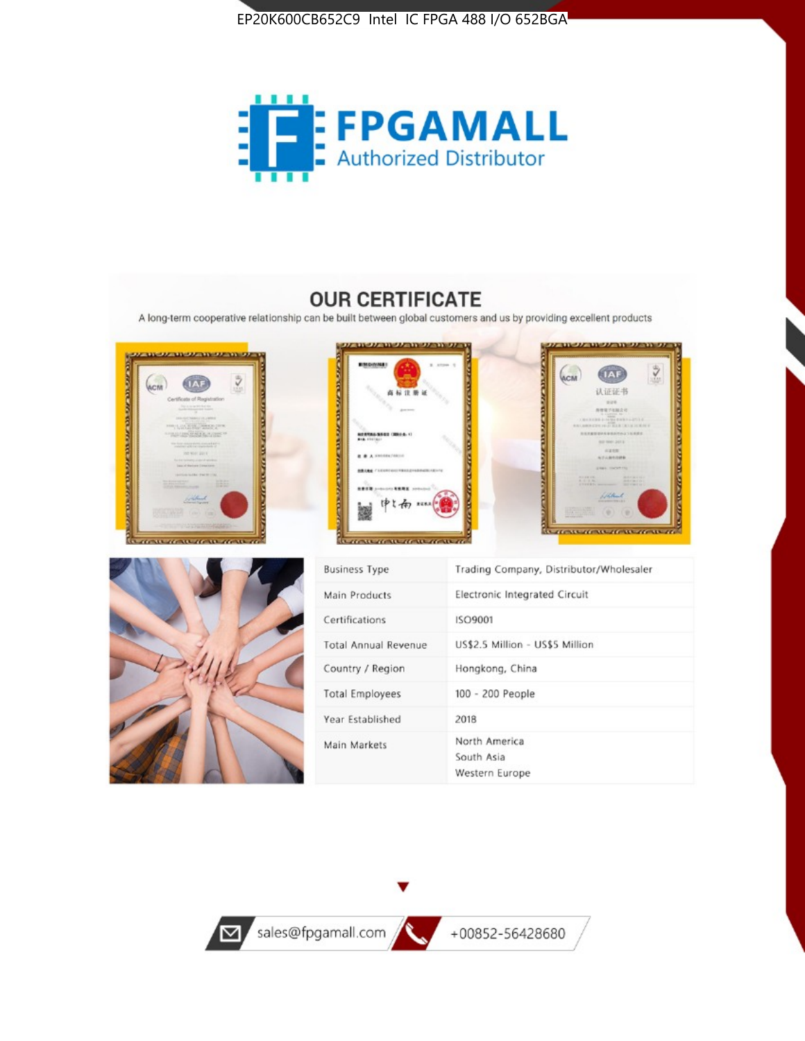FPGAMALL
Authorized Distributor

## OUR CERTIFICATE

A long-term cooperative relationship can be built between global customers and us by providing excellent products

| | |
|---|---|
| Business Type | Trading Company, Distributor/Wholesaler |
| Main Products | Electronic Integrated Circuit |
| Certifications | ISO9001 |
| Total Annual Revenue | US$2.5 Million - US$5 Million |
| Country / Region | Hongkong, China |
| Total Employees | 100 - 200 People |
| Year Established | 2018 |
| Main Markets | North America<br>South Asia<br>Western Europe |

sales@fpgamall.com

+00852-56428680